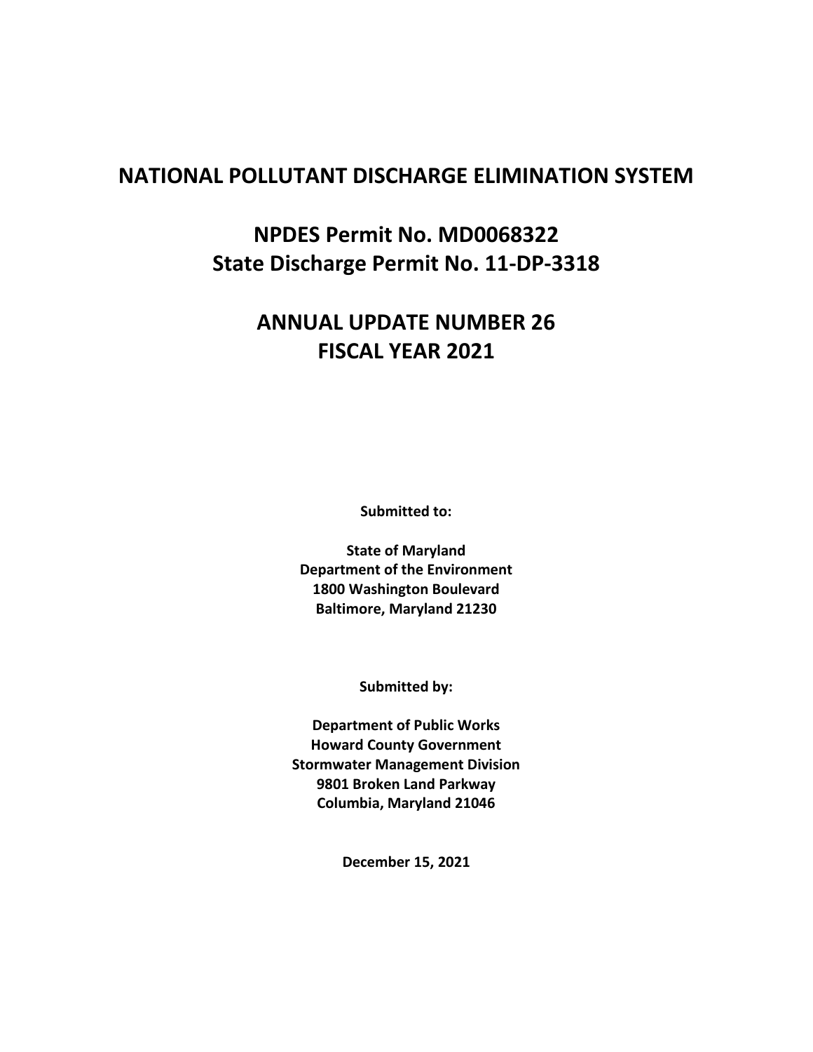# NATIONAL POLLUTANT DISCHARGE ELIMINATION SYSTEM

## NPDES Permit No. MD0068322
## State Discharge Permit No. 11-DP-3318

## ANNUAL UPDATE NUMBER 26
## FISCAL YEAR 2021

**Submitted to:**

**State of Maryland**
**Department of the Environment**
**1800 Washington Boulevard**
**Baltimore, Maryland 21230**

**Submitted by:**

**Department of Public Works**
**Howard County Government**
**Stormwater Management Division**
**9801 Broken Land Parkway**
**Columbia, Maryland 21046**

**December 15, 2021**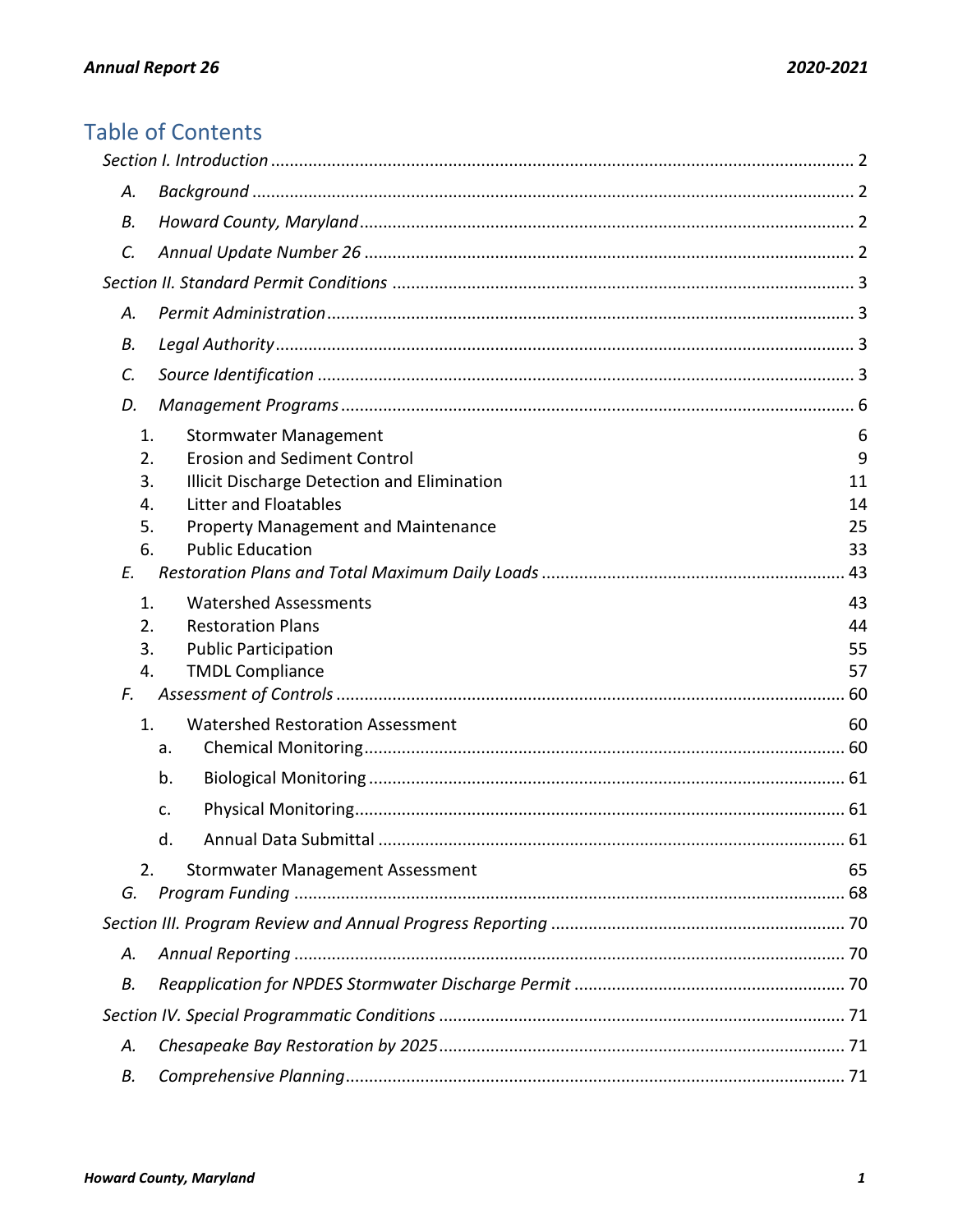# Table of Contents

*Section I. Introduction* ........ 2

- *A. Background* ........ 2
- *B. Howard County, Maryland* ........ 2
- *C. Annual Update Number 26* ........ 2

*Section II. Standard Permit Conditions* ........ 3

- *A. Permit Administration* ........ 3
- *B. Legal Authority* ........ 3
- *C. Source Identification* ........ 3
- *D. Management Programs* ........ 6
  1. Stormwater Management 6
  2. Erosion and Sediment Control 9
  3. Illicit Discharge Detection and Elimination 11
  4. Litter and Floatables 14
  5. Property Management and Maintenance 25
  6. Public Education 33
- *E. Restoration Plans and Total Maximum Daily Loads* ........ 43
  1. Watershed Assessments 43
  2. Restoration Plans 44
  3. Public Participation 55
  4. TMDL Compliance 57
- *F. Assessment of Controls* ........ 60
  1. Watershed Restoration Assessment 60
     - a. Chemical Monitoring ........ 60
     - b. Biological Monitoring ........ 61
     - c. Physical Monitoring ........ 61
     - d. Annual Data Submittal ........ 61
  2. Stormwater Management Assessment 65
- *G. Program Funding* ........ 68

*Section III. Program Review and Annual Progress Reporting* ........ 70

- *A. Annual Reporting* ........ 70
- *B. Reapplication for NPDES Stormwater Discharge Permit* ........ 70

*Section IV. Special Programmatic Conditions* ........ 71

- *A. Chesapeake Bay Restoration by 2025* ........ 71
- *B. Comprehensive Planning* ........ 71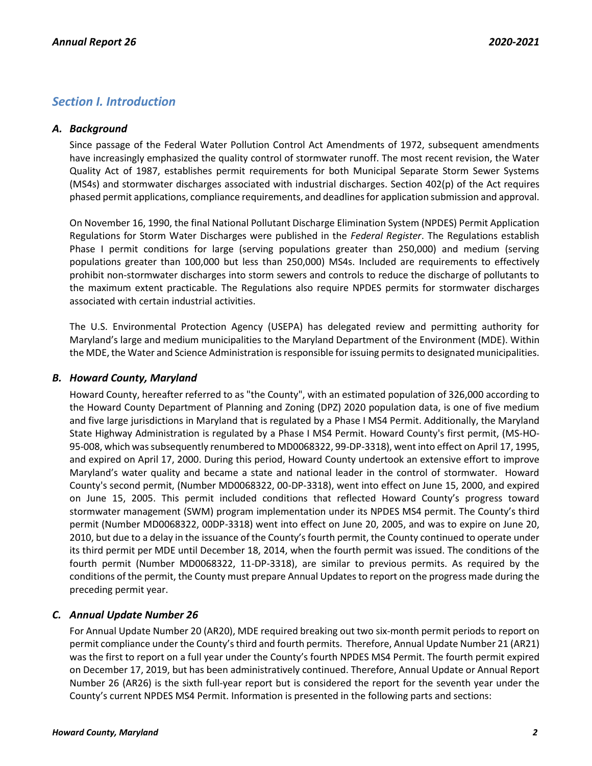## Section I. Introduction

### A. Background

Since passage of the Federal Water Pollution Control Act Amendments of 1972, subsequent amendments have increasingly emphasized the quality control of stormwater runoff. The most recent revision, the Water Quality Act of 1987, establishes permit requirements for both Municipal Separate Storm Sewer Systems (MS4s) and stormwater discharges associated with industrial discharges. Section 402(p) of the Act requires phased permit applications, compliance requirements, and deadlines for application submission and approval.

On November 16, 1990, the final National Pollutant Discharge Elimination System (NPDES) Permit Application Regulations for Storm Water Discharges were published in the *Federal Register*. The Regulations establish Phase I permit conditions for large (serving populations greater than 250,000) and medium (serving populations greater than 100,000 but less than 250,000) MS4s. Included are requirements to effectively prohibit non-stormwater discharges into storm sewers and controls to reduce the discharge of pollutants to the maximum extent practicable. The Regulations also require NPDES permits for stormwater discharges associated with certain industrial activities.

The U.S. Environmental Protection Agency (USEPA) has delegated review and permitting authority for Maryland's large and medium municipalities to the Maryland Department of the Environment (MDE). Within the MDE, the Water and Science Administration is responsible for issuing permits to designated municipalities.

### B. Howard County, Maryland

Howard County, hereafter referred to as "the County", with an estimated population of 326,000 according to the Howard County Department of Planning and Zoning (DPZ) 2020 population data, is one of five medium and five large jurisdictions in Maryland that is regulated by a Phase I MS4 Permit. Additionally, the Maryland State Highway Administration is regulated by a Phase I MS4 Permit. Howard County's first permit, (MS-HO-95-008, which was subsequently renumbered to MD0068322, 99-DP-3318), went into effect on April 17, 1995, and expired on April 17, 2000. During this period, Howard County undertook an extensive effort to improve Maryland's water quality and became a state and national leader in the control of stormwater. Howard County's second permit, (Number MD0068322, 00-DP-3318), went into effect on June 15, 2000, and expired on June 15, 2005. This permit included conditions that reflected Howard County's progress toward stormwater management (SWM) program implementation under its NPDES MS4 permit. The County's third permit (Number MD0068322, 00DP-3318) went into effect on June 20, 2005, and was to expire on June 20, 2010, but due to a delay in the issuance of the County's fourth permit, the County continued to operate under its third permit per MDE until December 18, 2014, when the fourth permit was issued. The conditions of the fourth permit (Number MD0068322, 11-DP-3318), are similar to previous permits. As required by the conditions of the permit, the County must prepare Annual Updates to report on the progress made during the preceding permit year.

### C. Annual Update Number 26

For Annual Update Number 20 (AR20), MDE required breaking out two six-month permit periods to report on permit compliance under the County's third and fourth permits. Therefore, Annual Update Number 21 (AR21) was the first to report on a full year under the County's fourth NPDES MS4 Permit. The fourth permit expired on December 17, 2019, but has been administratively continued. Therefore, Annual Update or Annual Report Number 26 (AR26) is the sixth full-year report but is considered the report for the seventh year under the County's current NPDES MS4 Permit. Information is presented in the following parts and sections: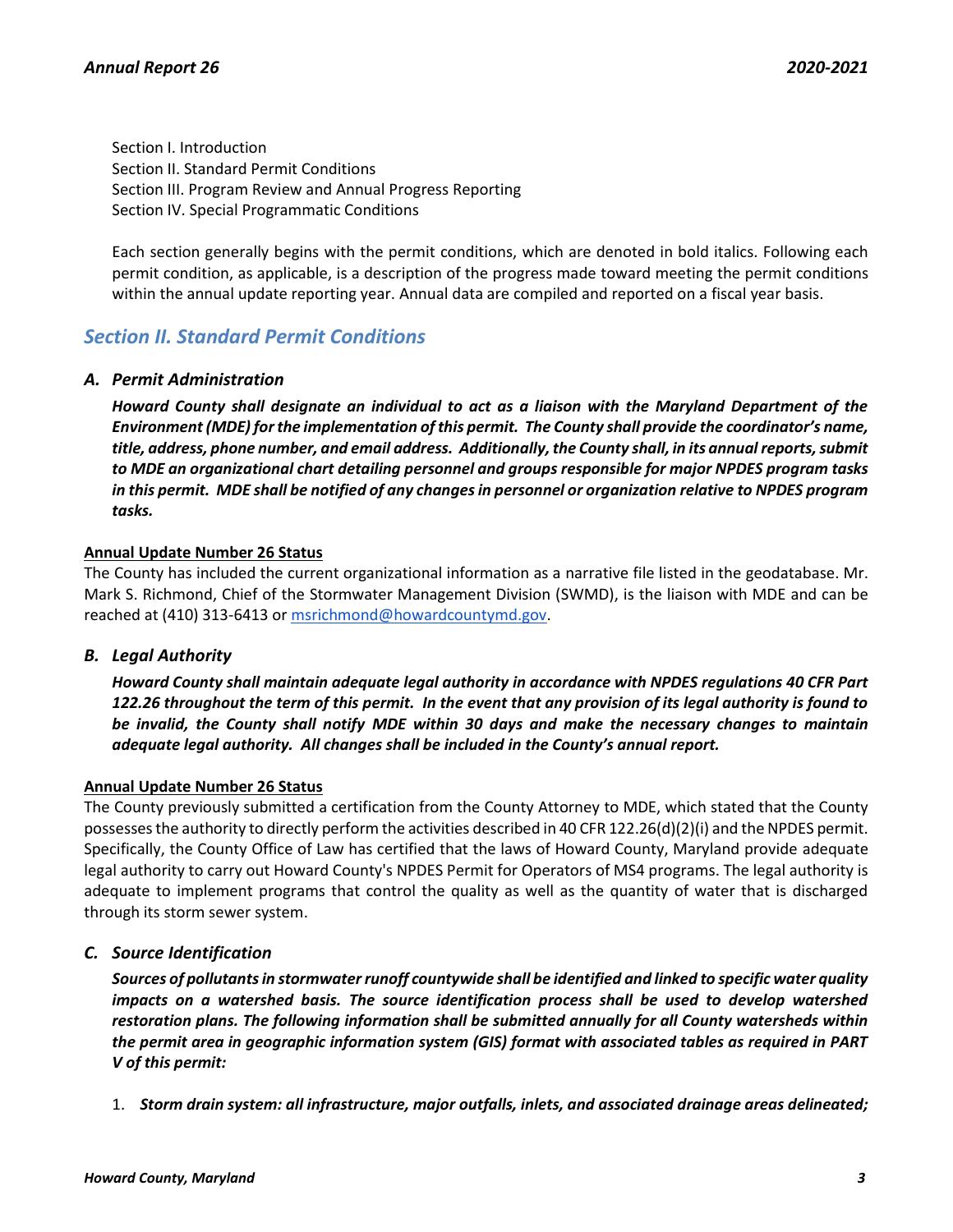Section I. Introduction
Section II. Standard Permit Conditions
Section III. Program Review and Annual Progress Reporting
Section IV. Special Programmatic Conditions

Each section generally begins with the permit conditions, which are denoted in bold italics. Following each permit condition, as applicable, is a description of the progress made toward meeting the permit conditions within the annual update reporting year. Annual data are compiled and reported on a fiscal year basis.

## Section II. Standard Permit Conditions

### A. Permit Administration

***Howard County shall designate an individual to act as a liaison with the Maryland Department of the Environment (MDE) for the implementation of this permit. The County shall provide the coordinator's name, title, address, phone number, and email address. Additionally, the County shall, in its annual reports, submit to MDE an organizational chart detailing personnel and groups responsible for major NPDES program tasks in this permit. MDE shall be notified of any changes in personnel or organization relative to NPDES program tasks.***

**Annual Update Number 26 Status**

The County has included the current organizational information as a narrative file listed in the geodatabase. Mr. Mark S. Richmond, Chief of the Stormwater Management Division (SWMD), is the liaison with MDE and can be reached at (410) 313-6413 or msrichmond@howardcountymd.gov.

### B. Legal Authority

***Howard County shall maintain adequate legal authority in accordance with NPDES regulations 40 CFR Part 122.26 throughout the term of this permit. In the event that any provision of its legal authority is found to be invalid, the County shall notify MDE within 30 days and make the necessary changes to maintain adequate legal authority. All changes shall be included in the County's annual report.***

**Annual Update Number 26 Status**

The County previously submitted a certification from the County Attorney to MDE, which stated that the County possesses the authority to directly perform the activities described in 40 CFR 122.26(d)(2)(i) and the NPDES permit. Specifically, the County Office of Law has certified that the laws of Howard County, Maryland provide adequate legal authority to carry out Howard County's NPDES Permit for Operators of MS4 programs. The legal authority is adequate to implement programs that control the quality as well as the quantity of water that is discharged through its storm sewer system.

### C. Source Identification

***Sources of pollutants in stormwater runoff countywide shall be identified and linked to specific water quality impacts on a watershed basis. The source identification process shall be used to develop watershed restoration plans. The following information shall be submitted annually for all County watersheds within the permit area in geographic information system (GIS) format with associated tables as required in PART V of this permit:***

1. ***Storm drain system: all infrastructure, major outfalls, inlets, and associated drainage areas delineated;***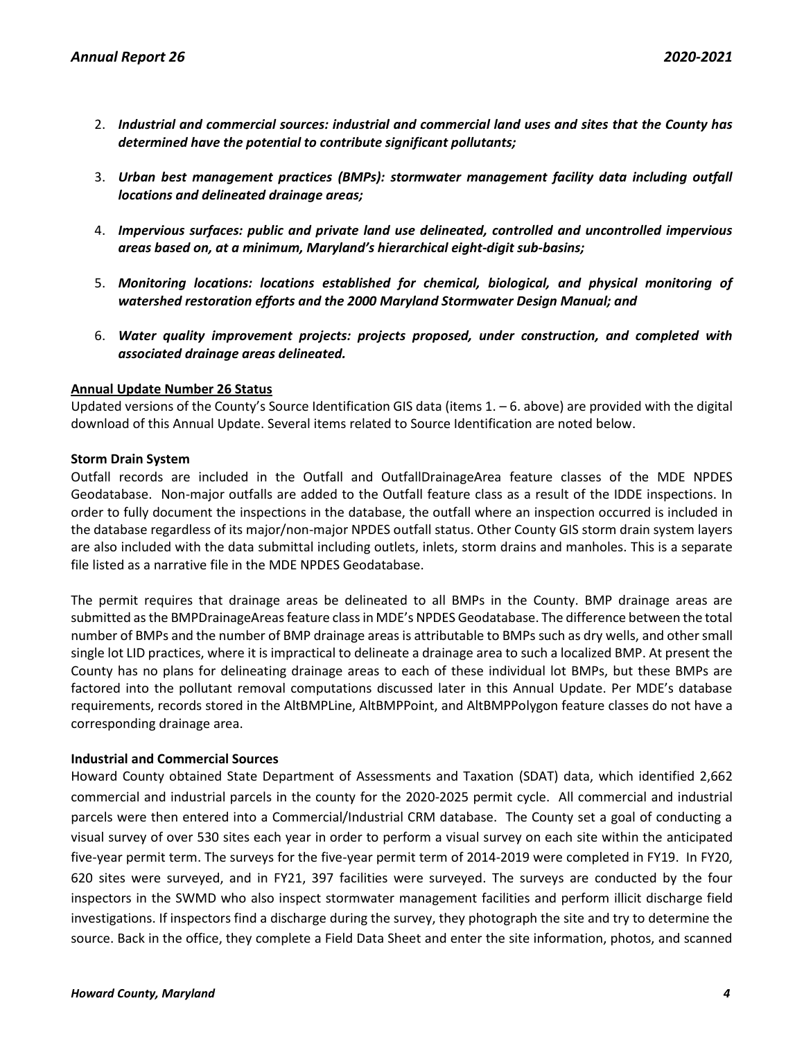2. ***Industrial and commercial sources: industrial and commercial land uses and sites that the County has determined have the potential to contribute significant pollutants;***

3. ***Urban best management practices (BMPs): stormwater management facility data including outfall locations and delineated drainage areas;***

4. ***Impervious surfaces: public and private land use delineated, controlled and uncontrolled impervious areas based on, at a minimum, Maryland's hierarchical eight-digit sub-basins;***

5. ***Monitoring locations: locations established for chemical, biological, and physical monitoring of watershed restoration efforts and the 2000 Maryland Stormwater Design Manual; and***

6. ***Water quality improvement projects: projects proposed, under construction, and completed with associated drainage areas delineated.***

**Annual Update Number 26 Status**

Updated versions of the County's Source Identification GIS data (items 1. – 6. above) are provided with the digital download of this Annual Update. Several items related to Source Identification are noted below.

**Storm Drain System**

Outfall records are included in the Outfall and OutfallDrainageArea feature classes of the MDE NPDES Geodatabase. Non-major outfalls are added to the Outfall feature class as a result of the IDDE inspections. In order to fully document the inspections in the database, the outfall where an inspection occurred is included in the database regardless of its major/non-major NPDES outfall status. Other County GIS storm drain system layers are also included with the data submittal including outlets, inlets, storm drains and manholes. This is a separate file listed as a narrative file in the MDE NPDES Geodatabase.

The permit requires that drainage areas be delineated to all BMPs in the County. BMP drainage areas are submitted as the BMPDrainageAreas feature class in MDE's NPDES Geodatabase. The difference between the total number of BMPs and the number of BMP drainage areas is attributable to BMPs such as dry wells, and other small single lot LID practices, where it is impractical to delineate a drainage area to such a localized BMP. At present the County has no plans for delineating drainage areas to each of these individual lot BMPs, but these BMPs are factored into the pollutant removal computations discussed later in this Annual Update. Per MDE's database requirements, records stored in the AltBMPLine, AltBMPPoint, and AltBMPPolygon feature classes do not have a corresponding drainage area.

**Industrial and Commercial Sources**

Howard County obtained State Department of Assessments and Taxation (SDAT) data, which identified 2,662 commercial and industrial parcels in the county for the 2020-2025 permit cycle. All commercial and industrial parcels were then entered into a Commercial/Industrial CRM database. The County set a goal of conducting a visual survey of over 530 sites each year in order to perform a visual survey on each site within the anticipated five-year permit term. The surveys for the five-year permit term of 2014-2019 were completed in FY19. In FY20, 620 sites were surveyed, and in FY21, 397 facilities were surveyed. The surveys are conducted by the four inspectors in the SWMD who also inspect stormwater management facilities and perform illicit discharge field investigations. If inspectors find a discharge during the survey, they photograph the site and try to determine the source. Back in the office, they complete a Field Data Sheet and enter the site information, photos, and scanned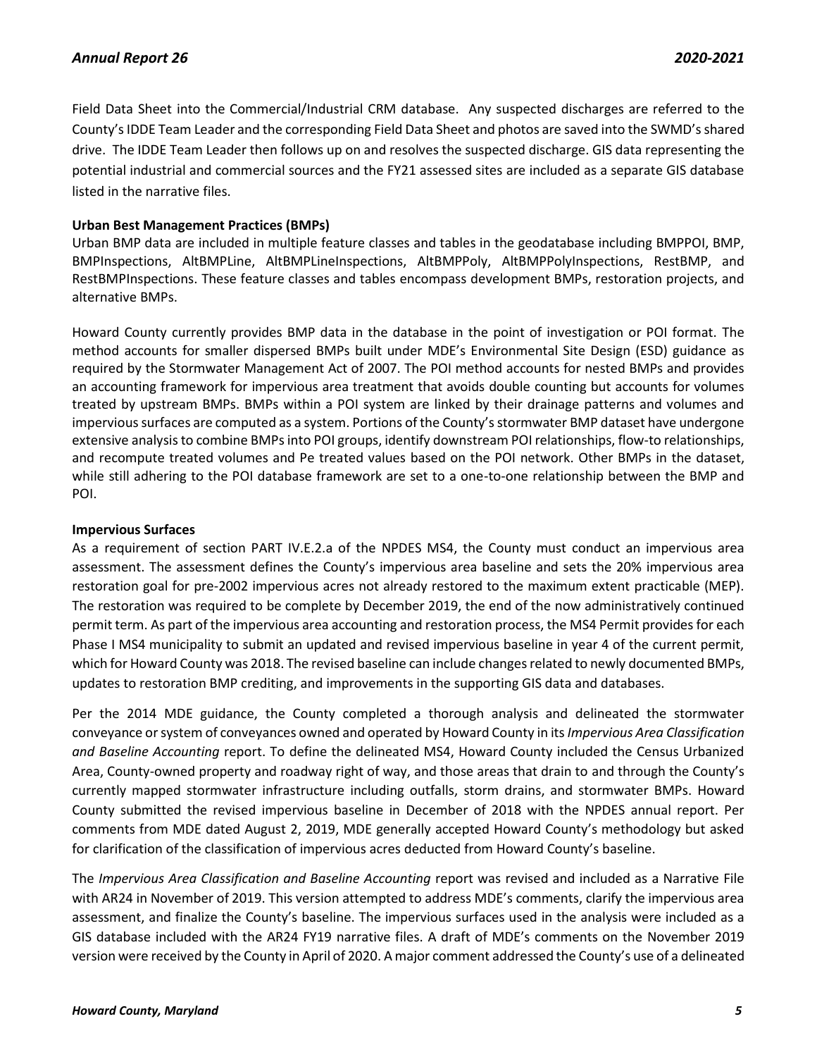Field Data Sheet into the Commercial/Industrial CRM database. Any suspected discharges are referred to the County's IDDE Team Leader and the corresponding Field Data Sheet and photos are saved into the SWMD's shared drive. The IDDE Team Leader then follows up on and resolves the suspected discharge. GIS data representing the potential industrial and commercial sources and the FY21 assessed sites are included as a separate GIS database listed in the narrative files.

**Urban Best Management Practices (BMPs)**

Urban BMP data are included in multiple feature classes and tables in the geodatabase including BMPPOI, BMP, BMPInspections, AltBMPLine, AltBMPLineInspections, AltBMPPoly, AltBMPPolyInspections, RestBMP, and RestBMPInspections. These feature classes and tables encompass development BMPs, restoration projects, and alternative BMPs.

Howard County currently provides BMP data in the database in the point of investigation or POI format. The method accounts for smaller dispersed BMPs built under MDE's Environmental Site Design (ESD) guidance as required by the Stormwater Management Act of 2007. The POI method accounts for nested BMPs and provides an accounting framework for impervious area treatment that avoids double counting but accounts for volumes treated by upstream BMPs. BMPs within a POI system are linked by their drainage patterns and volumes and impervious surfaces are computed as a system. Portions of the County's stormwater BMP dataset have undergone extensive analysis to combine BMPs into POI groups, identify downstream POI relationships, flow-to relationships, and recompute treated volumes and Pe treated values based on the POI network. Other BMPs in the dataset, while still adhering to the POI database framework are set to a one-to-one relationship between the BMP and POI.

**Impervious Surfaces**

As a requirement of section PART IV.E.2.a of the NPDES MS4, the County must conduct an impervious area assessment. The assessment defines the County's impervious area baseline and sets the 20% impervious area restoration goal for pre-2002 impervious acres not already restored to the maximum extent practicable (MEP). The restoration was required to be complete by December 2019, the end of the now administratively continued permit term. As part of the impervious area accounting and restoration process, the MS4 Permit provides for each Phase I MS4 municipality to submit an updated and revised impervious baseline in year 4 of the current permit, which for Howard County was 2018. The revised baseline can include changes related to newly documented BMPs, updates to restoration BMP crediting, and improvements in the supporting GIS data and databases.

Per the 2014 MDE guidance, the County completed a thorough analysis and delineated the stormwater conveyance or system of conveyances owned and operated by Howard County in its *Impervious Area Classification and Baseline Accounting* report. To define the delineated MS4, Howard County included the Census Urbanized Area, County-owned property and roadway right of way, and those areas that drain to and through the County's currently mapped stormwater infrastructure including outfalls, storm drains, and stormwater BMPs. Howard County submitted the revised impervious baseline in December of 2018 with the NPDES annual report. Per comments from MDE dated August 2, 2019, MDE generally accepted Howard County's methodology but asked for clarification of the classification of impervious acres deducted from Howard County's baseline.

The *Impervious Area Classification and Baseline Accounting* report was revised and included as a Narrative File with AR24 in November of 2019. This version attempted to address MDE's comments, clarify the impervious area assessment, and finalize the County's baseline. The impervious surfaces used in the analysis were included as a GIS database included with the AR24 FY19 narrative files. A draft of MDE's comments on the November 2019 version were received by the County in April of 2020. A major comment addressed the County's use of a delineated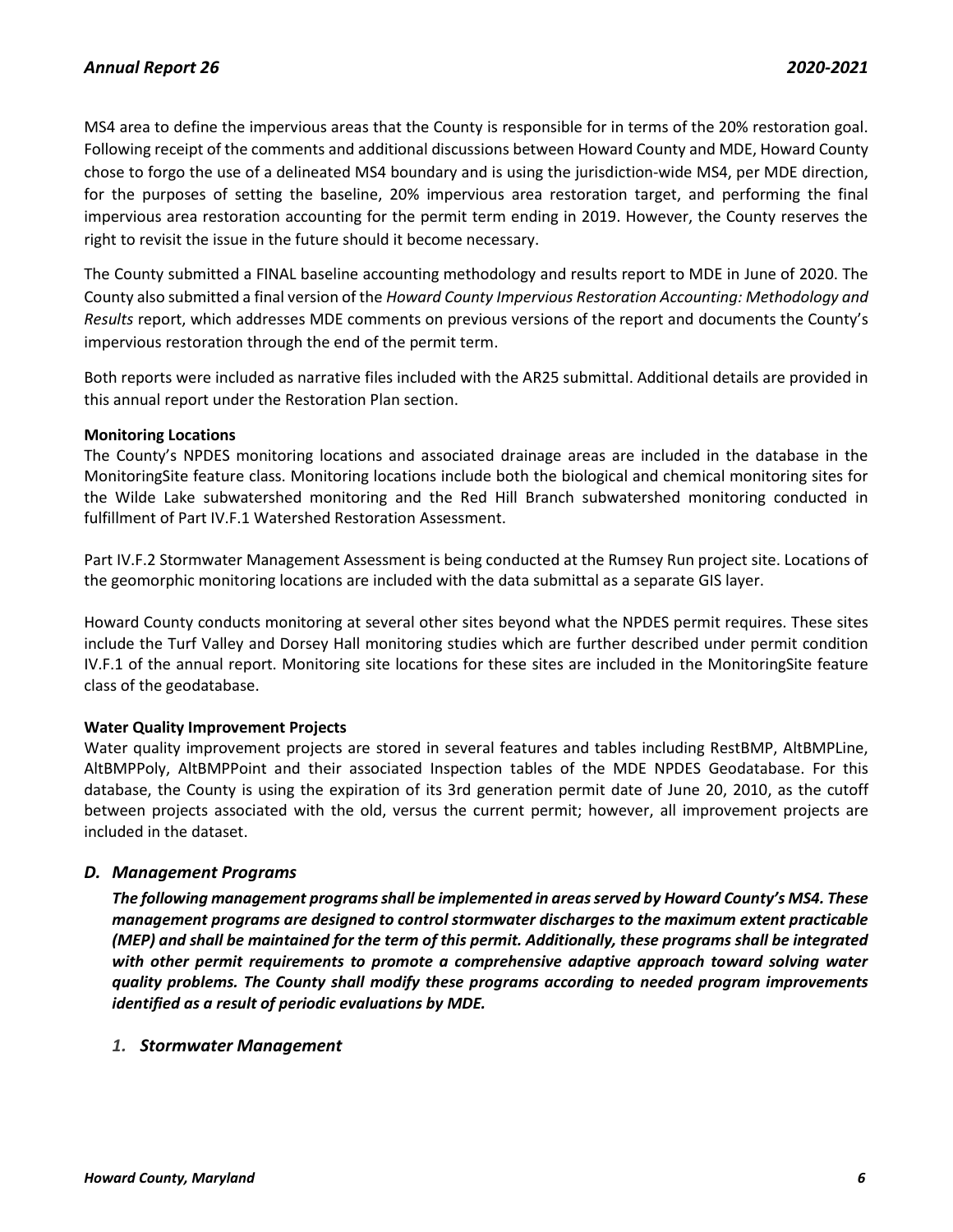MS4 area to define the impervious areas that the County is responsible for in terms of the 20% restoration goal. Following receipt of the comments and additional discussions between Howard County and MDE, Howard County chose to forgo the use of a delineated MS4 boundary and is using the jurisdiction-wide MS4, per MDE direction, for the purposes of setting the baseline, 20% impervious area restoration target, and performing the final impervious area restoration accounting for the permit term ending in 2019. However, the County reserves the right to revisit the issue in the future should it become necessary.

The County submitted a FINAL baseline accounting methodology and results report to MDE in June of 2020. The County also submitted a final version of the *Howard County Impervious Restoration Accounting: Methodology and Results* report, which addresses MDE comments on previous versions of the report and documents the County's impervious restoration through the end of the permit term.

Both reports were included as narrative files included with the AR25 submittal. Additional details are provided in this annual report under the Restoration Plan section.

**Monitoring Locations**

The County's NPDES monitoring locations and associated drainage areas are included in the database in the MonitoringSite feature class. Monitoring locations include both the biological and chemical monitoring sites for the Wilde Lake subwatershed monitoring and the Red Hill Branch subwatershed monitoring conducted in fulfillment of Part IV.F.1 Watershed Restoration Assessment.

Part IV.F.2 Stormwater Management Assessment is being conducted at the Rumsey Run project site. Locations of the geomorphic monitoring locations are included with the data submittal as a separate GIS layer.

Howard County conducts monitoring at several other sites beyond what the NPDES permit requires. These sites include the Turf Valley and Dorsey Hall monitoring studies which are further described under permit condition IV.F.1 of the annual report. Monitoring site locations for these sites are included in the MonitoringSite feature class of the geodatabase.

**Water Quality Improvement Projects**

Water quality improvement projects are stored in several features and tables including RestBMP, AltBMPLine, AltBMPPoly, AltBMPPoint and their associated Inspection tables of the MDE NPDES Geodatabase. For this database, the County is using the expiration of its 3rd generation permit date of June 20, 2010, as the cutoff between projects associated with the old, versus the current permit; however, all improvement projects are included in the dataset.

## *D. Management Programs*

***The following management programs shall be implemented in areas served by Howard County's MS4. These management programs are designed to control stormwater discharges to the maximum extent practicable (MEP) and shall be maintained for the term of this permit. Additionally, these programs shall be integrated with other permit requirements to promote a comprehensive adaptive approach toward solving water quality problems. The County shall modify these programs according to needed program improvements identified as a result of periodic evaluations by MDE.***

### *1. Stormwater Management*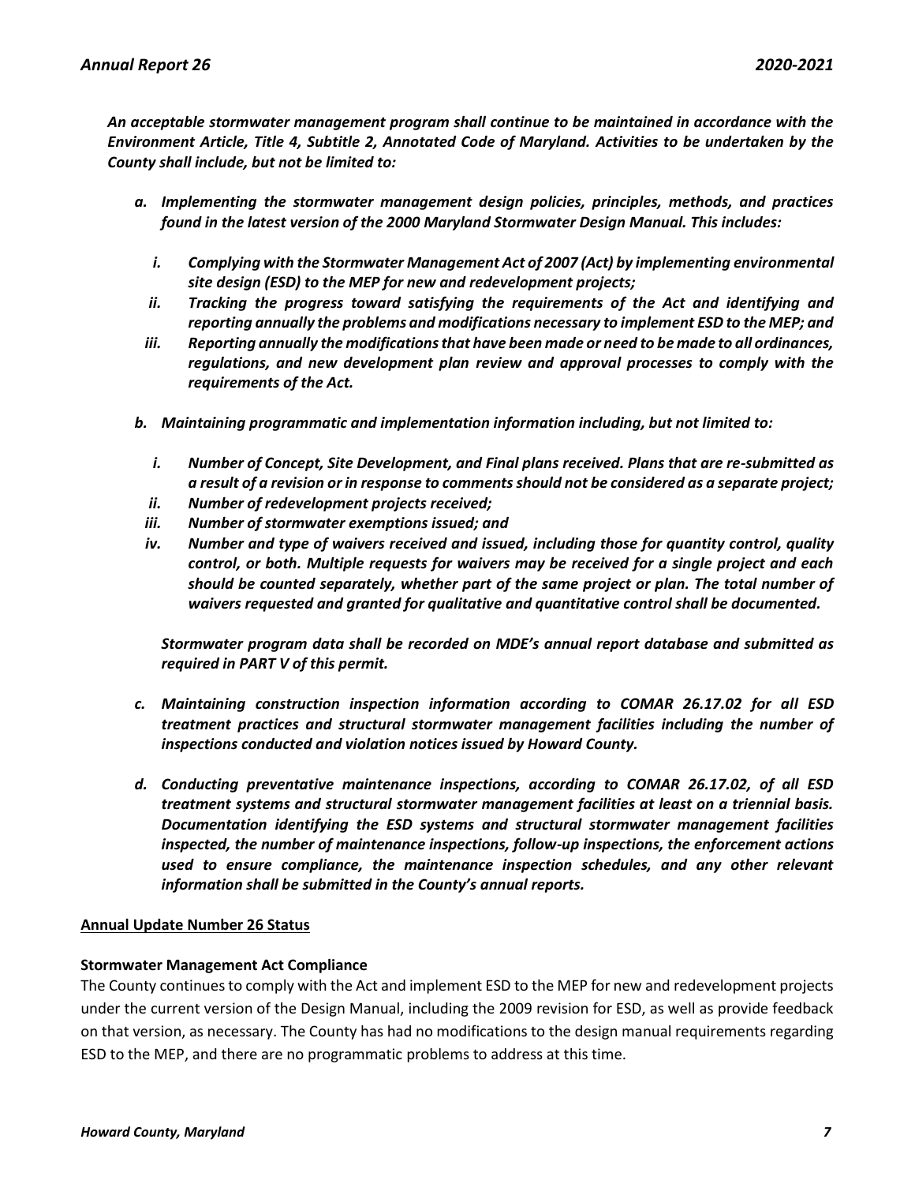***An acceptable stormwater management program shall continue to be maintained in accordance with the Environment Article, Title 4, Subtitle 2, Annotated Code of Maryland. Activities to be undertaken by the County shall include, but not be limited to:***

- ***a. Implementing the stormwater management design policies, principles, methods, and practices found in the latest version of the 2000 Maryland Stormwater Design Manual. This includes:***
  - ***i. Complying with the Stormwater Management Act of 2007 (Act) by implementing environmental site design (ESD) to the MEP for new and redevelopment projects;***
  - ***ii. Tracking the progress toward satisfying the requirements of the Act and identifying and reporting annually the problems and modifications necessary to implement ESD to the MEP; and***
  - ***iii. Reporting annually the modifications that have been made or need to be made to all ordinances, regulations, and new development plan review and approval processes to comply with the requirements of the Act.***
- ***b. Maintaining programmatic and implementation information including, but not limited to:***
  - ***i. Number of Concept, Site Development, and Final plans received. Plans that are re-submitted as a result of a revision or in response to comments should not be considered as a separate project;***
  - ***ii. Number of redevelopment projects received;***
  - ***iii. Number of stormwater exemptions issued; and***
  - ***iv. Number and type of waivers received and issued, including those for quantity control, quality control, or both. Multiple requests for waivers may be received for a single project and each should be counted separately, whether part of the same project or plan. The total number of waivers requested and granted for qualitative and quantitative control shall be documented.***

  ***Stormwater program data shall be recorded on MDE's annual report database and submitted as required in PART V of this permit.***
- ***c. Maintaining construction inspection information according to COMAR 26.17.02 for all ESD treatment practices and structural stormwater management facilities including the number of inspections conducted and violation notices issued by Howard County.***
- ***d. Conducting preventative maintenance inspections, according to COMAR 26.17.02, of all ESD treatment systems and structural stormwater management facilities at least on a triennial basis. Documentation identifying the ESD systems and structural stormwater management facilities inspected, the number of maintenance inspections, follow-up inspections, the enforcement actions used to ensure compliance, the maintenance inspection schedules, and any other relevant information shall be submitted in the County's annual reports.***

## Annual Update Number 26 Status

### Stormwater Management Act Compliance

The County continues to comply with the Act and implement ESD to the MEP for new and redevelopment projects under the current version of the Design Manual, including the 2009 revision for ESD, as well as provide feedback on that version, as necessary. The County has had no modifications to the design manual requirements regarding ESD to the MEP, and there are no programmatic problems to address at this time.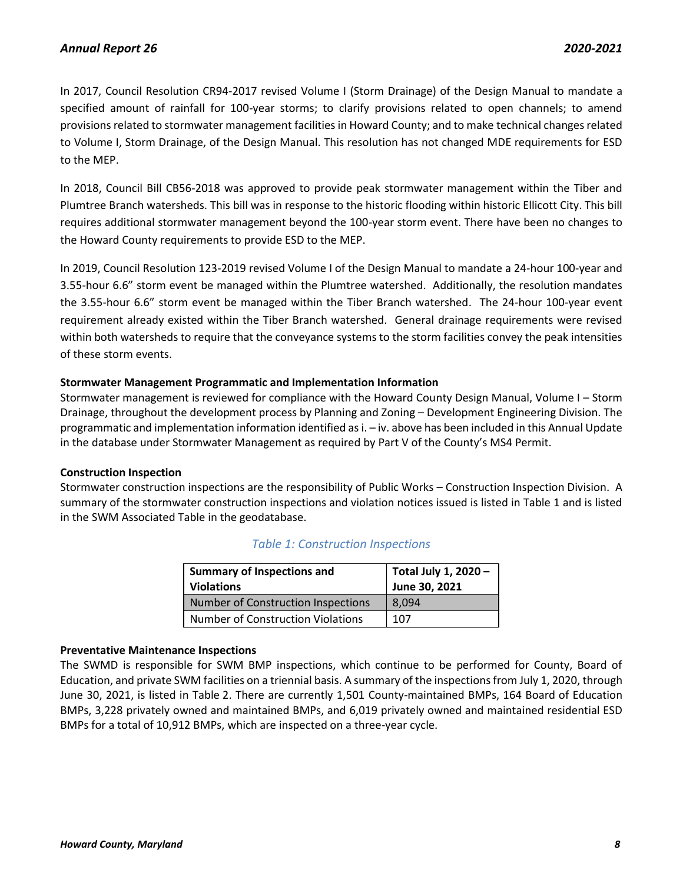In 2017, Council Resolution CR94-2017 revised Volume I (Storm Drainage) of the Design Manual to mandate a specified amount of rainfall for 100-year storms; to clarify provisions related to open channels; to amend provisions related to stormwater management facilities in Howard County; and to make technical changes related to Volume I, Storm Drainage, of the Design Manual. This resolution has not changed MDE requirements for ESD to the MEP.

In 2018, Council Bill CB56-2018 was approved to provide peak stormwater management within the Tiber and Plumtree Branch watersheds. This bill was in response to the historic flooding within historic Ellicott City. This bill requires additional stormwater management beyond the 100-year storm event. There have been no changes to the Howard County requirements to provide ESD to the MEP.

In 2019, Council Resolution 123-2019 revised Volume I of the Design Manual to mandate a 24-hour 100-year and 3.55-hour 6.6" storm event be managed within the Plumtree watershed. Additionally, the resolution mandates the 3.55-hour 6.6" storm event be managed within the Tiber Branch watershed. The 24-hour 100-year event requirement already existed within the Tiber Branch watershed. General drainage requirements were revised within both watersheds to require that the conveyance systems to the storm facilities convey the peak intensities of these storm events.

**Stormwater Management Programmatic and Implementation Information**

Stormwater management is reviewed for compliance with the Howard County Design Manual, Volume I – Storm Drainage, throughout the development process by Planning and Zoning – Development Engineering Division. The programmatic and implementation information identified as i. – iv. above has been included in this Annual Update in the database under Stormwater Management as required by Part V of the County's MS4 Permit.

**Construction Inspection**

Stormwater construction inspections are the responsibility of Public Works – Construction Inspection Division. A summary of the stormwater construction inspections and violation notices issued is listed in Table 1 and is listed in the SWM Associated Table in the geodatabase.

*Table 1: Construction Inspections*

| Summary of Inspections and Violations | Total July 1, 2020 – June 30, 2021 |
|---|---|
| Number of Construction Inspections | 8,094 |
| Number of Construction Violations | 107 |

**Preventative Maintenance Inspections**

The SWMD is responsible for SWM BMP inspections, which continue to be performed for County, Board of Education, and private SWM facilities on a triennial basis. A summary of the inspections from July 1, 2020, through June 30, 2021, is listed in Table 2. There are currently 1,501 County-maintained BMPs, 164 Board of Education BMPs, 3,228 privately owned and maintained BMPs, and 6,019 privately owned and maintained residential ESD BMPs for a total of 10,912 BMPs, which are inspected on a three-year cycle.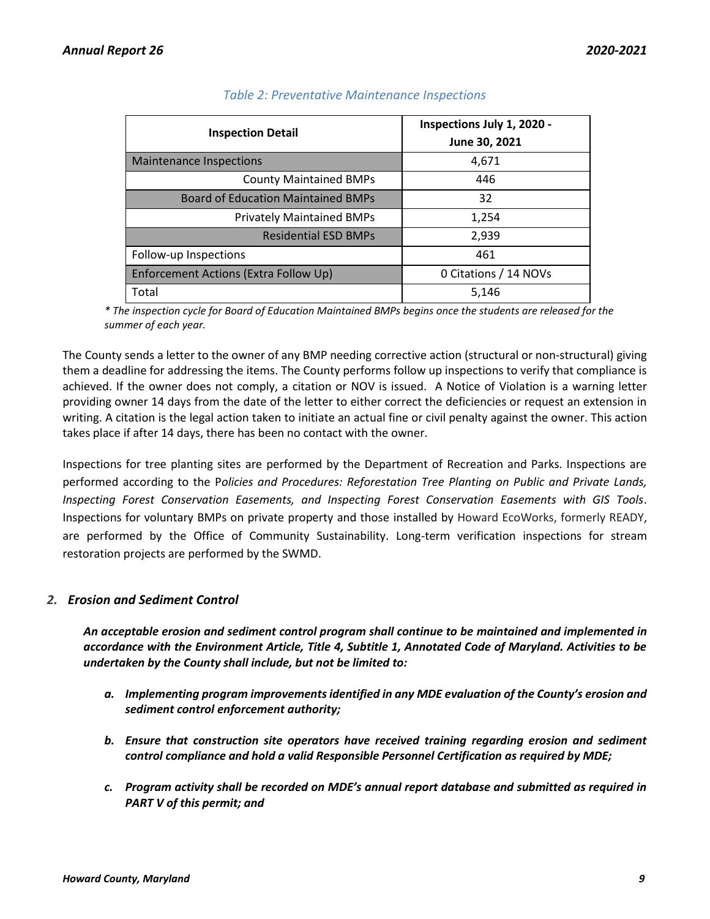*Table 2: Preventative Maintenance Inspections*

| Inspection Detail | Inspections July 1, 2020 - June 30, 2021 |
|---|---|
| Maintenance Inspections | 4,671 |
| County Maintained BMPs | 446 |
| Board of Education Maintained BMPs | 32 |
| Privately Maintained BMPs | 1,254 |
| Residential ESD BMPs | 2,939 |
| Follow-up Inspections | 461 |
| Enforcement Actions (Extra Follow Up) | 0 Citations / 14 NOVs |
| Total | 5,146 |

*\* The inspection cycle for Board of Education Maintained BMPs begins once the students are released for the summer of each year.*

The County sends a letter to the owner of any BMP needing corrective action (structural or non-structural) giving them a deadline for addressing the items. The County performs follow up inspections to verify that compliance is achieved. If the owner does not comply, a citation or NOV is issued. A Notice of Violation is a warning letter providing owner 14 days from the date of the letter to either correct the deficiencies or request an extension in writing. A citation is the legal action taken to initiate an actual fine or civil penalty against the owner. This action takes place if after 14 days, there has been no contact with the owner.

Inspections for tree planting sites are performed by the Department of Recreation and Parks. Inspections are performed according to the P*olicies and Procedures: Reforestation Tree Planting on Public and Private Lands, Inspecting Forest Conservation Easements, and Inspecting Forest Conservation Easements with GIS Tools*. Inspections for voluntary BMPs on private property and those installed by Howard EcoWorks, formerly READY, are performed by the Office of Community Sustainability. Long-term verification inspections for stream restoration projects are performed by the SWMD.

### 2. *Erosion and Sediment Control*

***An acceptable erosion and sediment control program shall continue to be maintained and implemented in accordance with the Environment Article, Title 4, Subtitle 1, Annotated Code of Maryland. Activities to be undertaken by the County shall include, but not be limited to:***

***a. Implementing program improvements identified in any MDE evaluation of the County's erosion and sediment control enforcement authority;***

***b. Ensure that construction site operators have received training regarding erosion and sediment control compliance and hold a valid Responsible Personnel Certification as required by MDE;***

***c. Program activity shall be recorded on MDE's annual report database and submitted as required in PART V of this permit; and***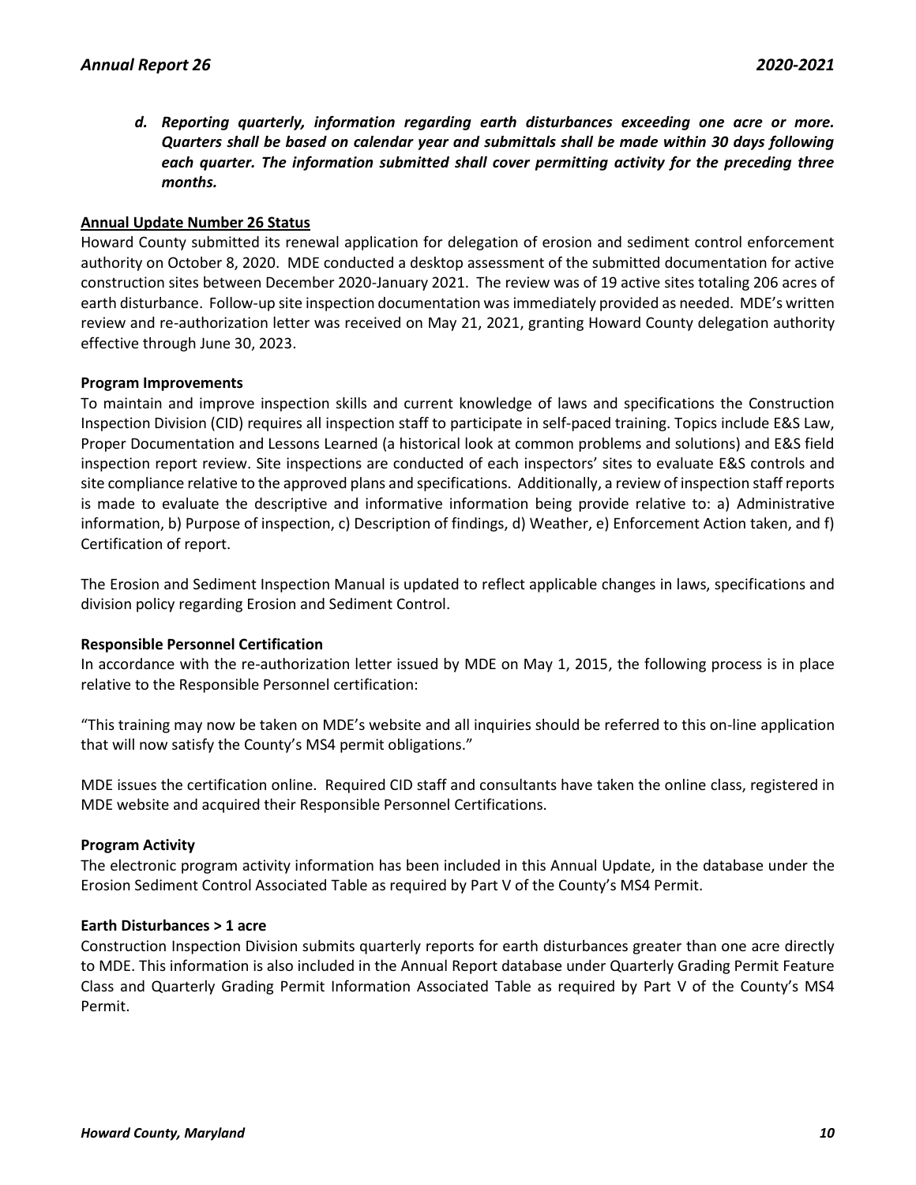***d. Reporting quarterly, information regarding earth disturbances exceeding one acre or more. Quarters shall be based on calendar year and submittals shall be made within 30 days following each quarter. The information submitted shall cover permitting activity for the preceding three months.***

**Annual Update Number 26 Status**

Howard County submitted its renewal application for delegation of erosion and sediment control enforcement authority on October 8, 2020. MDE conducted a desktop assessment of the submitted documentation for active construction sites between December 2020-January 2021. The review was of 19 active sites totaling 206 acres of earth disturbance. Follow-up site inspection documentation was immediately provided as needed. MDE's written review and re-authorization letter was received on May 21, 2021, granting Howard County delegation authority effective through June 30, 2023.

**Program Improvements**

To maintain and improve inspection skills and current knowledge of laws and specifications the Construction Inspection Division (CID) requires all inspection staff to participate in self-paced training. Topics include E&S Law, Proper Documentation and Lessons Learned (a historical look at common problems and solutions) and E&S field inspection report review. Site inspections are conducted of each inspectors' sites to evaluate E&S controls and site compliance relative to the approved plans and specifications. Additionally, a review of inspection staff reports is made to evaluate the descriptive and informative information being provide relative to: a) Administrative information, b) Purpose of inspection, c) Description of findings, d) Weather, e) Enforcement Action taken, and f) Certification of report.

The Erosion and Sediment Inspection Manual is updated to reflect applicable changes in laws, specifications and division policy regarding Erosion and Sediment Control.

**Responsible Personnel Certification**

In accordance with the re-authorization letter issued by MDE on May 1, 2015, the following process is in place relative to the Responsible Personnel certification:

"This training may now be taken on MDE's website and all inquiries should be referred to this on-line application that will now satisfy the County's MS4 permit obligations."

MDE issues the certification online. Required CID staff and consultants have taken the online class, registered in MDE website and acquired their Responsible Personnel Certifications.

**Program Activity**

The electronic program activity information has been included in this Annual Update, in the database under the Erosion Sediment Control Associated Table as required by Part V of the County's MS4 Permit.

**Earth Disturbances > 1 acre**

Construction Inspection Division submits quarterly reports for earth disturbances greater than one acre directly to MDE. This information is also included in the Annual Report database under Quarterly Grading Permit Feature Class and Quarterly Grading Permit Information Associated Table as required by Part V of the County's MS4 Permit.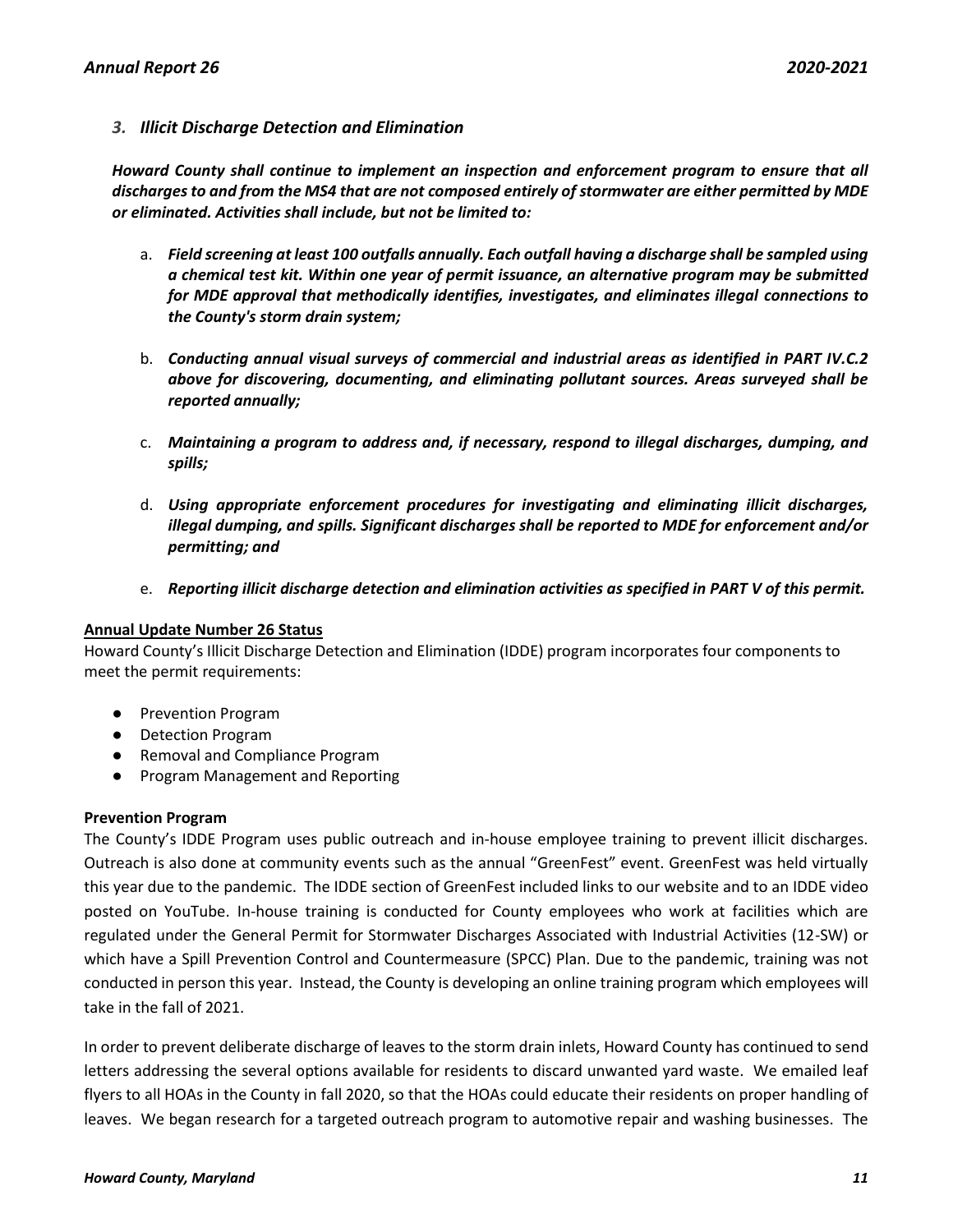### *3. Illicit Discharge Detection and Elimination*

***Howard County shall continue to implement an inspection and enforcement program to ensure that all discharges to and from the MS4 that are not composed entirely of stormwater are either permitted by MDE or eliminated. Activities shall include, but not be limited to:***

a. ***Field screening at least 100 outfalls annually. Each outfall having a discharge shall be sampled using a chemical test kit. Within one year of permit issuance, an alternative program may be submitted for MDE approval that methodically identifies, investigates, and eliminates illegal connections to the County's storm drain system;***

b. ***Conducting annual visual surveys of commercial and industrial areas as identified in PART IV.C.2 above for discovering, documenting, and eliminating pollutant sources. Areas surveyed shall be reported annually;***

c. ***Maintaining a program to address and, if necessary, respond to illegal discharges, dumping, and spills;***

d. ***Using appropriate enforcement procedures for investigating and eliminating illicit discharges, illegal dumping, and spills. Significant discharges shall be reported to MDE for enforcement and/or permitting; and***

e. ***Reporting illicit discharge detection and elimination activities as specified in PART V of this permit.***

**Annual Update Number 26 Status**

Howard County's Illicit Discharge Detection and Elimination (IDDE) program incorporates four components to meet the permit requirements:

- Prevention Program
- Detection Program
- Removal and Compliance Program
- Program Management and Reporting

**Prevention Program**

The County's IDDE Program uses public outreach and in-house employee training to prevent illicit discharges. Outreach is also done at community events such as the annual "GreenFest" event. GreenFest was held virtually this year due to the pandemic. The IDDE section of GreenFest included links to our website and to an IDDE video posted on YouTube. In-house training is conducted for County employees who work at facilities which are regulated under the General Permit for Stormwater Discharges Associated with Industrial Activities (12-SW) or which have a Spill Prevention Control and Countermeasure (SPCC) Plan. Due to the pandemic, training was not conducted in person this year. Instead, the County is developing an online training program which employees will take in the fall of 2021.

In order to prevent deliberate discharge of leaves to the storm drain inlets, Howard County has continued to send letters addressing the several options available for residents to discard unwanted yard waste. We emailed leaf flyers to all HOAs in the County in fall 2020, so that the HOAs could educate their residents on proper handling of leaves. We began research for a targeted outreach program to automotive repair and washing businesses. The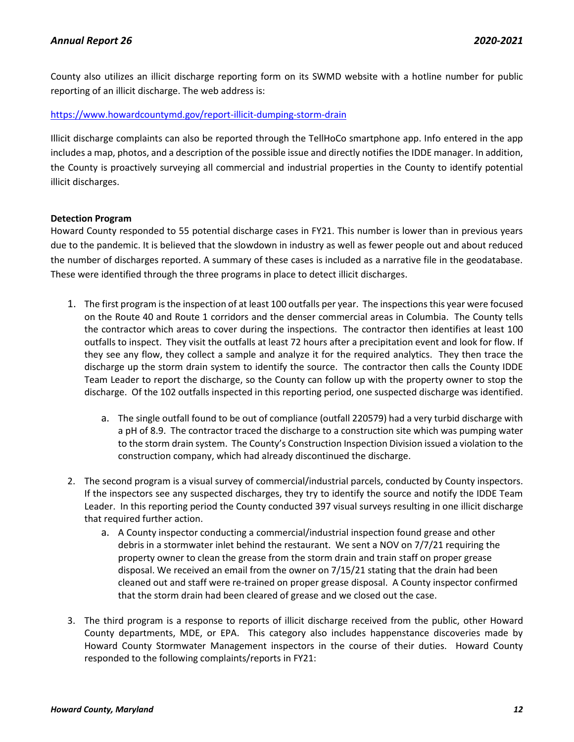County also utilizes an illicit discharge reporting form on its SWMD website with a hotline number for public reporting of an illicit discharge. The web address is:

https://www.howardcountymd.gov/report-illicit-dumping-storm-drain

Illicit discharge complaints can also be reported through the TellHoCo smartphone app. Info entered in the app includes a map, photos, and a description of the possible issue and directly notifies the IDDE manager. In addition, the County is proactively surveying all commercial and industrial properties in the County to identify potential illicit discharges.

**Detection Program**

Howard County responded to 55 potential discharge cases in FY21. This number is lower than in previous years due to the pandemic. It is believed that the slowdown in industry as well as fewer people out and about reduced the number of discharges reported. A summary of these cases is included as a narrative file in the geodatabase. These were identified through the three programs in place to detect illicit discharges.

1. The first program is the inspection of at least 100 outfalls per year. The inspections this year were focused on the Route 40 and Route 1 corridors and the denser commercial areas in Columbia. The County tells the contractor which areas to cover during the inspections. The contractor then identifies at least 100 outfalls to inspect. They visit the outfalls at least 72 hours after a precipitation event and look for flow. If they see any flow, they collect a sample and analyze it for the required analytics. They then trace the discharge up the storm drain system to identify the source. The contractor then calls the County IDDE Team Leader to report the discharge, so the County can follow up with the property owner to stop the discharge. Of the 102 outfalls inspected in this reporting period, one suspected discharge was identified.
    a. The single outfall found to be out of compliance (outfall 220579) had a very turbid discharge with a pH of 8.9. The contractor traced the discharge to a construction site which was pumping water to the storm drain system. The County's Construction Inspection Division issued a violation to the construction company, which had already discontinued the discharge.

2. The second program is a visual survey of commercial/industrial parcels, conducted by County inspectors. If the inspectors see any suspected discharges, they try to identify the source and notify the IDDE Team Leader. In this reporting period the County conducted 397 visual surveys resulting in one illicit discharge that required further action.
    a. A County inspector conducting a commercial/industrial inspection found grease and other debris in a stormwater inlet behind the restaurant. We sent a NOV on 7/7/21 requiring the property owner to clean the grease from the storm drain and train staff on proper grease disposal. We received an email from the owner on 7/15/21 stating that the drain had been cleaned out and staff were re-trained on proper grease disposal. A County inspector confirmed that the storm drain had been cleared of grease and we closed out the case.

3. The third program is a response to reports of illicit discharge received from the public, other Howard County departments, MDE, or EPA. This category also includes happenstance discoveries made by Howard County Stormwater Management inspectors in the course of their duties. Howard County responded to the following complaints/reports in FY21: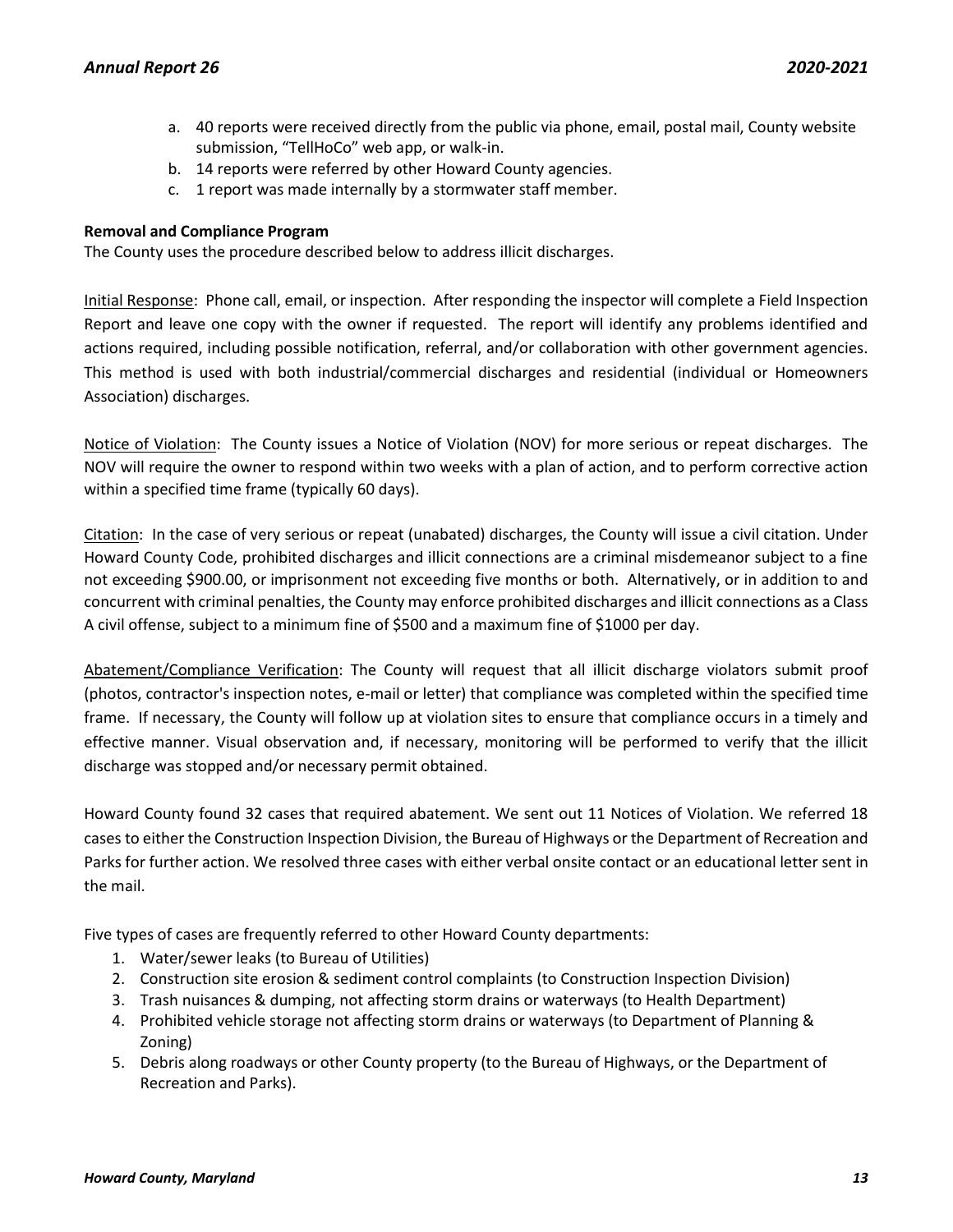a. 40 reports were received directly from the public via phone, email, postal mail, County website submission, "TellHoCo" web app, or walk-in.
b. 14 reports were referred by other Howard County agencies.
c. 1 report was made internally by a stormwater staff member.

**Removal and Compliance Program**

The County uses the procedure described below to address illicit discharges.

Initial Response: Phone call, email, or inspection. After responding the inspector will complete a Field Inspection Report and leave one copy with the owner if requested. The report will identify any problems identified and actions required, including possible notification, referral, and/or collaboration with other government agencies. This method is used with both industrial/commercial discharges and residential (individual or Homeowners Association) discharges.

Notice of Violation: The County issues a Notice of Violation (NOV) for more serious or repeat discharges. The NOV will require the owner to respond within two weeks with a plan of action, and to perform corrective action within a specified time frame (typically 60 days).

Citation: In the case of very serious or repeat (unabated) discharges, the County will issue a civil citation. Under Howard County Code, prohibited discharges and illicit connections are a criminal misdemeanor subject to a fine not exceeding $900.00, or imprisonment not exceeding five months or both. Alternatively, or in addition to and concurrent with criminal penalties, the County may enforce prohibited discharges and illicit connections as a Class A civil offense, subject to a minimum fine of $500 and a maximum fine of $1000 per day.

Abatement/Compliance Verification: The County will request that all illicit discharge violators submit proof (photos, contractor's inspection notes, e-mail or letter) that compliance was completed within the specified time frame. If necessary, the County will follow up at violation sites to ensure that compliance occurs in a timely and effective manner. Visual observation and, if necessary, monitoring will be performed to verify that the illicit discharge was stopped and/or necessary permit obtained.

Howard County found 32 cases that required abatement. We sent out 11 Notices of Violation. We referred 18 cases to either the Construction Inspection Division, the Bureau of Highways or the Department of Recreation and Parks for further action. We resolved three cases with either verbal onsite contact or an educational letter sent in the mail.

Five types of cases are frequently referred to other Howard County departments:

1. Water/sewer leaks (to Bureau of Utilities)
2. Construction site erosion & sediment control complaints (to Construction Inspection Division)
3. Trash nuisances & dumping, not affecting storm drains or waterways (to Health Department)
4. Prohibited vehicle storage not affecting storm drains or waterways (to Department of Planning & Zoning)
5. Debris along roadways or other County property (to the Bureau of Highways, or the Department of Recreation and Parks).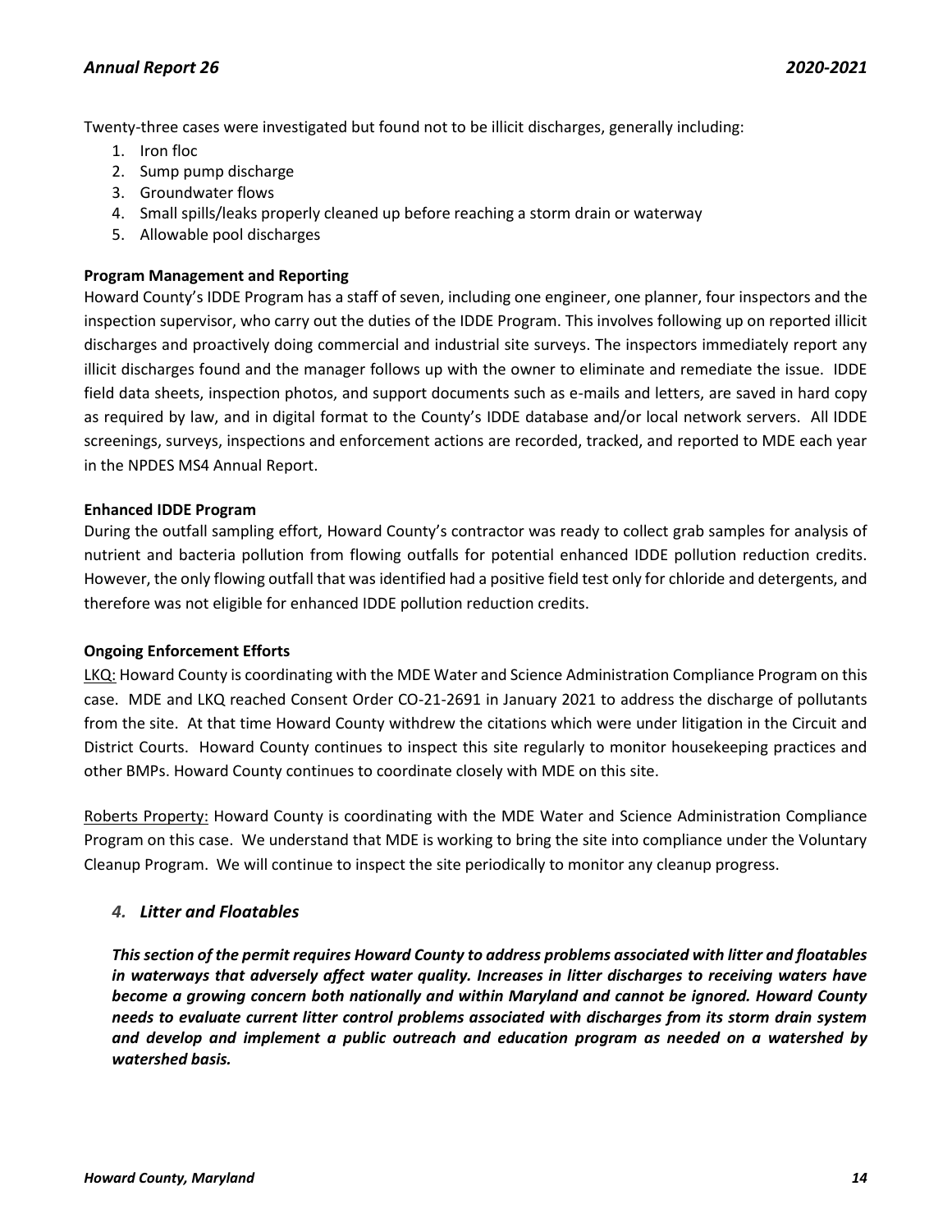Twenty-three cases were investigated but found not to be illicit discharges, generally including:

1. Iron floc
2. Sump pump discharge
3. Groundwater flows
4. Small spills/leaks properly cleaned up before reaching a storm drain or waterway
5. Allowable pool discharges

**Program Management and Reporting**

Howard County's IDDE Program has a staff of seven, including one engineer, one planner, four inspectors and the inspection supervisor, who carry out the duties of the IDDE Program. This involves following up on reported illicit discharges and proactively doing commercial and industrial site surveys. The inspectors immediately report any illicit discharges found and the manager follows up with the owner to eliminate and remediate the issue. IDDE field data sheets, inspection photos, and support documents such as e-mails and letters, are saved in hard copy as required by law, and in digital format to the County's IDDE database and/or local network servers. All IDDE screenings, surveys, inspections and enforcement actions are recorded, tracked, and reported to MDE each year in the NPDES MS4 Annual Report.

**Enhanced IDDE Program**

During the outfall sampling effort, Howard County's contractor was ready to collect grab samples for analysis of nutrient and bacteria pollution from flowing outfalls for potential enhanced IDDE pollution reduction credits. However, the only flowing outfall that was identified had a positive field test only for chloride and detergents, and therefore was not eligible for enhanced IDDE pollution reduction credits.

**Ongoing Enforcement Efforts**

LKQ: Howard County is coordinating with the MDE Water and Science Administration Compliance Program on this case. MDE and LKQ reached Consent Order CO-21-2691 in January 2021 to address the discharge of pollutants from the site. At that time Howard County withdrew the citations which were under litigation in the Circuit and District Courts. Howard County continues to inspect this site regularly to monitor housekeeping practices and other BMPs. Howard County continues to coordinate closely with MDE on this site.

Roberts Property: Howard County is coordinating with the MDE Water and Science Administration Compliance Program on this case. We understand that MDE is working to bring the site into compliance under the Voluntary Cleanup Program. We will continue to inspect the site periodically to monitor any cleanup progress.

### *4. Litter and Floatables*

***This section of the permit requires Howard County to address problems associated with litter and floatables in waterways that adversely affect water quality. Increases in litter discharges to receiving waters have become a growing concern both nationally and within Maryland and cannot be ignored. Howard County needs to evaluate current litter control problems associated with discharges from its storm drain system and develop and implement a public outreach and education program as needed on a watershed by watershed basis.***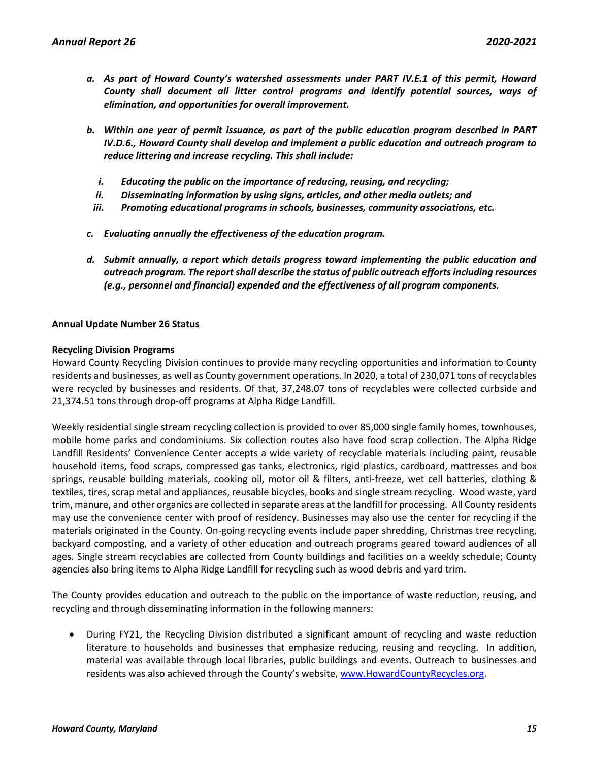*a. **As part of Howard County's watershed assessments under PART IV.E.1 of this permit, Howard County shall document all litter control programs and identify potential sources, ways of elimination, and opportunities for overall improvement.***

*b. **Within one year of permit issuance, as part of the public education program described in PART IV.D.6., Howard County shall develop and implement a public education and outreach program to reduce littering and increase recycling. This shall include:***

   *i. **Educating the public on the importance of reducing, reusing, and recycling;***
   
   *ii. **Disseminating information by using signs, articles, and other media outlets; and***
   
   *iii. **Promoting educational programs in schools, businesses, community associations, etc.***

*c. **Evaluating annually the effectiveness of the education program.***

*d. **Submit annually, a report which details progress toward implementing the public education and outreach program. The report shall describe the status of public outreach efforts including resources (e.g., personnel and financial) expended and the effectiveness of all program components.***

**Annual Update Number 26 Status**

**Recycling Division Programs**

Howard County Recycling Division continues to provide many recycling opportunities and information to County residents and businesses, as well as County government operations. In 2020, a total of 230,071 tons of recyclables were recycled by businesses and residents. Of that, 37,248.07 tons of recyclables were collected curbside and 21,374.51 tons through drop-off programs at Alpha Ridge Landfill.

Weekly residential single stream recycling collection is provided to over 85,000 single family homes, townhouses, mobile home parks and condominiums. Six collection routes also have food scrap collection. The Alpha Ridge Landfill Residents' Convenience Center accepts a wide variety of recyclable materials including paint, reusable household items, food scraps, compressed gas tanks, electronics, rigid plastics, cardboard, mattresses and box springs, reusable building materials, cooking oil, motor oil & filters, anti-freeze, wet cell batteries, clothing & textiles, tires, scrap metal and appliances, reusable bicycles, books and single stream recycling. Wood waste, yard trim, manure, and other organics are collected in separate areas at the landfill for processing. All County residents may use the convenience center with proof of residency. Businesses may also use the center for recycling if the materials originated in the County. On-going recycling events include paper shredding, Christmas tree recycling, backyard composting, and a variety of other education and outreach programs geared toward audiences of all ages. Single stream recyclables are collected from County buildings and facilities on a weekly schedule; County agencies also bring items to Alpha Ridge Landfill for recycling such as wood debris and yard trim.

The County provides education and outreach to the public on the importance of waste reduction, reusing, and recycling and through disseminating information in the following manners:

- During FY21, the Recycling Division distributed a significant amount of recycling and waste reduction literature to households and businesses that emphasize reducing, reusing and recycling. In addition, material was available through local libraries, public buildings and events. Outreach to businesses and residents was also achieved through the County's website, www.HowardCountyRecycles.org.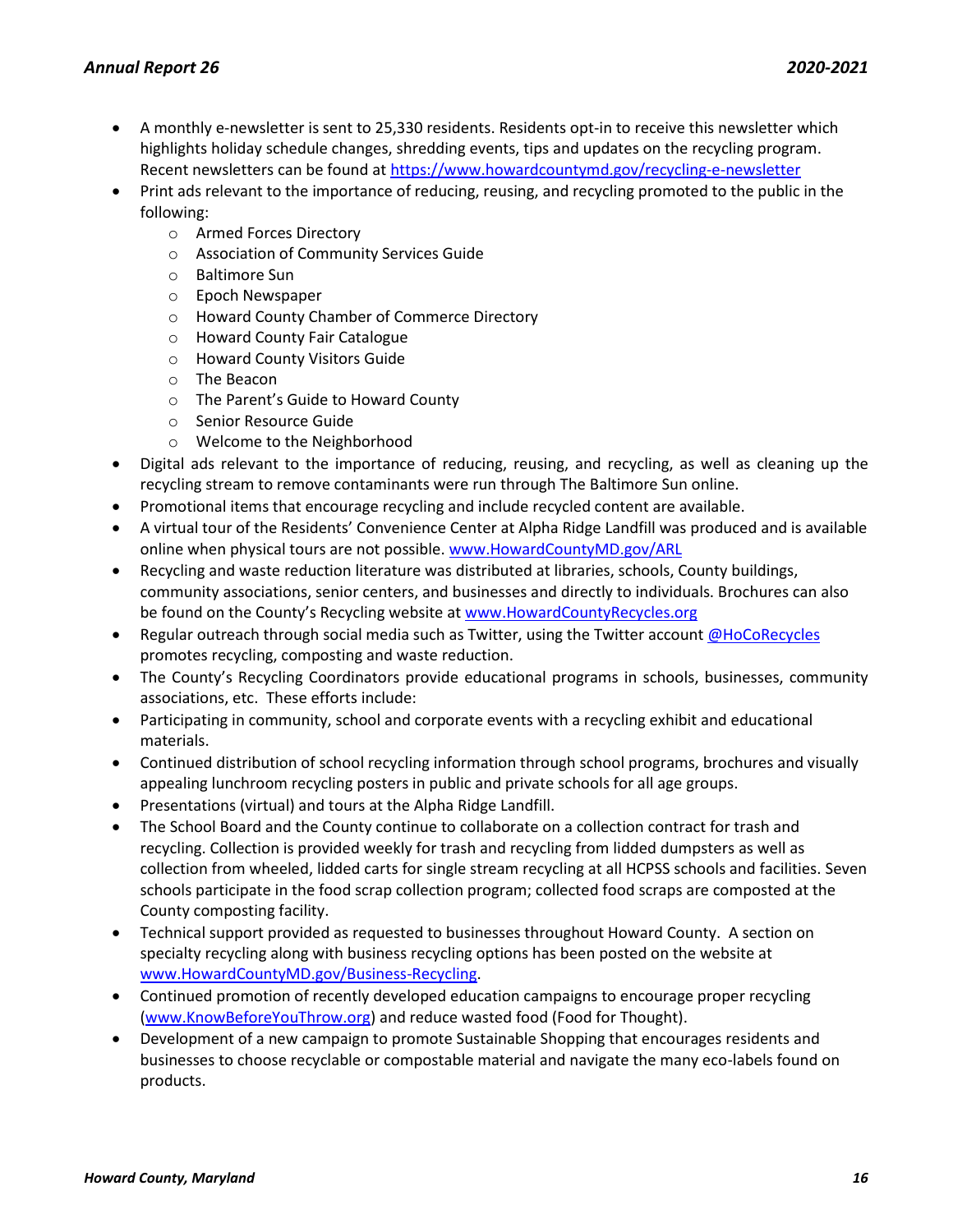- A monthly e-newsletter is sent to 25,330 residents. Residents opt-in to receive this newsletter which highlights holiday schedule changes, shredding events, tips and updates on the recycling program. Recent newsletters can be found at https://www.howardcountymd.gov/recycling-e-newsletter
- Print ads relevant to the importance of reducing, reusing, and recycling promoted to the public in the following:
  - Armed Forces Directory
  - Association of Community Services Guide
  - Baltimore Sun
  - Epoch Newspaper
  - Howard County Chamber of Commerce Directory
  - Howard County Fair Catalogue
  - Howard County Visitors Guide
  - The Beacon
  - The Parent's Guide to Howard County
  - Senior Resource Guide
  - Welcome to the Neighborhood
- Digital ads relevant to the importance of reducing, reusing, and recycling, as well as cleaning up the recycling stream to remove contaminants were run through The Baltimore Sun online.
- Promotional items that encourage recycling and include recycled content are available.
- A virtual tour of the Residents' Convenience Center at Alpha Ridge Landfill was produced and is available online when physical tours are not possible. www.HowardCountyMD.gov/ARL
- Recycling and waste reduction literature was distributed at libraries, schools, County buildings, community associations, senior centers, and businesses and directly to individuals. Brochures can also be found on the County's Recycling website at www.HowardCountyRecycles.org
- Regular outreach through social media such as Twitter, using the Twitter account @HoCoRecycles promotes recycling, composting and waste reduction.
- The County's Recycling Coordinators provide educational programs in schools, businesses, community associations, etc. These efforts include:
- Participating in community, school and corporate events with a recycling exhibit and educational materials.
- Continued distribution of school recycling information through school programs, brochures and visually appealing lunchroom recycling posters in public and private schools for all age groups.
- Presentations (virtual) and tours at the Alpha Ridge Landfill.
- The School Board and the County continue to collaborate on a collection contract for trash and recycling. Collection is provided weekly for trash and recycling from lidded dumpsters as well as collection from wheeled, lidded carts for single stream recycling at all HCPSS schools and facilities. Seven schools participate in the food scrap collection program; collected food scraps are composted at the County composting facility.
- Technical support provided as requested to businesses throughout Howard County. A section on specialty recycling along with business recycling options has been posted on the website at www.HowardCountyMD.gov/Business-Recycling.
- Continued promotion of recently developed education campaigns to encourage proper recycling (www.KnowBeforeYouThrow.org) and reduce wasted food (Food for Thought).
- Development of a new campaign to promote Sustainable Shopping that encourages residents and businesses to choose recyclable or compostable material and navigate the many eco-labels found on products.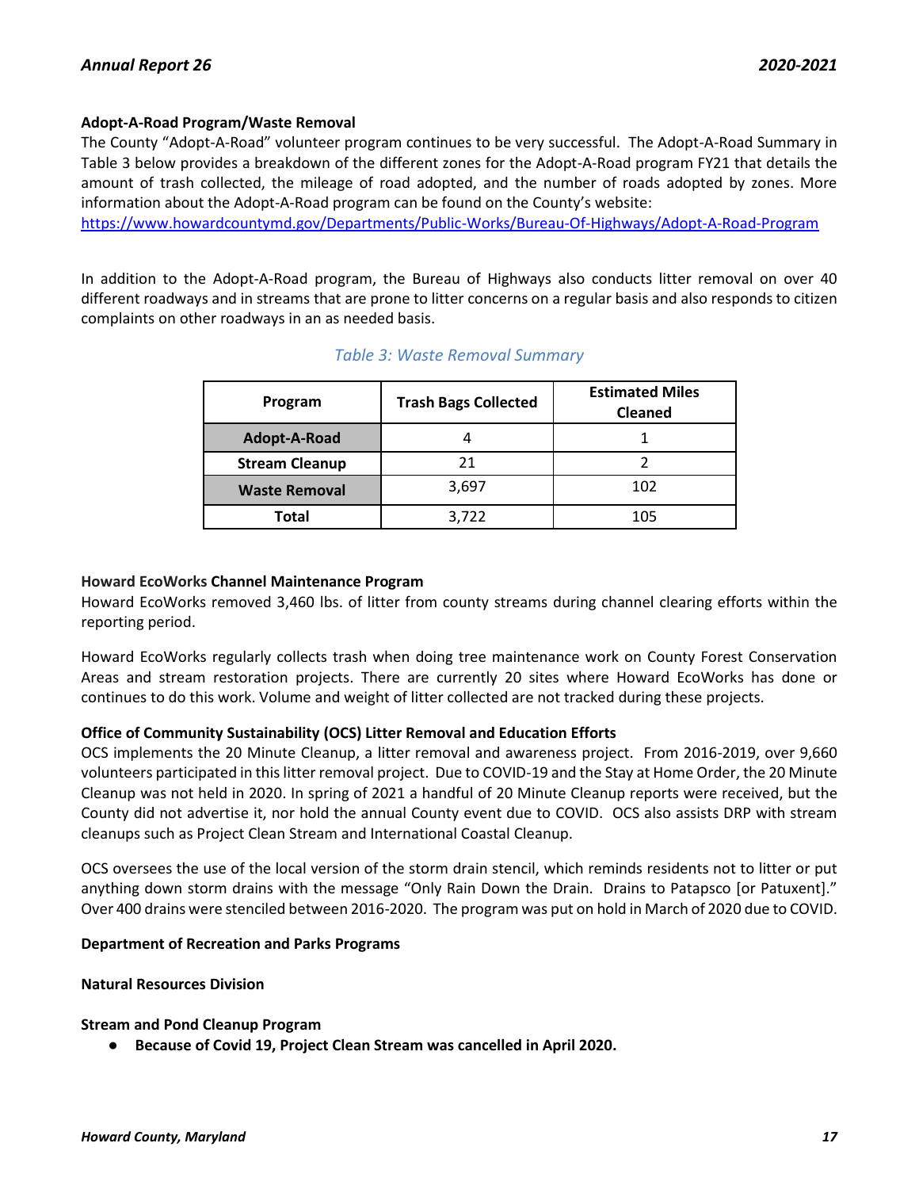**Adopt-A-Road Program/Waste Removal**

The County "Adopt-A-Road" volunteer program continues to be very successful. The Adopt-A-Road Summary in Table 3 below provides a breakdown of the different zones for the Adopt-A-Road program FY21 that details the amount of trash collected, the mileage of road adopted, and the number of roads adopted by zones. More information about the Adopt-A-Road program can be found on the County's website:
https://www.howardcountymd.gov/Departments/Public-Works/Bureau-Of-Highways/Adopt-A-Road-Program

In addition to the Adopt-A-Road program, the Bureau of Highways also conducts litter removal on over 40 different roadways and in streams that are prone to litter concerns on a regular basis and also responds to citizen complaints on other roadways in an as needed basis.

*Table 3: Waste Removal Summary*

| Program | Trash Bags Collected | Estimated Miles Cleaned |
|---|---|---|
| **Adopt-A-Road** | 4 | 1 |
| **Stream Cleanup** | 21 | 2 |
| **Waste Removal** | 3,697 | 102 |
| **Total** | 3,722 | 105 |

**Howard EcoWorks Channel Maintenance Program**

Howard EcoWorks removed 3,460 lbs. of litter from county streams during channel clearing efforts within the reporting period.

Howard EcoWorks regularly collects trash when doing tree maintenance work on County Forest Conservation Areas and stream restoration projects. There are currently 20 sites where Howard EcoWorks has done or continues to do this work. Volume and weight of litter collected are not tracked during these projects.

**Office of Community Sustainability (OCS) Litter Removal and Education Efforts**

OCS implements the 20 Minute Cleanup, a litter removal and awareness project. From 2016-2019, over 9,660 volunteers participated in this litter removal project. Due to COVID-19 and the Stay at Home Order, the 20 Minute Cleanup was not held in 2020. In spring of 2021 a handful of 20 Minute Cleanup reports were received, but the County did not advertise it, nor hold the annual County event due to COVID. OCS also assists DRP with stream cleanups such as Project Clean Stream and International Coastal Cleanup.

OCS oversees the use of the local version of the storm drain stencil, which reminds residents not to litter or put anything down storm drains with the message "Only Rain Down the Drain. Drains to Patapsco [or Patuxent]." Over 400 drains were stenciled between 2016-2020. The program was put on hold in March of 2020 due to COVID.

**Department of Recreation and Parks Programs**

**Natural Resources Division**

**Stream and Pond Cleanup Program**

- **Because of Covid 19, Project Clean Stream was cancelled in April 2020.**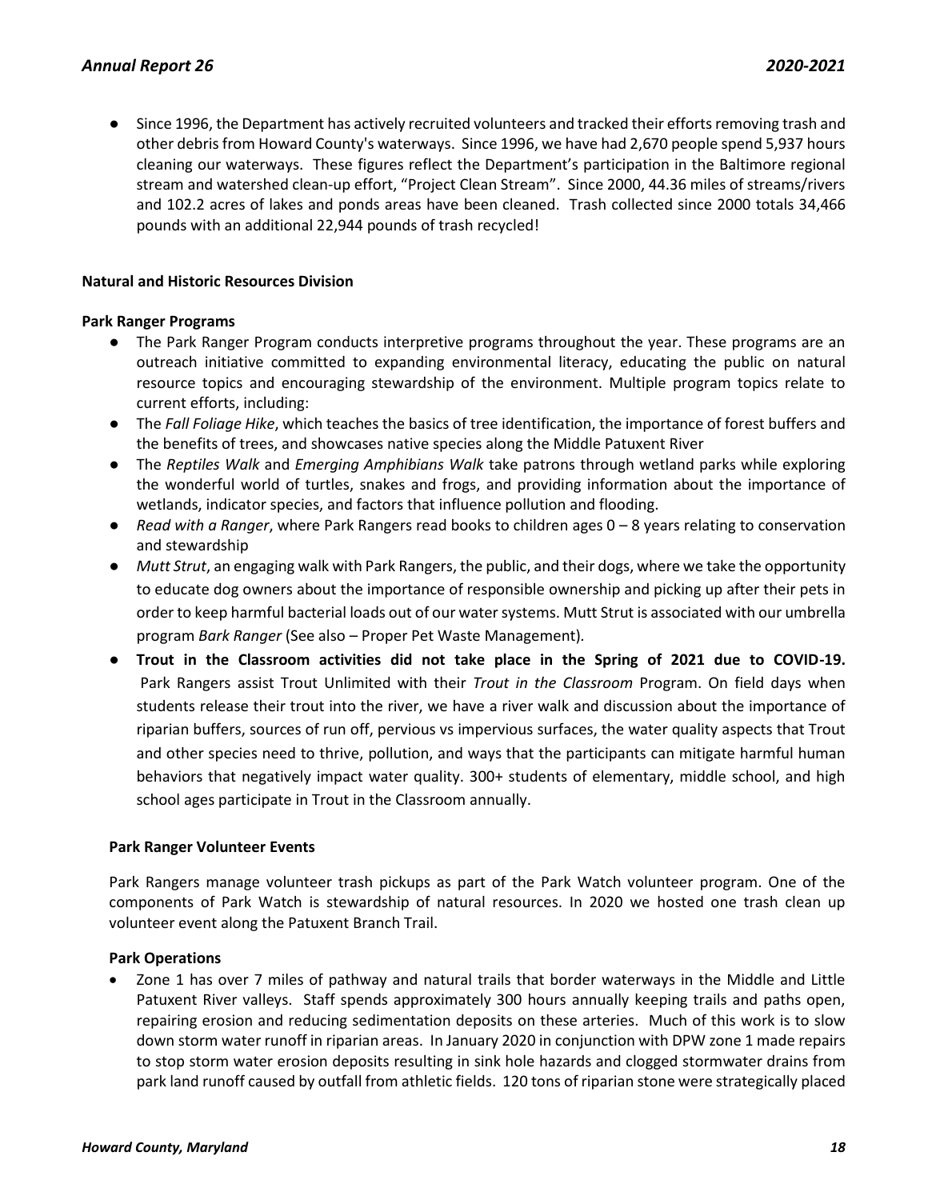- Since 1996, the Department has actively recruited volunteers and tracked their efforts removing trash and other debris from Howard County's waterways. Since 1996, we have had 2,670 people spend 5,937 hours cleaning our waterways. These figures reflect the Department's participation in the Baltimore regional stream and watershed clean-up effort, "Project Clean Stream". Since 2000, 44.36 miles of streams/rivers and 102.2 acres of lakes and ponds areas have been cleaned. Trash collected since 2000 totals 34,466 pounds with an additional 22,944 pounds of trash recycled!

**Natural and Historic Resources Division**

**Park Ranger Programs**

- The Park Ranger Program conducts interpretive programs throughout the year. These programs are an outreach initiative committed to expanding environmental literacy, educating the public on natural resource topics and encouraging stewardship of the environment. Multiple program topics relate to current efforts, including:
- The *Fall Foliage Hike*, which teaches the basics of tree identification, the importance of forest buffers and the benefits of trees, and showcases native species along the Middle Patuxent River
- The *Reptiles Walk* and *Emerging Amphibians Walk* take patrons through wetland parks while exploring the wonderful world of turtles, snakes and frogs, and providing information about the importance of wetlands, indicator species, and factors that influence pollution and flooding.
- *Read with a Ranger*, where Park Rangers read books to children ages 0 – 8 years relating to conservation and stewardship
- *Mutt Strut*, an engaging walk with Park Rangers, the public, and their dogs, where we take the opportunity to educate dog owners about the importance of responsible ownership and picking up after their pets in order to keep harmful bacterial loads out of our water systems. Mutt Strut is associated with our umbrella program *Bark Ranger* (See also – Proper Pet Waste Management).
- **Trout in the Classroom activities did not take place in the Spring of 2021 due to COVID-19.** Park Rangers assist Trout Unlimited with their *Trout in the Classroom* Program. On field days when students release their trout into the river, we have a river walk and discussion about the importance of riparian buffers, sources of run off, pervious vs impervious surfaces, the water quality aspects that Trout and other species need to thrive, pollution, and ways that the participants can mitigate harmful human behaviors that negatively impact water quality. 300+ students of elementary, middle school, and high school ages participate in Trout in the Classroom annually.

**Park Ranger Volunteer Events**

Park Rangers manage volunteer trash pickups as part of the Park Watch volunteer program. One of the components of Park Watch is stewardship of natural resources. In 2020 we hosted one trash clean up volunteer event along the Patuxent Branch Trail.

**Park Operations**

- Zone 1 has over 7 miles of pathway and natural trails that border waterways in the Middle and Little Patuxent River valleys. Staff spends approximately 300 hours annually keeping trails and paths open, repairing erosion and reducing sedimentation deposits on these arteries. Much of this work is to slow down storm water runoff in riparian areas. In January 2020 in conjunction with DPW zone 1 made repairs to stop storm water erosion deposits resulting in sink hole hazards and clogged stormwater drains from park land runoff caused by outfall from athletic fields. 120 tons of riparian stone were strategically placed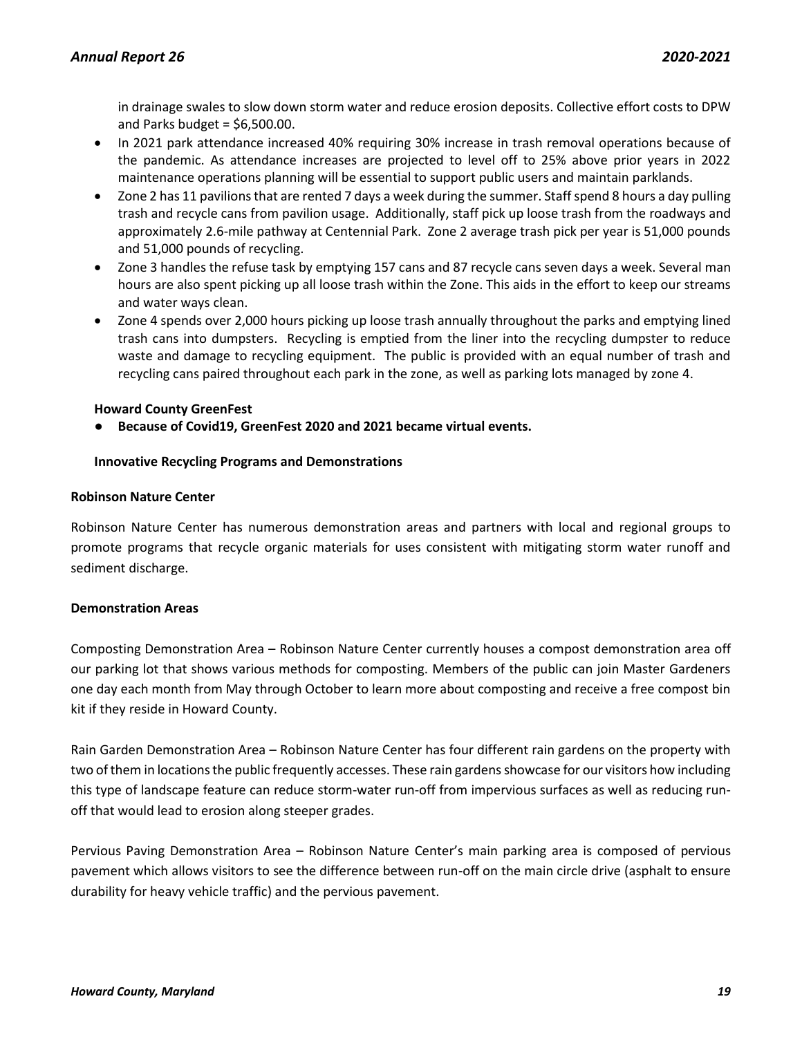in drainage swales to slow down storm water and reduce erosion deposits. Collective effort costs to DPW and Parks budget = $6,500.00.

- In 2021 park attendance increased 40% requiring 30% increase in trash removal operations because of the pandemic. As attendance increases are projected to level off to 25% above prior years in 2022 maintenance operations planning will be essential to support public users and maintain parklands.
- Zone 2 has 11 pavilions that are rented 7 days a week during the summer. Staff spend 8 hours a day pulling trash and recycle cans from pavilion usage. Additionally, staff pick up loose trash from the roadways and approximately 2.6-mile pathway at Centennial Park. Zone 2 average trash pick per year is 51,000 pounds and 51,000 pounds of recycling.
- Zone 3 handles the refuse task by emptying 157 cans and 87 recycle cans seven days a week. Several man hours are also spent picking up all loose trash within the Zone. This aids in the effort to keep our streams and water ways clean.
- Zone 4 spends over 2,000 hours picking up loose trash annually throughout the parks and emptying lined trash cans into dumpsters. Recycling is emptied from the liner into the recycling dumpster to reduce waste and damage to recycling equipment. The public is provided with an equal number of trash and recycling cans paired throughout each park in the zone, as well as parking lots managed by zone 4.

**Howard County GreenFest**

- **Because of Covid19, GreenFest 2020 and 2021 became virtual events.**

**Innovative Recycling Programs and Demonstrations**

**Robinson Nature Center**

Robinson Nature Center has numerous demonstration areas and partners with local and regional groups to promote programs that recycle organic materials for uses consistent with mitigating storm water runoff and sediment discharge.

**Demonstration Areas**

Composting Demonstration Area – Robinson Nature Center currently houses a compost demonstration area off our parking lot that shows various methods for composting. Members of the public can join Master Gardeners one day each month from May through October to learn more about composting and receive a free compost bin kit if they reside in Howard County.

Rain Garden Demonstration Area – Robinson Nature Center has four different rain gardens on the property with two of them in locations the public frequently accesses. These rain gardens showcase for our visitors how including this type of landscape feature can reduce storm-water run-off from impervious surfaces as well as reducing run-off that would lead to erosion along steeper grades.

Pervious Paving Demonstration Area – Robinson Nature Center's main parking area is composed of pervious pavement which allows visitors to see the difference between run-off on the main circle drive (asphalt to ensure durability for heavy vehicle traffic) and the pervious pavement.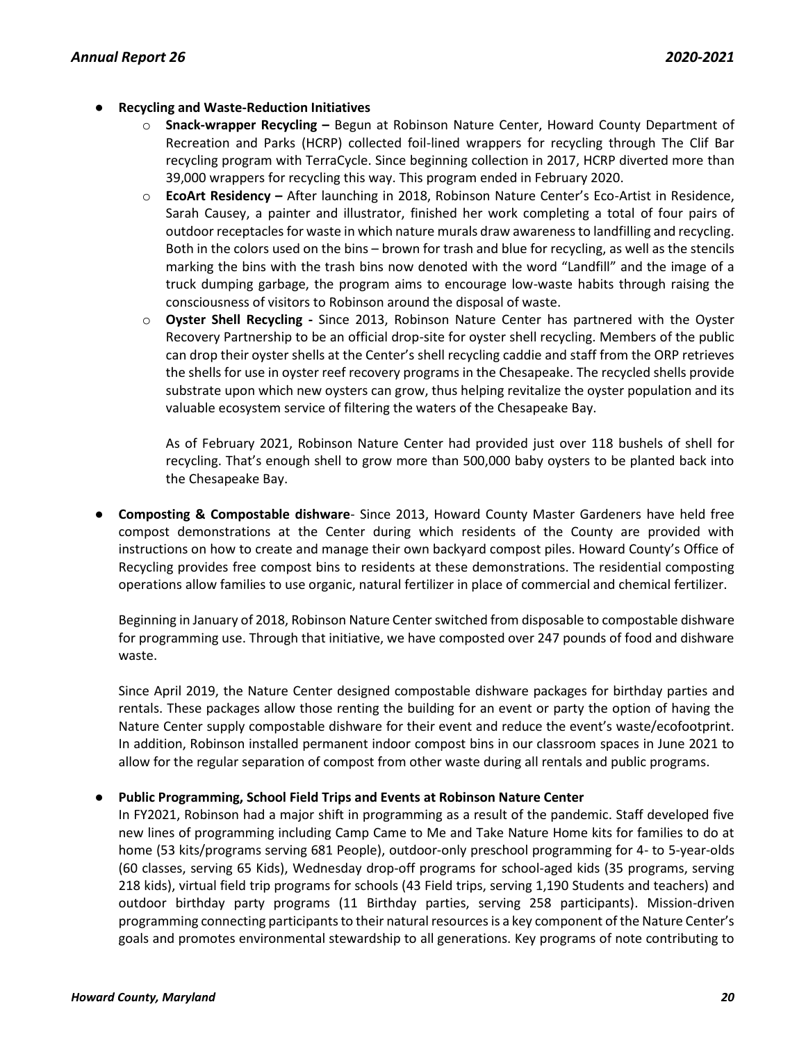- **Recycling and Waste-Reduction Initiatives**
  - **Snack-wrapper Recycling –** Begun at Robinson Nature Center, Howard County Department of Recreation and Parks (HCRP) collected foil-lined wrappers for recycling through The Clif Bar recycling program with TerraCycle. Since beginning collection in 2017, HCRP diverted more than 39,000 wrappers for recycling this way. This program ended in February 2020.
  - **EcoArt Residency –** After launching in 2018, Robinson Nature Center's Eco-Artist in Residence, Sarah Causey, a painter and illustrator, finished her work completing a total of four pairs of outdoor receptacles for waste in which nature murals draw awareness to landfilling and recycling. Both in the colors used on the bins – brown for trash and blue for recycling, as well as the stencils marking the bins with the trash bins now denoted with the word "Landfill" and the image of a truck dumping garbage, the program aims to encourage low-waste habits through raising the consciousness of visitors to Robinson around the disposal of waste.
  - **Oyster Shell Recycling -** Since 2013, Robinson Nature Center has partnered with the Oyster Recovery Partnership to be an official drop-site for oyster shell recycling. Members of the public can drop their oyster shells at the Center's shell recycling caddie and staff from the ORP retrieves the shells for use in oyster reef recovery programs in the Chesapeake. The recycled shells provide substrate upon which new oysters can grow, thus helping revitalize the oyster population and its valuable ecosystem service of filtering the waters of the Chesapeake Bay.

    As of February 2021, Robinson Nature Center had provided just over 118 bushels of shell for recycling. That's enough shell to grow more than 500,000 baby oysters to be planted back into the Chesapeake Bay.

- **Composting & Compostable dishware**- Since 2013, Howard County Master Gardeners have held free compost demonstrations at the Center during which residents of the County are provided with instructions on how to create and manage their own backyard compost piles. Howard County's Office of Recycling provides free compost bins to residents at these demonstrations. The residential composting operations allow families to use organic, natural fertilizer in place of commercial and chemical fertilizer.

  Beginning in January of 2018, Robinson Nature Center switched from disposable to compostable dishware for programming use. Through that initiative, we have composted over 247 pounds of food and dishware waste.

  Since April 2019, the Nature Center designed compostable dishware packages for birthday parties and rentals. These packages allow those renting the building for an event or party the option of having the Nature Center supply compostable dishware for their event and reduce the event's waste/ecofootprint. In addition, Robinson installed permanent indoor compost bins in our classroom spaces in June 2021 to allow for the regular separation of compost from other waste during all rentals and public programs.

- **Public Programming, School Field Trips and Events at Robinson Nature Center**

  In FY2021, Robinson had a major shift in programming as a result of the pandemic. Staff developed five new lines of programming including Camp Came to Me and Take Nature Home kits for families to do at home (53 kits/programs serving 681 People), outdoor-only preschool programming for 4- to 5-year-olds (60 classes, serving 65 Kids), Wednesday drop-off programs for school-aged kids (35 programs, serving 218 kids), virtual field trip programs for schools (43 Field trips, serving 1,190 Students and teachers) and outdoor birthday party programs (11 Birthday parties, serving 258 participants). Mission-driven programming connecting participants to their natural resources is a key component of the Nature Center's goals and promotes environmental stewardship to all generations. Key programs of note contributing to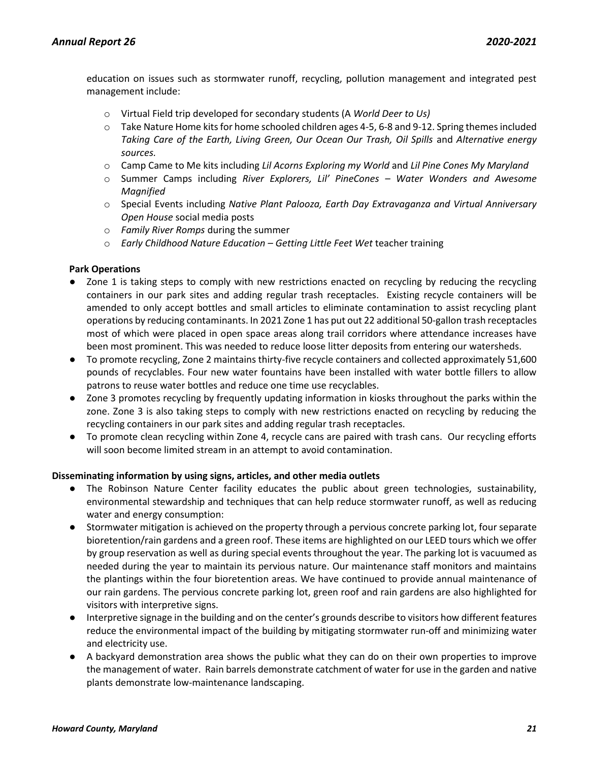education on issues such as stormwater runoff, recycling, pollution management and integrated pest management include:

- Virtual Field trip developed for secondary students (A *World Deer to Us)*
- Take Nature Home kits for home schooled children ages 4-5, 6-8 and 9-12. Spring themes included *Taking Care of the Earth, Living Green, Our Ocean Our Trash, Oil Spills* and *Alternative energy sources.*
- Camp Came to Me kits including *Lil Acorns Exploring my World* and *Lil Pine Cones My Maryland*
- Summer Camps including *River Explorers, Lil' PineCones – Water Wonders and Awesome Magnified*
- Special Events including *Native Plant Palooza, Earth Day Extravaganza and Virtual Anniversary Open House* social media posts
- *Family River Romps* during the summer
- *Early Childhood Nature Education – Getting Little Feet Wet* teacher training

**Park Operations**

- Zone 1 is taking steps to comply with new restrictions enacted on recycling by reducing the recycling containers in our park sites and adding regular trash receptacles. Existing recycle containers will be amended to only accept bottles and small articles to eliminate contamination to assist recycling plant operations by reducing contaminants. In 2021 Zone 1 has put out 22 additional 50-gallon trash receptacles most of which were placed in open space areas along trail corridors where attendance increases have been most prominent. This was needed to reduce loose litter deposits from entering our watersheds.
- To promote recycling, Zone 2 maintains thirty-five recycle containers and collected approximately 51,600 pounds of recyclables. Four new water fountains have been installed with water bottle fillers to allow patrons to reuse water bottles and reduce one time use recyclables.
- Zone 3 promotes recycling by frequently updating information in kiosks throughout the parks within the zone. Zone 3 is also taking steps to comply with new restrictions enacted on recycling by reducing the recycling containers in our park sites and adding regular trash receptacles.
- To promote clean recycling within Zone 4, recycle cans are paired with trash cans. Our recycling efforts will soon become limited stream in an attempt to avoid contamination.

**Disseminating information by using signs, articles, and other media outlets**

- The Robinson Nature Center facility educates the public about green technologies, sustainability, environmental stewardship and techniques that can help reduce stormwater runoff, as well as reducing water and energy consumption:
- Stormwater mitigation is achieved on the property through a pervious concrete parking lot, four separate bioretention/rain gardens and a green roof. These items are highlighted on our LEED tours which we offer by group reservation as well as during special events throughout the year. The parking lot is vacuumed as needed during the year to maintain its pervious nature. Our maintenance staff monitors and maintains the plantings within the four bioretention areas. We have continued to provide annual maintenance of our rain gardens. The pervious concrete parking lot, green roof and rain gardens are also highlighted for visitors with interpretive signs.
- Interpretive signage in the building and on the center's grounds describe to visitors how different features reduce the environmental impact of the building by mitigating stormwater run-off and minimizing water and electricity use.
- A backyard demonstration area shows the public what they can do on their own properties to improve the management of water. Rain barrels demonstrate catchment of water for use in the garden and native plants demonstrate low-maintenance landscaping.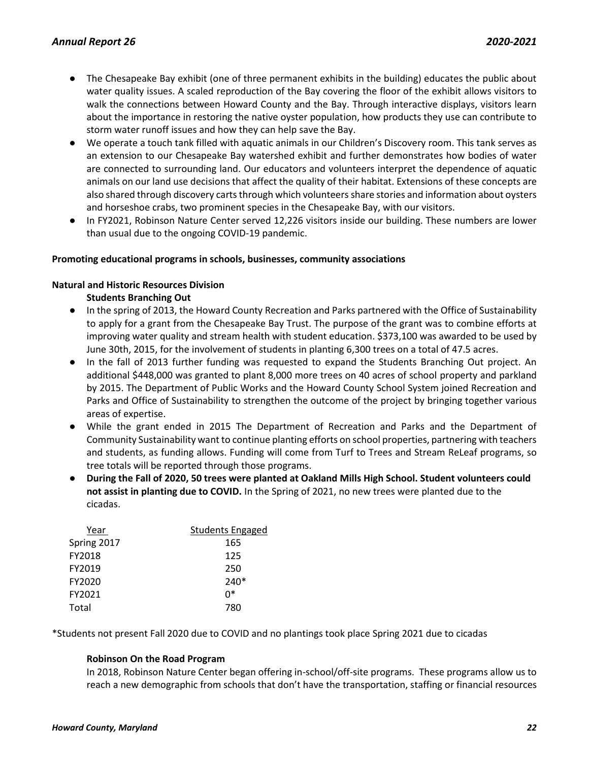- The Chesapeake Bay exhibit (one of three permanent exhibits in the building) educates the public about water quality issues. A scaled reproduction of the Bay covering the floor of the exhibit allows visitors to walk the connections between Howard County and the Bay. Through interactive displays, visitors learn about the importance in restoring the native oyster population, how products they use can contribute to storm water runoff issues and how they can help save the Bay.
- We operate a touch tank filled with aquatic animals in our Children's Discovery room. This tank serves as an extension to our Chesapeake Bay watershed exhibit and further demonstrates how bodies of water are connected to surrounding land. Our educators and volunteers interpret the dependence of aquatic animals on our land use decisions that affect the quality of their habitat. Extensions of these concepts are also shared through discovery carts through which volunteers share stories and information about oysters and horseshoe crabs, two prominent species in the Chesapeake Bay, with our visitors.
- In FY2021, Robinson Nature Center served 12,226 visitors inside our building. These numbers are lower than usual due to the ongoing COVID-19 pandemic.

**Promoting educational programs in schools, businesses, community associations**

**Natural and Historic Resources Division**

**Students Branching Out**

- In the spring of 2013, the Howard County Recreation and Parks partnered with the Office of Sustainability to apply for a grant from the Chesapeake Bay Trust. The purpose of the grant was to combine efforts at improving water quality and stream health with student education. $373,100 was awarded to be used by June 30th, 2015, for the involvement of students in planting 6,300 trees on a total of 47.5 acres.
- In the fall of 2013 further funding was requested to expand the Students Branching Out project. An additional $448,000 was granted to plant 8,000 more trees on 40 acres of school property and parkland by 2015. The Department of Public Works and the Howard County School System joined Recreation and Parks and Office of Sustainability to strengthen the outcome of the project by bringing together various areas of expertise.
- While the grant ended in 2015 The Department of Recreation and Parks and the Department of Community Sustainability want to continue planting efforts on school properties, partnering with teachers and students, as funding allows. Funding will come from Turf to Trees and Stream ReLeaf programs, so tree totals will be reported through those programs.
- **During the Fall of 2020, 50 trees were planted at Oakland Mills High School. Student volunteers could not assist in planting due to COVID.** In the Spring of 2021, no new trees were planted due to the cicadas.

| Year | Students Engaged |
|---|---|
| Spring 2017 | 165 |
| FY2018 | 125 |
| FY2019 | 250 |
| FY2020 | 240* |
| FY2021 | 0* |
| Total | 780 |

*Students not present Fall 2020 due to COVID and no plantings took place Spring 2021 due to cicadas

**Robinson On the Road Program**

In 2018, Robinson Nature Center began offering in-school/off-site programs. These programs allow us to reach a new demographic from schools that don't have the transportation, staffing or financial resources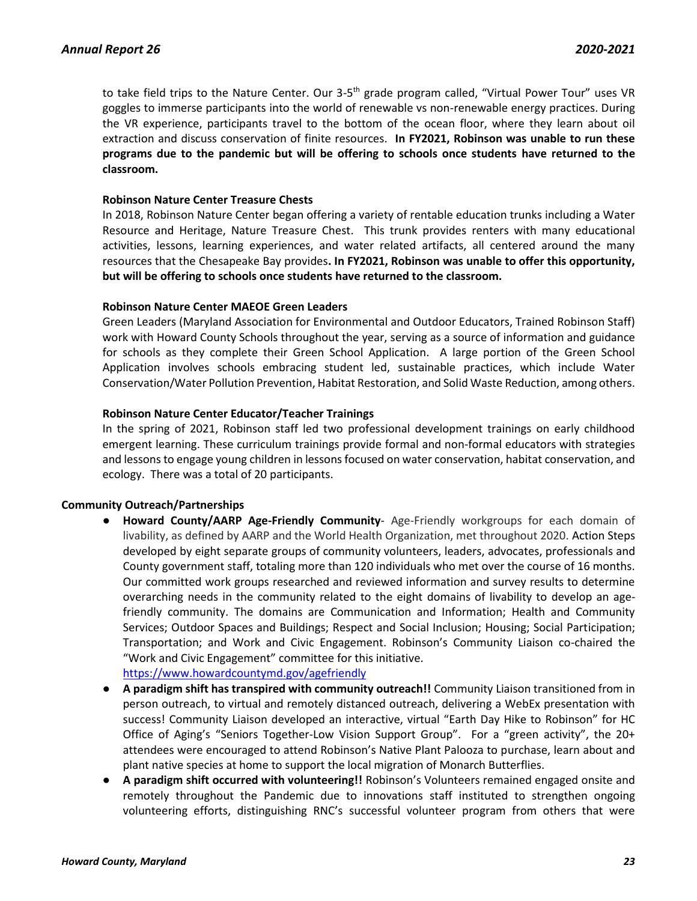to take field trips to the Nature Center. Our 3-5th grade program called, "Virtual Power Tour" uses VR goggles to immerse participants into the world of renewable vs non-renewable energy practices. During the VR experience, participants travel to the bottom of the ocean floor, where they learn about oil extraction and discuss conservation of finite resources. **In FY2021, Robinson was unable to run these programs due to the pandemic but will be offering to schools once students have returned to the classroom.**

**Robinson Nature Center Treasure Chests**

In 2018, Robinson Nature Center began offering a variety of rentable education trunks including a Water Resource and Heritage, Nature Treasure Chest. This trunk provides renters with many educational activities, lessons, learning experiences, and water related artifacts, all centered around the many resources that the Chesapeake Bay provides**. In FY2021, Robinson was unable to offer this opportunity, but will be offering to schools once students have returned to the classroom.**

**Robinson Nature Center MAEOE Green Leaders**

Green Leaders (Maryland Association for Environmental and Outdoor Educators, Trained Robinson Staff) work with Howard County Schools throughout the year, serving as a source of information and guidance for schools as they complete their Green School Application. A large portion of the Green School Application involves schools embracing student led, sustainable practices, which include Water Conservation/Water Pollution Prevention, Habitat Restoration, and Solid Waste Reduction, among others.

**Robinson Nature Center Educator/Teacher Trainings**

In the spring of 2021, Robinson staff led two professional development trainings on early childhood emergent learning. These curriculum trainings provide formal and non-formal educators with strategies and lessons to engage young children in lessons focused on water conservation, habitat conservation, and ecology. There was a total of 20 participants.

**Community Outreach/Partnerships**

- **Howard County/AARP Age-Friendly Community**- Age-Friendly workgroups for each domain of livability, as defined by AARP and the World Health Organization, met throughout 2020. Action Steps developed by eight separate groups of community volunteers, leaders, advocates, professionals and County government staff, totaling more than 120 individuals who met over the course of 16 months. Our committed work groups researched and reviewed information and survey results to determine overarching needs in the community related to the eight domains of livability to develop an age-friendly community. The domains are Communication and Information; Health and Community Services; Outdoor Spaces and Buildings; Respect and Social Inclusion; Housing; Social Participation; Transportation; and Work and Civic Engagement. Robinson's Community Liaison co-chaired the "Work and Civic Engagement" committee for this initiative. https://www.howardcountymd.gov/agefriendly
- **A paradigm shift has transpired with community outreach!!** Community Liaison transitioned from in person outreach, to virtual and remotely distanced outreach, delivering a WebEx presentation with success! Community Liaison developed an interactive, virtual "Earth Day Hike to Robinson" for HC Office of Aging's "Seniors Together-Low Vision Support Group". For a "green activity", the 20+ attendees were encouraged to attend Robinson's Native Plant Palooza to purchase, learn about and plant native species at home to support the local migration of Monarch Butterflies.
- **A paradigm shift occurred with volunteering!!** Robinson's Volunteers remained engaged onsite and remotely throughout the Pandemic due to innovations staff instituted to strengthen ongoing volunteering efforts, distinguishing RNC's successful volunteer program from others that were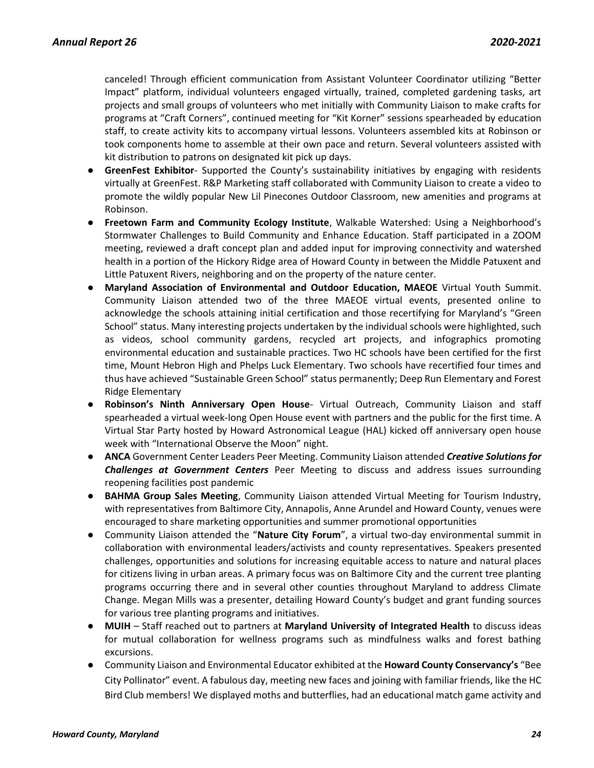canceled! Through efficient communication from Assistant Volunteer Coordinator utilizing "Better Impact" platform, individual volunteers engaged virtually, trained, completed gardening tasks, art projects and small groups of volunteers who met initially with Community Liaison to make crafts for programs at "Craft Corners", continued meeting for "Kit Korner" sessions spearheaded by education staff, to create activity kits to accompany virtual lessons. Volunteers assembled kits at Robinson or took components home to assemble at their own pace and return. Several volunteers assisted with kit distribution to patrons on designated kit pick up days.

- **GreenFest Exhibitor**- Supported the County's sustainability initiatives by engaging with residents virtually at GreenFest. R&P Marketing staff collaborated with Community Liaison to create a video to promote the wildly popular New Lil Pinecones Outdoor Classroom, new amenities and programs at Robinson.
- **Freetown Farm and Community Ecology Institute**, Walkable Watershed: Using a Neighborhood's Stormwater Challenges to Build Community and Enhance Education. Staff participated in a ZOOM meeting, reviewed a draft concept plan and added input for improving connectivity and watershed health in a portion of the Hickory Ridge area of Howard County in between the Middle Patuxent and Little Patuxent Rivers, neighboring and on the property of the nature center.
- **Maryland Association of Environmental and Outdoor Education, MAEOE** Virtual Youth Summit. Community Liaison attended two of the three MAEOE virtual events, presented online to acknowledge the schools attaining initial certification and those recertifying for Maryland's "Green School" status. Many interesting projects undertaken by the individual schools were highlighted, such as videos, school community gardens, recycled art projects, and infographics promoting environmental education and sustainable practices. Two HC schools have been certified for the first time, Mount Hebron High and Phelps Luck Elementary. Two schools have recertified four times and thus have achieved "Sustainable Green School" status permanently; Deep Run Elementary and Forest Ridge Elementary
- **Robinson's Ninth Anniversary Open House**- Virtual Outreach, Community Liaison and staff spearheaded a virtual week-long Open House event with partners and the public for the first time. A Virtual Star Party hosted by Howard Astronomical League (HAL) kicked off anniversary open house week with "International Observe the Moon" night.
- **ANCA** Government Center Leaders Peer Meeting. Community Liaison attended ***Creative Solutions for Challenges at Government Centers*** Peer Meeting to discuss and address issues surrounding reopening facilities post pandemic
- **BAHMA Group Sales Meeting**, Community Liaison attended Virtual Meeting for Tourism Industry, with representatives from Baltimore City, Annapolis, Anne Arundel and Howard County, venues were encouraged to share marketing opportunities and summer promotional opportunities
- Community Liaison attended the "**Nature City Forum**", a virtual two-day environmental summit in collaboration with environmental leaders/activists and county representatives. Speakers presented challenges, opportunities and solutions for increasing equitable access to nature and natural places for citizens living in urban areas. A primary focus was on Baltimore City and the current tree planting programs occurring there and in several other counties throughout Maryland to address Climate Change. Megan Mills was a presenter, detailing Howard County's budget and grant funding sources for various tree planting programs and initiatives.
- **MUIH** – Staff reached out to partners at **Maryland University of Integrated Health** to discuss ideas for mutual collaboration for wellness programs such as mindfulness walks and forest bathing excursions.
- Community Liaison and Environmental Educator exhibited at the **Howard County Conservancy's** "Bee City Pollinator" event. A fabulous day, meeting new faces and joining with familiar friends, like the HC Bird Club members! We displayed moths and butterflies, had an educational match game activity and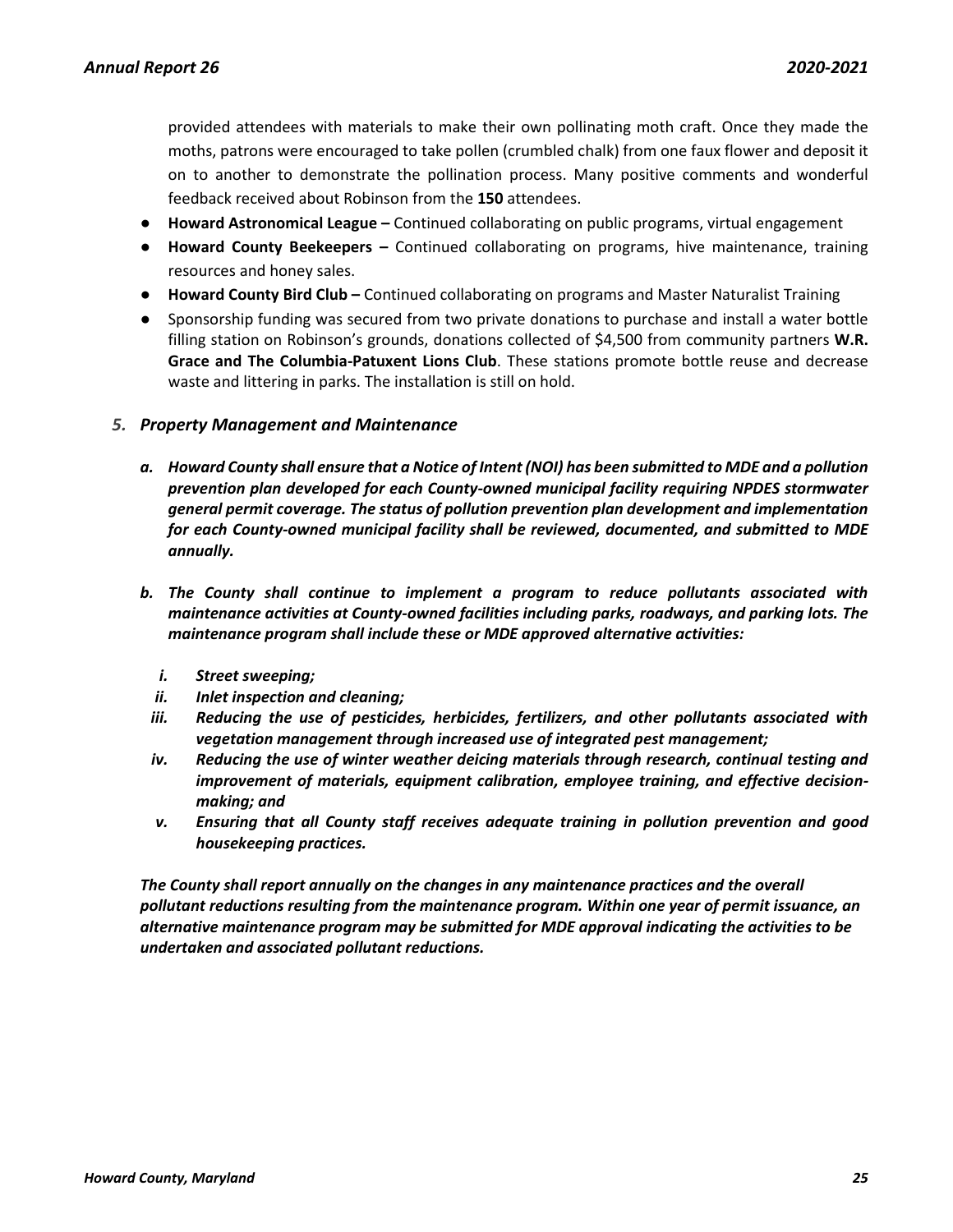provided attendees with materials to make their own pollinating moth craft. Once they made the moths, patrons were encouraged to take pollen (crumbled chalk) from one faux flower and deposit it on to another to demonstrate the pollination process. Many positive comments and wonderful feedback received about Robinson from the **150** attendees.

- **Howard Astronomical League –** Continued collaborating on public programs, virtual engagement
- **Howard County Beekeepers –** Continued collaborating on programs, hive maintenance, training resources and honey sales.
- **Howard County Bird Club –** Continued collaborating on programs and Master Naturalist Training
- Sponsorship funding was secured from two private donations to purchase and install a water bottle filling station on Robinson's grounds, donations collected of $4,500 from community partners **W.R. Grace and The Columbia-Patuxent Lions Club**. These stations promote bottle reuse and decrease waste and littering in parks. The installation is still on hold.

### *5. Property Management and Maintenance*

***a. Howard County shall ensure that a Notice of Intent (NOI) has been submitted to MDE and a pollution prevention plan developed for each County-owned municipal facility requiring NPDES stormwater general permit coverage. The status of pollution prevention plan development and implementation for each County-owned municipal facility shall be reviewed, documented, and submitted to MDE annually.***

***b. The County shall continue to implement a program to reduce pollutants associated with maintenance activities at County-owned facilities including parks, roadways, and parking lots. The maintenance program shall include these or MDE approved alternative activities:***

***i. Street sweeping;***
***ii. Inlet inspection and cleaning;***
***iii. Reducing the use of pesticides, herbicides, fertilizers, and other pollutants associated with vegetation management through increased use of integrated pest management;***
***iv. Reducing the use of winter weather deicing materials through research, continual testing and improvement of materials, equipment calibration, employee training, and effective decision-making; and***
***v. Ensuring that all County staff receives adequate training in pollution prevention and good housekeeping practices.***

***The County shall report annually on the changes in any maintenance practices and the overall pollutant reductions resulting from the maintenance program. Within one year of permit issuance, an alternative maintenance program may be submitted for MDE approval indicating the activities to be undertaken and associated pollutant reductions.***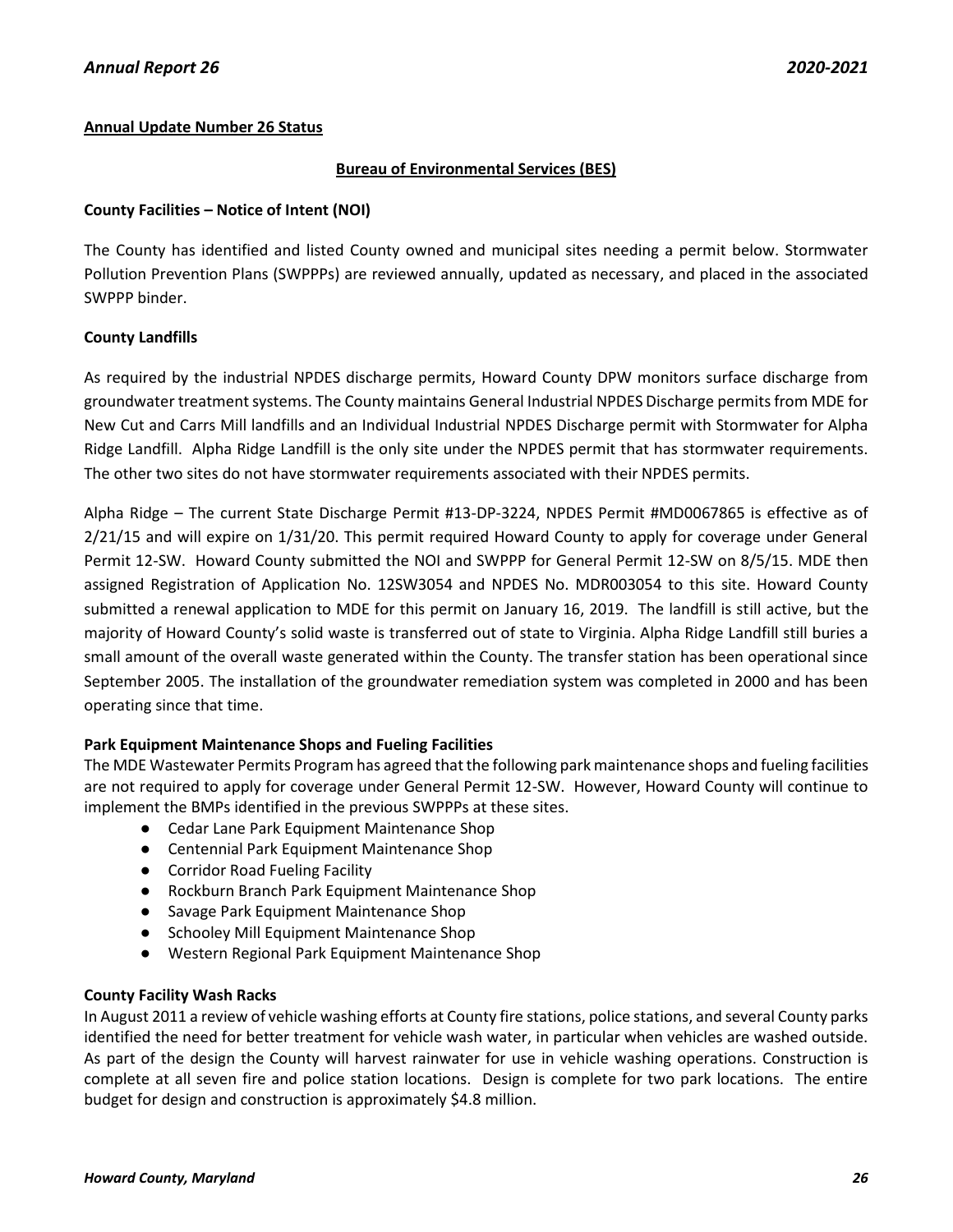**Annual Update Number 26 Status**

**Bureau of Environmental Services (BES)**

**County Facilities – Notice of Intent (NOI)**

The County has identified and listed County owned and municipal sites needing a permit below. Stormwater Pollution Prevention Plans (SWPPPs) are reviewed annually, updated as necessary, and placed in the associated SWPPP binder.

**County Landfills**

As required by the industrial NPDES discharge permits, Howard County DPW monitors surface discharge from groundwater treatment systems. The County maintains General Industrial NPDES Discharge permits from MDE for New Cut and Carrs Mill landfills and an Individual Industrial NPDES Discharge permit with Stormwater for Alpha Ridge Landfill. Alpha Ridge Landfill is the only site under the NPDES permit that has stormwater requirements. The other two sites do not have stormwater requirements associated with their NPDES permits.

Alpha Ridge – The current State Discharge Permit #13-DP-3224, NPDES Permit #MD0067865 is effective as of 2/21/15 and will expire on 1/31/20. This permit required Howard County to apply for coverage under General Permit 12-SW. Howard County submitted the NOI and SWPPP for General Permit 12-SW on 8/5/15. MDE then assigned Registration of Application No. 12SW3054 and NPDES No. MDR003054 to this site. Howard County submitted a renewal application to MDE for this permit on January 16, 2019. The landfill is still active, but the majority of Howard County's solid waste is transferred out of state to Virginia. Alpha Ridge Landfill still buries a small amount of the overall waste generated within the County. The transfer station has been operational since September 2005. The installation of the groundwater remediation system was completed in 2000 and has been operating since that time.

**Park Equipment Maintenance Shops and Fueling Facilities**

The MDE Wastewater Permits Program has agreed that the following park maintenance shops and fueling facilities are not required to apply for coverage under General Permit 12-SW. However, Howard County will continue to implement the BMPs identified in the previous SWPPPs at these sites.

- Cedar Lane Park Equipment Maintenance Shop
- Centennial Park Equipment Maintenance Shop
- Corridor Road Fueling Facility
- Rockburn Branch Park Equipment Maintenance Shop
- Savage Park Equipment Maintenance Shop
- Schooley Mill Equipment Maintenance Shop
- Western Regional Park Equipment Maintenance Shop

**County Facility Wash Racks**

In August 2011 a review of vehicle washing efforts at County fire stations, police stations, and several County parks identified the need for better treatment for vehicle wash water, in particular when vehicles are washed outside. As part of the design the County will harvest rainwater for use in vehicle washing operations. Construction is complete at all seven fire and police station locations. Design is complete for two park locations. The entire budget for design and construction is approximately $4.8 million.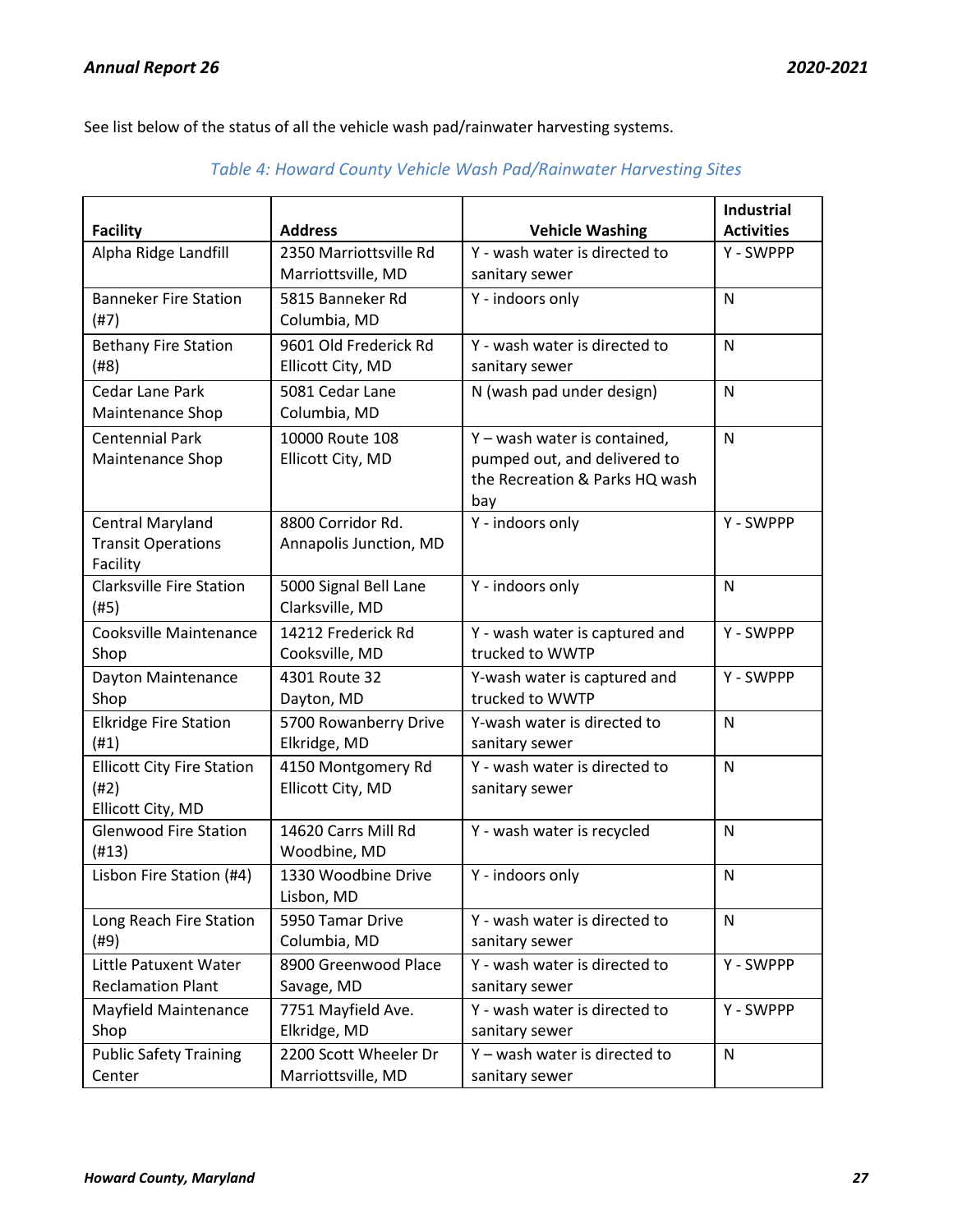See list below of the status of all the vehicle wash pad/rainwater harvesting systems.

*Table 4: Howard County Vehicle Wash Pad/Rainwater Harvesting Sites*

| Facility | Address | Vehicle Washing | Industrial Activities |
|---|---|---|---|
| Alpha Ridge Landfill | 2350 Marriottsville Rd Marriottsville, MD | Y - wash water is directed to sanitary sewer | Y - SWPPP |
| Banneker Fire Station (#7) | 5815 Banneker Rd Columbia, MD | Y - indoors only | N |
| Bethany Fire Station (#8) | 9601 Old Frederick Rd Ellicott City, MD | Y - wash water is directed to sanitary sewer | N |
| Cedar Lane Park Maintenance Shop | 5081 Cedar Lane Columbia, MD | N (wash pad under design) | N |
| Centennial Park Maintenance Shop | 10000 Route 108 Ellicott City, MD | Y – wash water is contained, pumped out, and delivered to the Recreation & Parks HQ wash bay | N |
| Central Maryland Transit Operations Facility | 8800 Corridor Rd. Annapolis Junction, MD | Y - indoors only | Y - SWPPP |
| Clarksville Fire Station (#5) | 5000 Signal Bell Lane Clarksville, MD | Y - indoors only | N |
| Cooksville Maintenance Shop | 14212 Frederick Rd Cooksville, MD | Y - wash water is captured and trucked to WWTP | Y - SWPPP |
| Dayton Maintenance Shop | 4301 Route 32 Dayton, MD | Y-wash water is captured and trucked to WWTP | Y - SWPPP |
| Elkridge Fire Station (#1) | 5700 Rowanberry Drive Elkridge, MD | Y-wash water is directed to sanitary sewer | N |
| Ellicott City Fire Station (#2) Ellicott City, MD | 4150 Montgomery Rd Ellicott City, MD | Y - wash water is directed to sanitary sewer | N |
| Glenwood Fire Station (#13) | 14620 Carrs Mill Rd Woodbine, MD | Y - wash water is recycled | N |
| Lisbon Fire Station (#4) | 1330 Woodbine Drive Lisbon, MD | Y - indoors only | N |
| Long Reach Fire Station (#9) | 5950 Tamar Drive Columbia, MD | Y - wash water is directed to sanitary sewer | N |
| Little Patuxent Water Reclamation Plant | 8900 Greenwood Place Savage, MD | Y - wash water is directed to sanitary sewer | Y - SWPPP |
| Mayfield Maintenance Shop | 7751 Mayfield Ave. Elkridge, MD | Y - wash water is directed to sanitary sewer | Y - SWPPP |
| Public Safety Training Center | 2200 Scott Wheeler Dr Marriottsville, MD | Y – wash water is directed to sanitary sewer | N |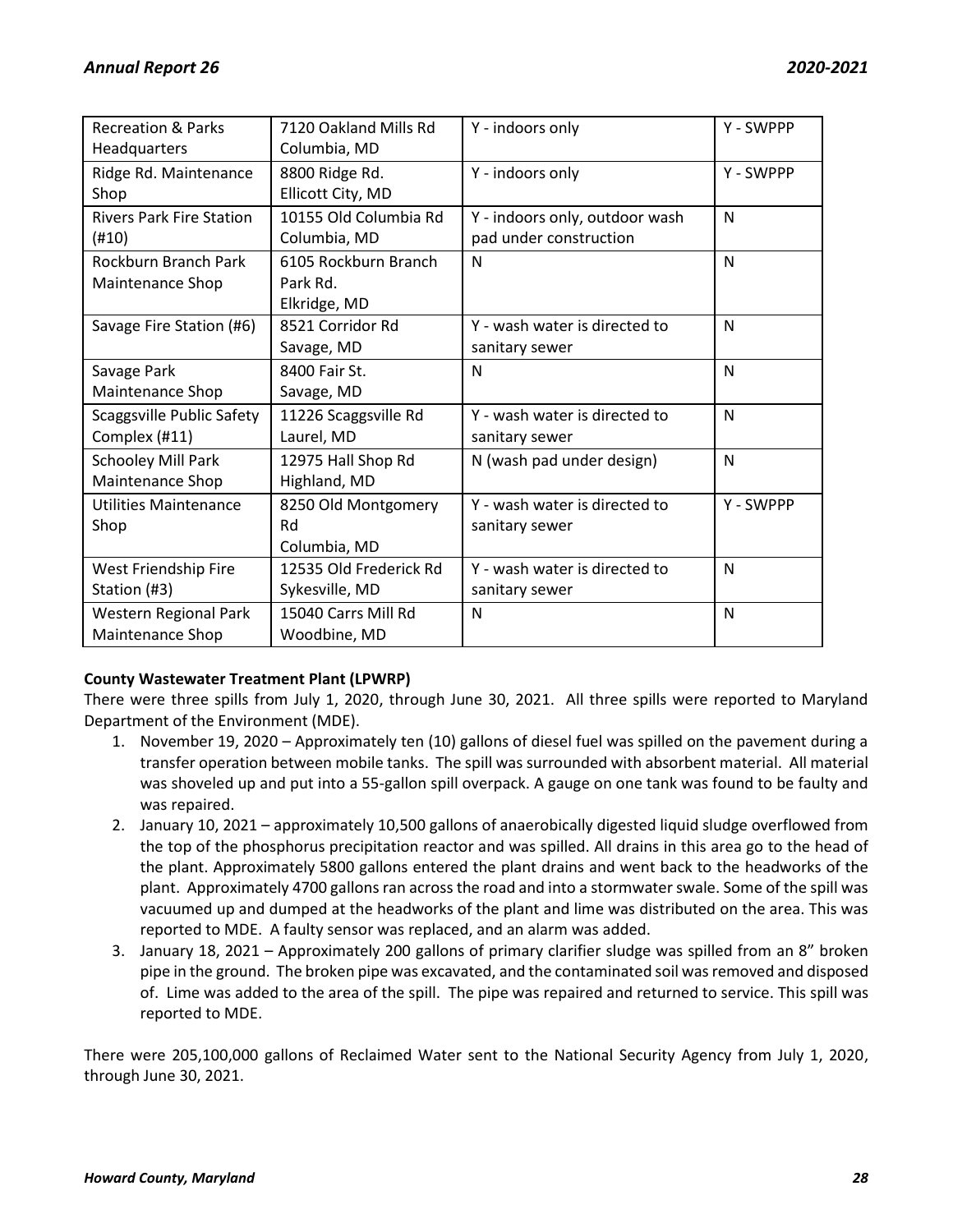| Recreation & Parks Headquarters | 7120 Oakland Mills Rd Columbia, MD | Y - indoors only | Y - SWPPP |
|---|---|---|---|
| Ridge Rd. Maintenance Shop | 8800 Ridge Rd. Ellicott City, MD | Y - indoors only | Y - SWPPP |
| Rivers Park Fire Station (#10) | 10155 Old Columbia Rd Columbia, MD | Y - indoors only, outdoor wash pad under construction | N |
| Rockburn Branch Park Maintenance Shop | 6105 Rockburn Branch Park Rd. Elkridge, MD | N | N |
| Savage Fire Station (#6) | 8521 Corridor Rd Savage, MD | Y - wash water is directed to sanitary sewer | N |
| Savage Park Maintenance Shop | 8400 Fair St. Savage, MD | N | N |
| Scaggsville Public Safety Complex (#11) | 11226 Scaggsville Rd Laurel, MD | Y - wash water is directed to sanitary sewer | N |
| Schooley Mill Park Maintenance Shop | 12975 Hall Shop Rd Highland, MD | N (wash pad under design) | N |
| Utilities Maintenance Shop | 8250 Old Montgomery Rd Columbia, MD | Y - wash water is directed to sanitary sewer | Y - SWPPP |
| West Friendship Fire Station (#3) | 12535 Old Frederick Rd Sykesville, MD | Y - wash water is directed to sanitary sewer | N |
| Western Regional Park Maintenance Shop | 15040 Carrs Mill Rd Woodbine, MD | N | N |

**County Wastewater Treatment Plant (LPWRP)**

There were three spills from July 1, 2020, through June 30, 2021. All three spills were reported to Maryland Department of the Environment (MDE).

1. November 19, 2020 – Approximately ten (10) gallons of diesel fuel was spilled on the pavement during a transfer operation between mobile tanks. The spill was surrounded with absorbent material. All material was shoveled up and put into a 55-gallon spill overpack. A gauge on one tank was found to be faulty and was repaired.
2. January 10, 2021 – approximately 10,500 gallons of anaerobically digested liquid sludge overflowed from the top of the phosphorus precipitation reactor and was spilled. All drains in this area go to the head of the plant. Approximately 5800 gallons entered the plant drains and went back to the headworks of the plant. Approximately 4700 gallons ran across the road and into a stormwater swale. Some of the spill was vacuumed up and dumped at the headworks of the plant and lime was distributed on the area. This was reported to MDE. A faulty sensor was replaced, and an alarm was added.
3. January 18, 2021 – Approximately 200 gallons of primary clarifier sludge was spilled from an 8" broken pipe in the ground. The broken pipe was excavated, and the contaminated soil was removed and disposed of. Lime was added to the area of the spill. The pipe was repaired and returned to service. This spill was reported to MDE.

There were 205,100,000 gallons of Reclaimed Water sent to the National Security Agency from July 1, 2020, through June 30, 2021.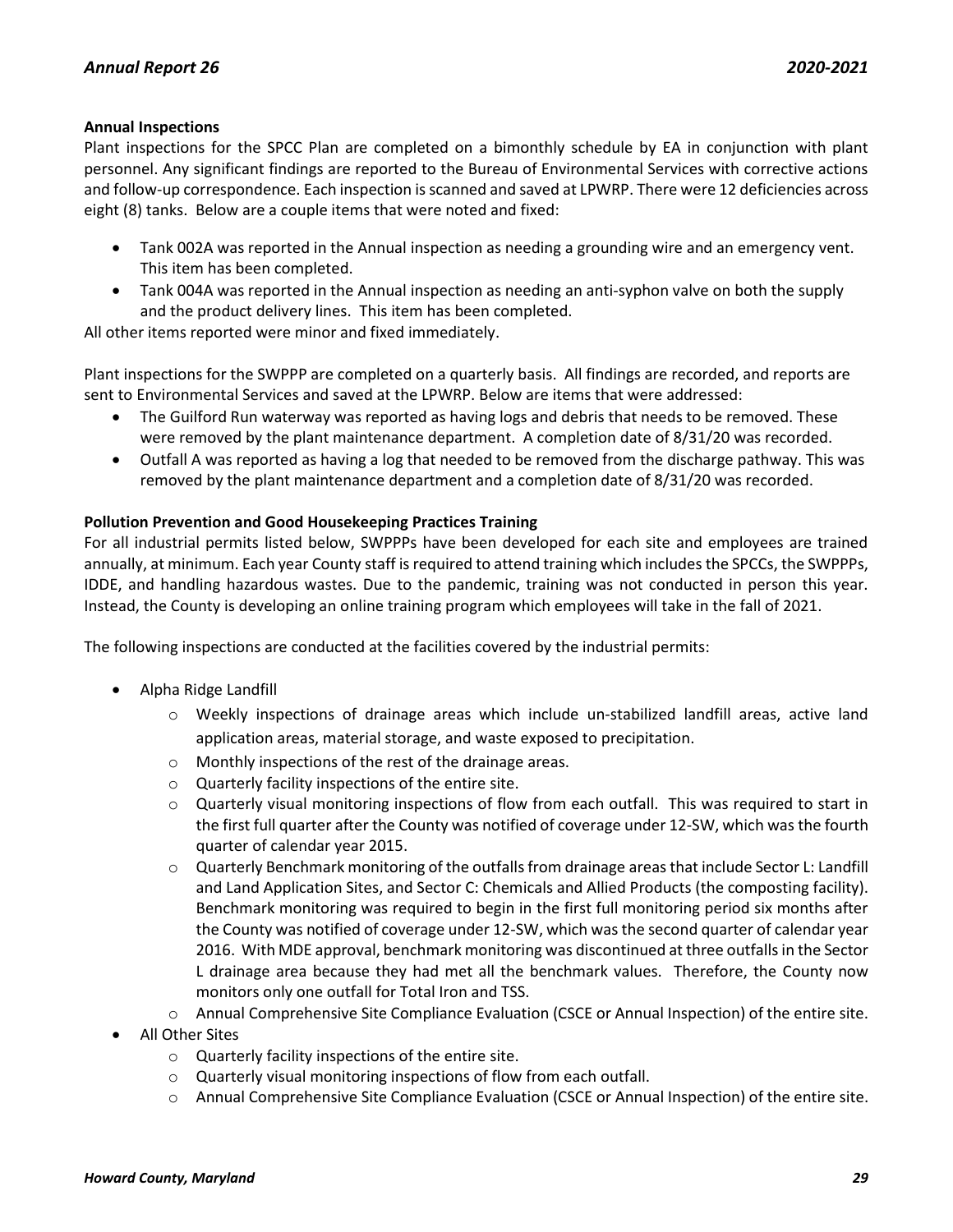**Annual Inspections**

Plant inspections for the SPCC Plan are completed on a bimonthly schedule by EA in conjunction with plant personnel. Any significant findings are reported to the Bureau of Environmental Services with corrective actions and follow-up correspondence. Each inspection is scanned and saved at LPWRP. There were 12 deficiencies across eight (8) tanks. Below are a couple items that were noted and fixed:

- Tank 002A was reported in the Annual inspection as needing a grounding wire and an emergency vent. This item has been completed.
- Tank 004A was reported in the Annual inspection as needing an anti-syphon valve on both the supply and the product delivery lines. This item has been completed.

All other items reported were minor and fixed immediately.

Plant inspections for the SWPPP are completed on a quarterly basis. All findings are recorded, and reports are sent to Environmental Services and saved at the LPWRP. Below are items that were addressed:

- The Guilford Run waterway was reported as having logs and debris that needs to be removed. These were removed by the plant maintenance department. A completion date of 8/31/20 was recorded.
- Outfall A was reported as having a log that needed to be removed from the discharge pathway. This was removed by the plant maintenance department and a completion date of 8/31/20 was recorded.

**Pollution Prevention and Good Housekeeping Practices Training**

For all industrial permits listed below, SWPPPs have been developed for each site and employees are trained annually, at minimum. Each year County staff is required to attend training which includes the SPCCs, the SWPPPs, IDDE, and handling hazardous wastes. Due to the pandemic, training was not conducted in person this year. Instead, the County is developing an online training program which employees will take in the fall of 2021.

The following inspections are conducted at the facilities covered by the industrial permits:

- Alpha Ridge Landfill
  - Weekly inspections of drainage areas which include un-stabilized landfill areas, active land application areas, material storage, and waste exposed to precipitation.
  - Monthly inspections of the rest of the drainage areas.
  - Quarterly facility inspections of the entire site.
  - Quarterly visual monitoring inspections of flow from each outfall. This was required to start in the first full quarter after the County was notified of coverage under 12-SW, which was the fourth quarter of calendar year 2015.
  - Quarterly Benchmark monitoring of the outfalls from drainage areas that include Sector L: Landfill and Land Application Sites, and Sector C: Chemicals and Allied Products (the composting facility). Benchmark monitoring was required to begin in the first full monitoring period six months after the County was notified of coverage under 12-SW, which was the second quarter of calendar year 2016. With MDE approval, benchmark monitoring was discontinued at three outfalls in the Sector L drainage area because they had met all the benchmark values. Therefore, the County now monitors only one outfall for Total Iron and TSS.
  - Annual Comprehensive Site Compliance Evaluation (CSCE or Annual Inspection) of the entire site.
- All Other Sites
  - Quarterly facility inspections of the entire site.
  - Quarterly visual monitoring inspections of flow from each outfall.
  - Annual Comprehensive Site Compliance Evaluation (CSCE or Annual Inspection) of the entire site.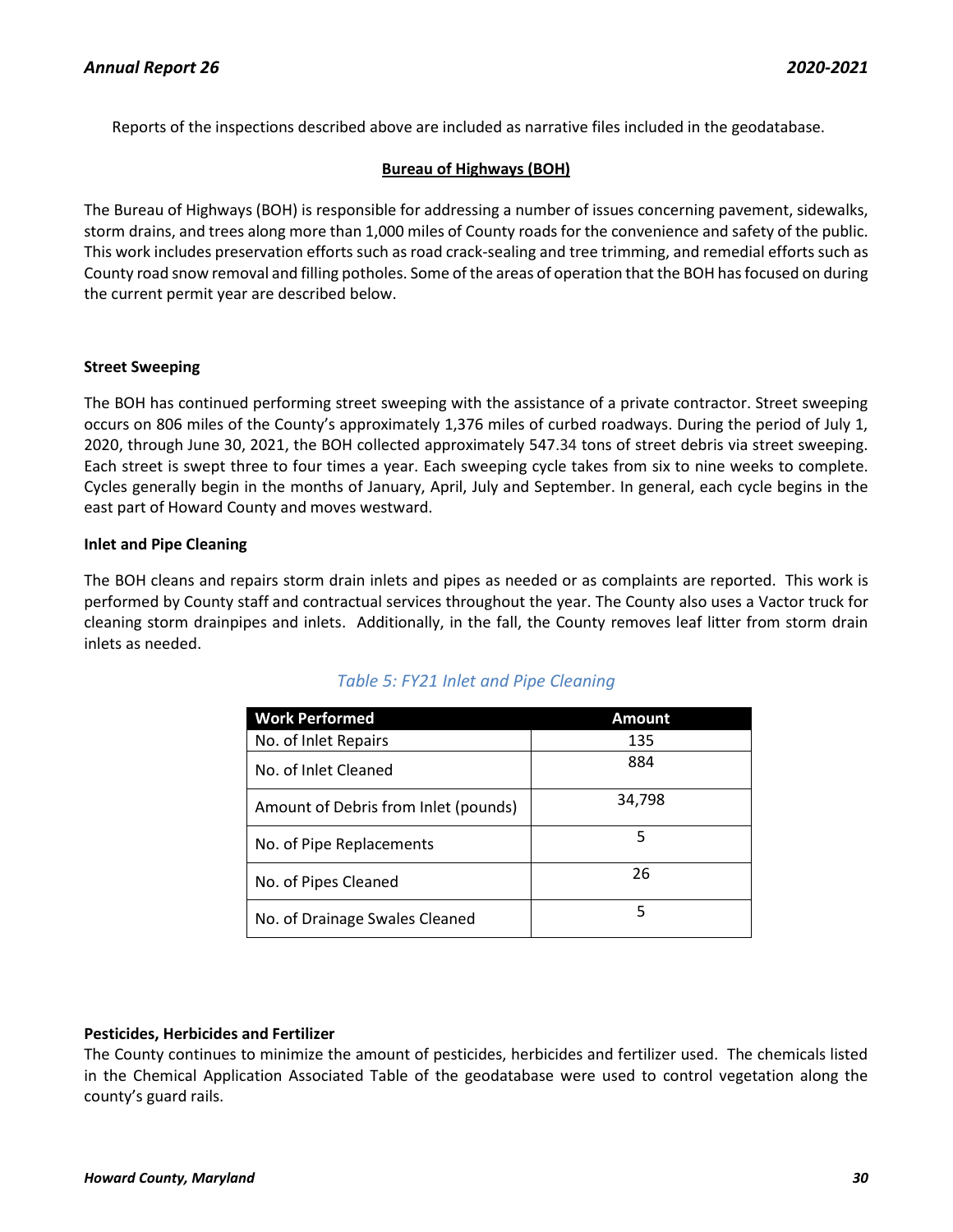Reports of the inspections described above are included as narrative files included in the geodatabase.

## Bureau of Highways (BOH)

The Bureau of Highways (BOH) is responsible for addressing a number of issues concerning pavement, sidewalks, storm drains, and trees along more than 1,000 miles of County roads for the convenience and safety of the public. This work includes preservation efforts such as road crack-sealing and tree trimming, and remedial efforts such as County road snow removal and filling potholes. Some of the areas of operation that the BOH has focused on during the current permit year are described below.

### Street Sweeping

The BOH has continued performing street sweeping with the assistance of a private contractor. Street sweeping occurs on 806 miles of the County's approximately 1,376 miles of curbed roadways. During the period of July 1, 2020, through June 30, 2021, the BOH collected approximately 547.34 tons of street debris via street sweeping. Each street is swept three to four times a year. Each sweeping cycle takes from six to nine weeks to complete. Cycles generally begin in the months of January, April, July and September. In general, each cycle begins in the east part of Howard County and moves westward.

### Inlet and Pipe Cleaning

The BOH cleans and repairs storm drain inlets and pipes as needed or as complaints are reported. This work is performed by County staff and contractual services throughout the year. The County also uses a Vactor truck for cleaning storm drainpipes and inlets. Additionally, in the fall, the County removes leaf litter from storm drain inlets as needed.

*Table 5: FY21 Inlet and Pipe Cleaning*

| Work Performed | Amount |
|---|---|
| No. of Inlet Repairs | 135 |
| No. of Inlet Cleaned | 884 |
| Amount of Debris from Inlet (pounds) | 34,798 |
| No. of Pipe Replacements | 5 |
| No. of Pipes Cleaned | 26 |
| No. of Drainage Swales Cleaned | 5 |

### Pesticides, Herbicides and Fertilizer

The County continues to minimize the amount of pesticides, herbicides and fertilizer used. The chemicals listed in the Chemical Application Associated Table of the geodatabase were used to control vegetation along the county's guard rails.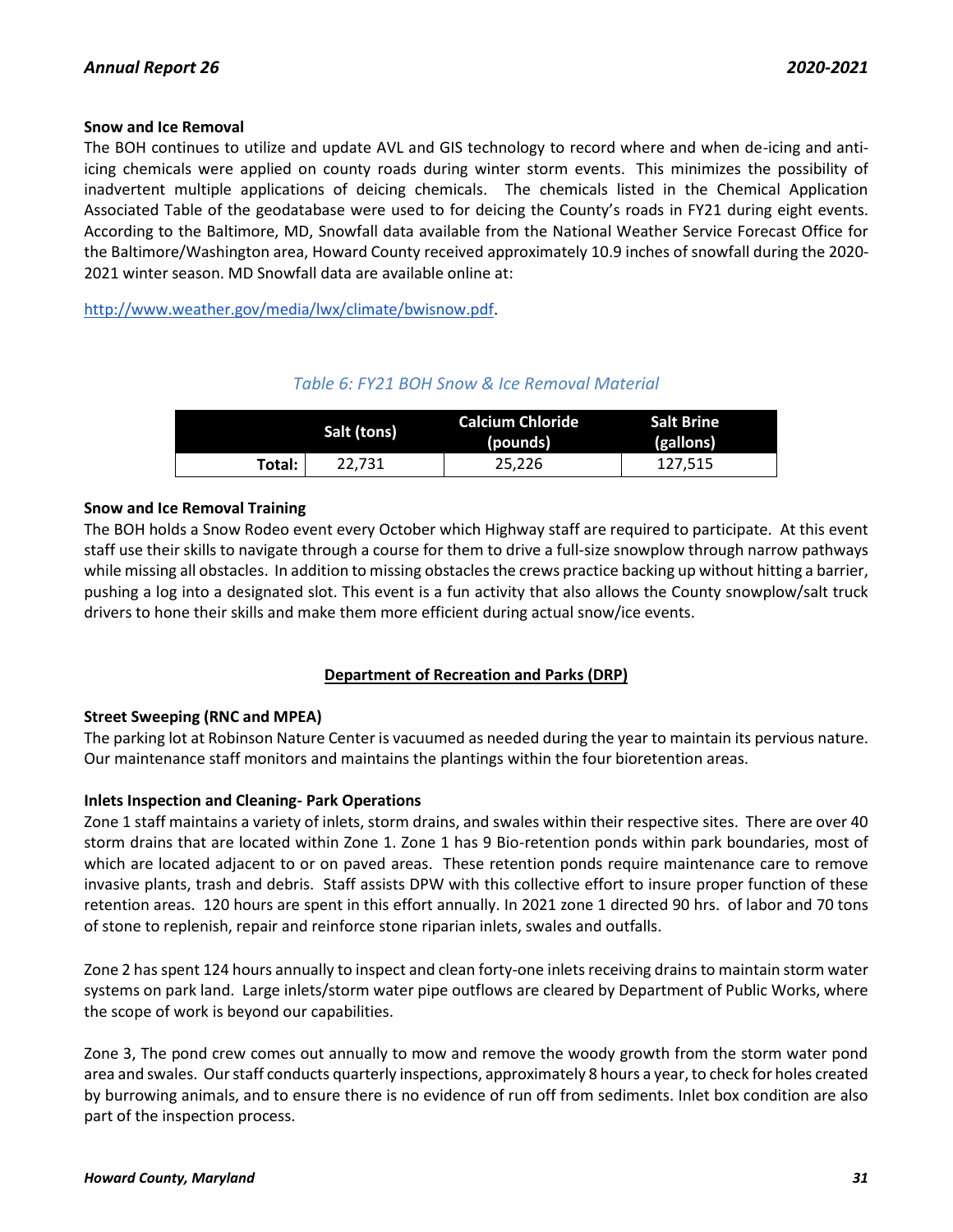**Snow and Ice Removal**

The BOH continues to utilize and update AVL and GIS technology to record where and when de-icing and anti-icing chemicals were applied on county roads during winter storm events. This minimizes the possibility of inadvertent multiple applications of deicing chemicals. The chemicals listed in the Chemical Application Associated Table of the geodatabase were used to for deicing the County's roads in FY21 during eight events. According to the Baltimore, MD, Snowfall data available from the National Weather Service Forecast Office for the Baltimore/Washington area, Howard County received approximately 10.9 inches of snowfall during the 2020-2021 winter season. MD Snowfall data are available online at:

http://www.weather.gov/media/lwx/climate/bwisnow.pdf.

*Table 6: FY21 BOH Snow & Ice Removal Material*

| | Salt (tons) | Calcium Chloride (pounds) | Salt Brine (gallons) |
|---|---|---|---|
| Total: | 22,731 | 25,226 | 127,515 |

**Snow and Ice Removal Training**

The BOH holds a Snow Rodeo event every October which Highway staff are required to participate. At this event staff use their skills to navigate through a course for them to drive a full-size snowplow through narrow pathways while missing all obstacles. In addition to missing obstacles the crews practice backing up without hitting a barrier, pushing a log into a designated slot. This event is a fun activity that also allows the County snowplow/salt truck drivers to hone their skills and make them more efficient during actual snow/ice events.

## Department of Recreation and Parks (DRP)

**Street Sweeping (RNC and MPEA)**

The parking lot at Robinson Nature Center is vacuumed as needed during the year to maintain its pervious nature. Our maintenance staff monitors and maintains the plantings within the four bioretention areas.

**Inlets Inspection and Cleaning- Park Operations**

Zone 1 staff maintains a variety of inlets, storm drains, and swales within their respective sites. There are over 40 storm drains that are located within Zone 1. Zone 1 has 9 Bio-retention ponds within park boundaries, most of which are located adjacent to or on paved areas. These retention ponds require maintenance care to remove invasive plants, trash and debris. Staff assists DPW with this collective effort to insure proper function of these retention areas. 120 hours are spent in this effort annually. In 2021 zone 1 directed 90 hrs. of labor and 70 tons of stone to replenish, repair and reinforce stone riparian inlets, swales and outfalls.

Zone 2 has spent 124 hours annually to inspect and clean forty-one inlets receiving drains to maintain storm water systems on park land. Large inlets/storm water pipe outflows are cleared by Department of Public Works, where the scope of work is beyond our capabilities.

Zone 3, The pond crew comes out annually to mow and remove the woody growth from the storm water pond area and swales. Our staff conducts quarterly inspections, approximately 8 hours a year, to check for holes created by burrowing animals, and to ensure there is no evidence of run off from sediments. Inlet box condition are also part of the inspection process.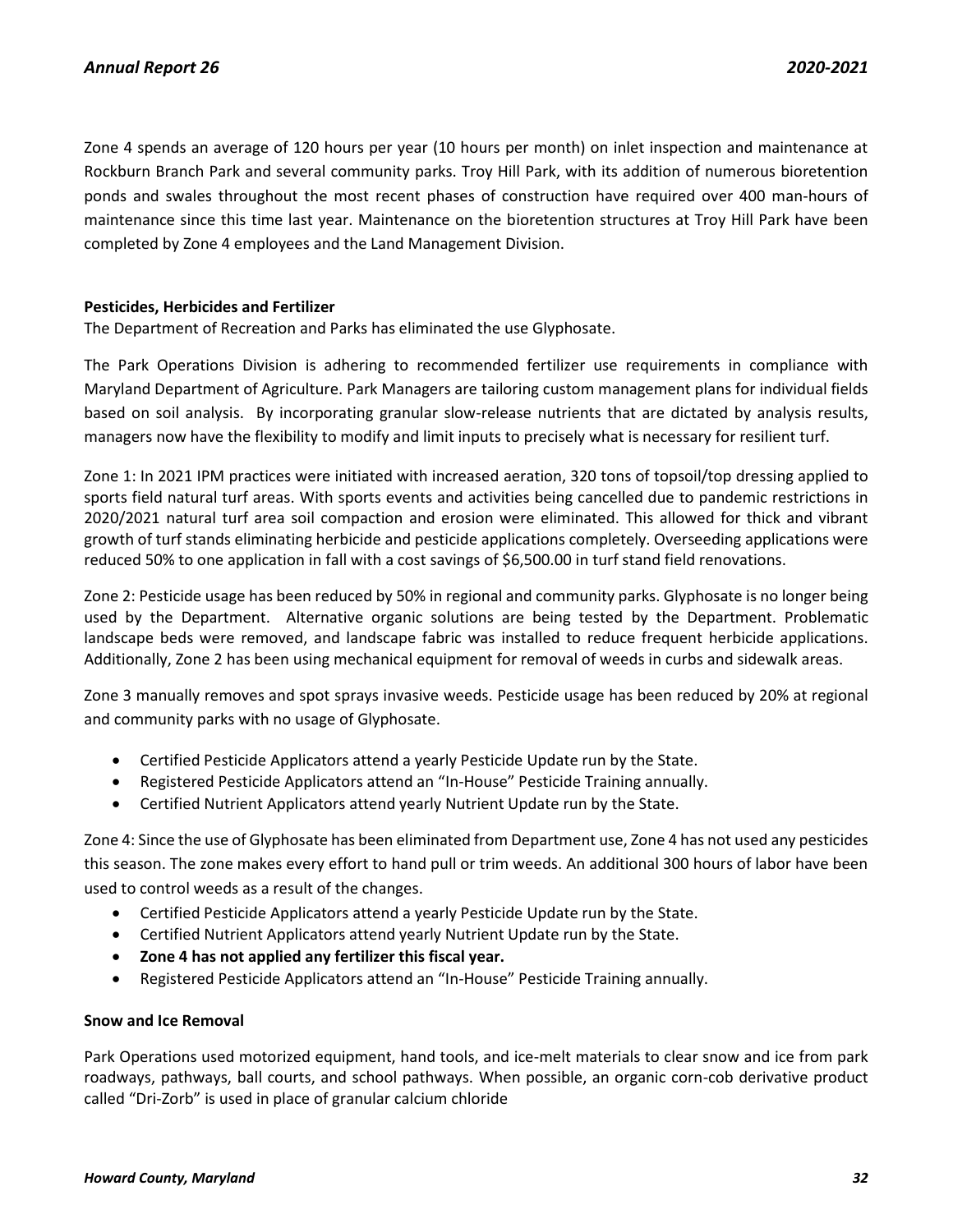Zone 4 spends an average of 120 hours per year (10 hours per month) on inlet inspection and maintenance at Rockburn Branch Park and several community parks. Troy Hill Park, with its addition of numerous bioretention ponds and swales throughout the most recent phases of construction have required over 400 man-hours of maintenance since this time last year. Maintenance on the bioretention structures at Troy Hill Park have been completed by Zone 4 employees and the Land Management Division.

**Pesticides, Herbicides and Fertilizer**

The Department of Recreation and Parks has eliminated the use Glyphosate.

The Park Operations Division is adhering to recommended fertilizer use requirements in compliance with Maryland Department of Agriculture. Park Managers are tailoring custom management plans for individual fields based on soil analysis. By incorporating granular slow-release nutrients that are dictated by analysis results, managers now have the flexibility to modify and limit inputs to precisely what is necessary for resilient turf.

Zone 1: In 2021 IPM practices were initiated with increased aeration, 320 tons of topsoil/top dressing applied to sports field natural turf areas. With sports events and activities being cancelled due to pandemic restrictions in 2020/2021 natural turf area soil compaction and erosion were eliminated. This allowed for thick and vibrant growth of turf stands eliminating herbicide and pesticide applications completely. Overseeding applications were reduced 50% to one application in fall with a cost savings of $6,500.00 in turf stand field renovations.

Zone 2: Pesticide usage has been reduced by 50% in regional and community parks. Glyphosate is no longer being used by the Department. Alternative organic solutions are being tested by the Department. Problematic landscape beds were removed, and landscape fabric was installed to reduce frequent herbicide applications. Additionally, Zone 2 has been using mechanical equipment for removal of weeds in curbs and sidewalk areas.

Zone 3 manually removes and spot sprays invasive weeds. Pesticide usage has been reduced by 20% at regional and community parks with no usage of Glyphosate.

- Certified Pesticide Applicators attend a yearly Pesticide Update run by the State.
- Registered Pesticide Applicators attend an "In-House" Pesticide Training annually.
- Certified Nutrient Applicators attend yearly Nutrient Update run by the State.

Zone 4: Since the use of Glyphosate has been eliminated from Department use, Zone 4 has not used any pesticides this season. The zone makes every effort to hand pull or trim weeds. An additional 300 hours of labor have been used to control weeds as a result of the changes.

- Certified Pesticide Applicators attend a yearly Pesticide Update run by the State.
- Certified Nutrient Applicators attend yearly Nutrient Update run by the State.
- **Zone 4 has not applied any fertilizer this fiscal year.**
- Registered Pesticide Applicators attend an "In-House" Pesticide Training annually.

**Snow and Ice Removal**

Park Operations used motorized equipment, hand tools, and ice-melt materials to clear snow and ice from park roadways, pathways, ball courts, and school pathways. When possible, an organic corn-cob derivative product called "Dri-Zorb" is used in place of granular calcium chloride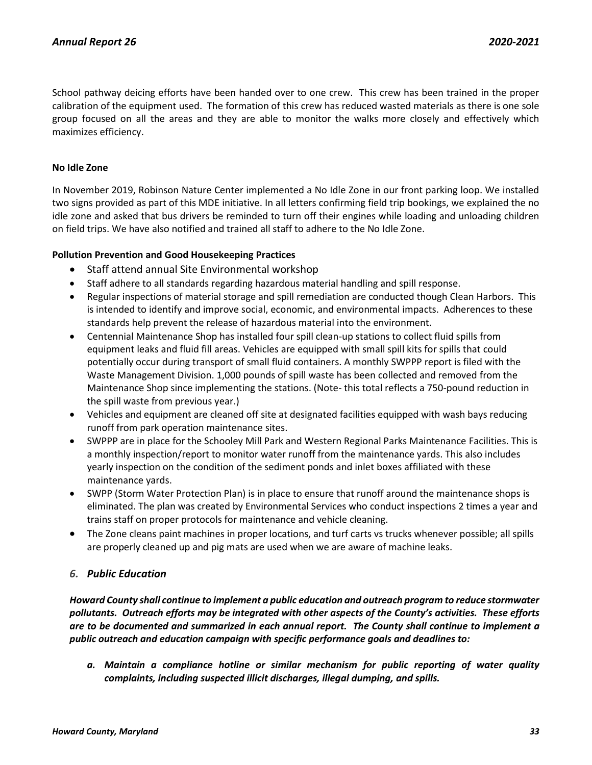School pathway deicing efforts have been handed over to one crew. This crew has been trained in the proper calibration of the equipment used. The formation of this crew has reduced wasted materials as there is one sole group focused on all the areas and they are able to monitor the walks more closely and effectively which maximizes efficiency.

**No Idle Zone**

In November 2019, Robinson Nature Center implemented a No Idle Zone in our front parking loop. We installed two signs provided as part of this MDE initiative. In all letters confirming field trip bookings, we explained the no idle zone and asked that bus drivers be reminded to turn off their engines while loading and unloading children on field trips. We have also notified and trained all staff to adhere to the No Idle Zone.

**Pollution Prevention and Good Housekeeping Practices**

- Staff attend annual Site Environmental workshop
- Staff adhere to all standards regarding hazardous material handling and spill response.
- Regular inspections of material storage and spill remediation are conducted though Clean Harbors. This is intended to identify and improve social, economic, and environmental impacts. Adherences to these standards help prevent the release of hazardous material into the environment.
- Centennial Maintenance Shop has installed four spill clean-up stations to collect fluid spills from equipment leaks and fluid fill areas. Vehicles are equipped with small spill kits for spills that could potentially occur during transport of small fluid containers. A monthly SWPPP report is filed with the Waste Management Division. 1,000 pounds of spill waste has been collected and removed from the Maintenance Shop since implementing the stations. (Note- this total reflects a 750-pound reduction in the spill waste from previous year.)
- Vehicles and equipment are cleaned off site at designated facilities equipped with wash bays reducing runoff from park operation maintenance sites.
- SWPPP are in place for the Schooley Mill Park and Western Regional Parks Maintenance Facilities. This is a monthly inspection/report to monitor water runoff from the maintenance yards. This also includes yearly inspection on the condition of the sediment ponds and inlet boxes affiliated with these maintenance yards.
- SWPP (Storm Water Protection Plan) is in place to ensure that runoff around the maintenance shops is eliminated. The plan was created by Environmental Services who conduct inspections 2 times a year and trains staff on proper protocols for maintenance and vehicle cleaning.
- The Zone cleans paint machines in proper locations, and turf carts vs trucks whenever possible; all spills are properly cleaned up and pig mats are used when we are aware of machine leaks.

## *6. Public Education*

***Howard County shall continue to implement a public education and outreach program to reduce stormwater pollutants. Outreach efforts may be integrated with other aspects of the County's activities. These efforts are to be documented and summarized in each annual report. The County shall continue to implement a public outreach and education campaign with specific performance goals and deadlines to:***

***a. Maintain a compliance hotline or similar mechanism for public reporting of water quality complaints, including suspected illicit discharges, illegal dumping, and spills.***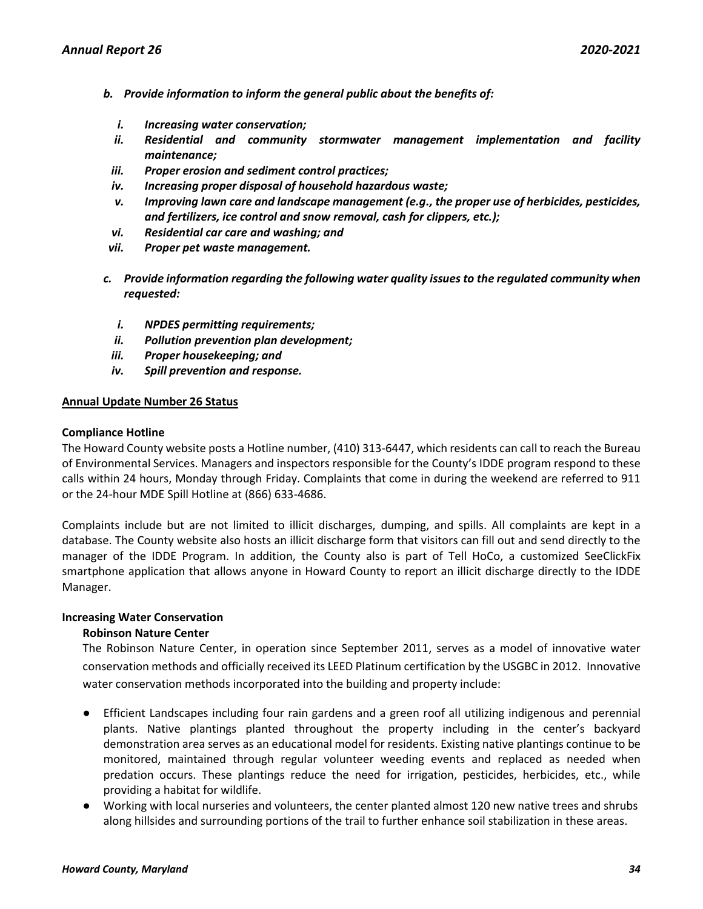*b. Provide information to inform the general public about the benefits of:*

*i. Increasing water conservation;*

*ii. Residential and community stormwater management implementation and facility maintenance;*

*iii. Proper erosion and sediment control practices;*

*iv. Increasing proper disposal of household hazardous waste;*

*v. Improving lawn care and landscape management (e.g., the proper use of herbicides, pesticides, and fertilizers, ice control and snow removal, cash for clippers, etc.);*

*vi. Residential car care and washing; and*

*vii. Proper pet waste management.*

*c. Provide information regarding the following water quality issues to the regulated community when requested:*

*i. NPDES permitting requirements;*

*ii. Pollution prevention plan development;*

*iii. Proper housekeeping; and*

*iv. Spill prevention and response.*

**Annual Update Number 26 Status**

**Compliance Hotline**

The Howard County website posts a Hotline number, (410) 313-6447, which residents can call to reach the Bureau of Environmental Services. Managers and inspectors responsible for the County's IDDE program respond to these calls within 24 hours, Monday through Friday. Complaints that come in during the weekend are referred to 911 or the 24-hour MDE Spill Hotline at (866) 633-4686.

Complaints include but are not limited to illicit discharges, dumping, and spills. All complaints are kept in a database. The County website also hosts an illicit discharge form that visitors can fill out and send directly to the manager of the IDDE Program. In addition, the County also is part of Tell HoCo, a customized SeeClickFix smartphone application that allows anyone in Howard County to report an illicit discharge directly to the IDDE Manager.

**Increasing Water Conservation**

**Robinson Nature Center**

The Robinson Nature Center, in operation since September 2011, serves as a model of innovative water conservation methods and officially received its LEED Platinum certification by the USGBC in 2012. Innovative water conservation methods incorporated into the building and property include:

- Efficient Landscapes including four rain gardens and a green roof all utilizing indigenous and perennial plants. Native plantings planted throughout the property including in the center's backyard demonstration area serves as an educational model for residents. Existing native plantings continue to be monitored, maintained through regular volunteer weeding events and replaced as needed when predation occurs. These plantings reduce the need for irrigation, pesticides, herbicides, etc., while providing a habitat for wildlife.
- Working with local nurseries and volunteers, the center planted almost 120 new native trees and shrubs along hillsides and surrounding portions of the trail to further enhance soil stabilization in these areas.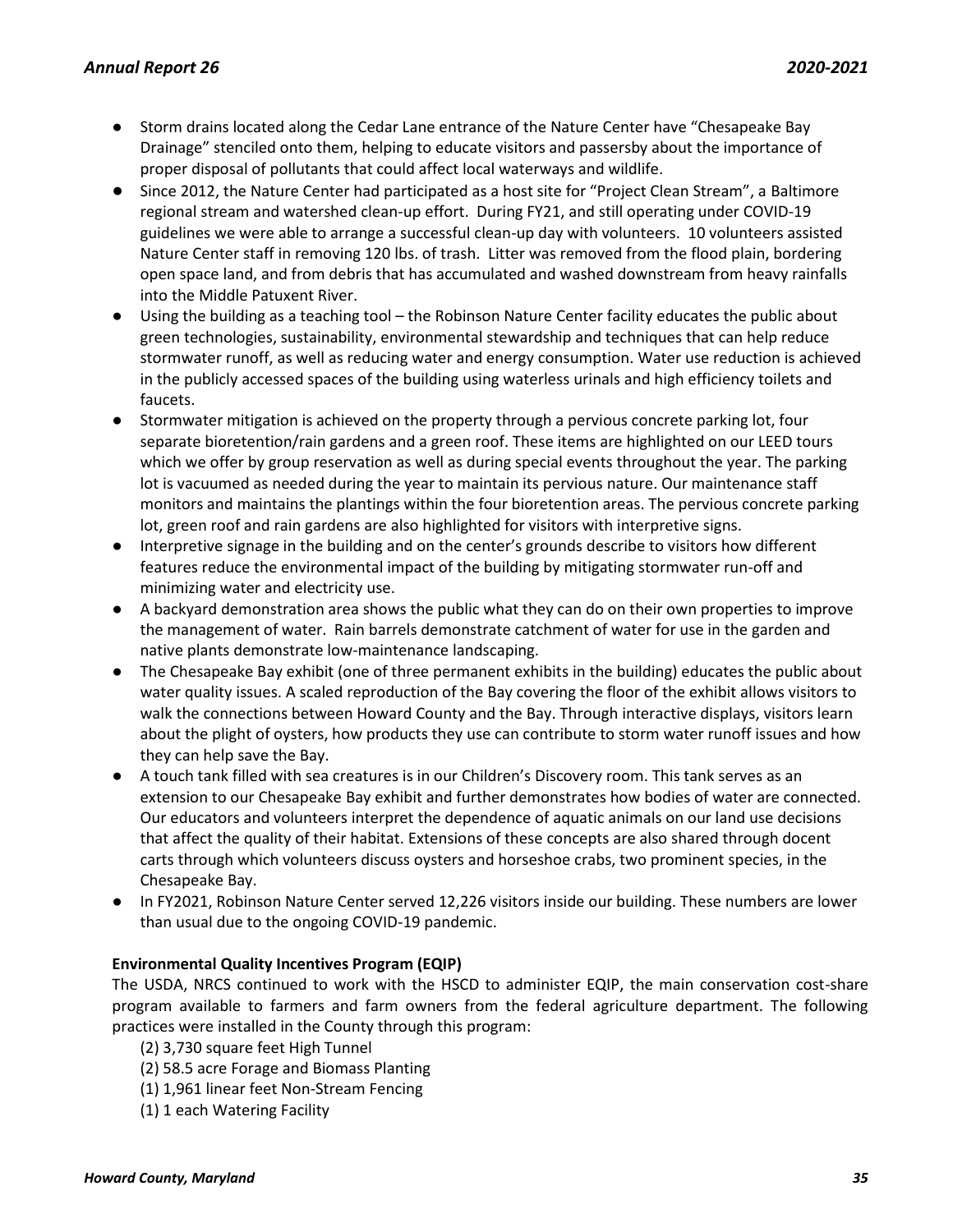- Storm drains located along the Cedar Lane entrance of the Nature Center have "Chesapeake Bay Drainage" stenciled onto them, helping to educate visitors and passersby about the importance of proper disposal of pollutants that could affect local waterways and wildlife.
- Since 2012, the Nature Center had participated as a host site for "Project Clean Stream", a Baltimore regional stream and watershed clean-up effort. During FY21, and still operating under COVID-19 guidelines we were able to arrange a successful clean-up day with volunteers. 10 volunteers assisted Nature Center staff in removing 120 lbs. of trash. Litter was removed from the flood plain, bordering open space land, and from debris that has accumulated and washed downstream from heavy rainfalls into the Middle Patuxent River.
- Using the building as a teaching tool – the Robinson Nature Center facility educates the public about green technologies, sustainability, environmental stewardship and techniques that can help reduce stormwater runoff, as well as reducing water and energy consumption. Water use reduction is achieved in the publicly accessed spaces of the building using waterless urinals and high efficiency toilets and faucets.
- Stormwater mitigation is achieved on the property through a pervious concrete parking lot, four separate bioretention/rain gardens and a green roof. These items are highlighted on our LEED tours which we offer by group reservation as well as during special events throughout the year. The parking lot is vacuumed as needed during the year to maintain its pervious nature. Our maintenance staff monitors and maintains the plantings within the four bioretention areas. The pervious concrete parking lot, green roof and rain gardens are also highlighted for visitors with interpretive signs.
- Interpretive signage in the building and on the center's grounds describe to visitors how different features reduce the environmental impact of the building by mitigating stormwater run-off and minimizing water and electricity use.
- A backyard demonstration area shows the public what they can do on their own properties to improve the management of water. Rain barrels demonstrate catchment of water for use in the garden and native plants demonstrate low-maintenance landscaping.
- The Chesapeake Bay exhibit (one of three permanent exhibits in the building) educates the public about water quality issues. A scaled reproduction of the Bay covering the floor of the exhibit allows visitors to walk the connections between Howard County and the Bay. Through interactive displays, visitors learn about the plight of oysters, how products they use can contribute to storm water runoff issues and how they can help save the Bay.
- A touch tank filled with sea creatures is in our Children's Discovery room. This tank serves as an extension to our Chesapeake Bay exhibit and further demonstrates how bodies of water are connected. Our educators and volunteers interpret the dependence of aquatic animals on our land use decisions that affect the quality of their habitat. Extensions of these concepts are also shared through docent carts through which volunteers discuss oysters and horseshoe crabs, two prominent species, in the Chesapeake Bay.
- In FY2021, Robinson Nature Center served 12,226 visitors inside our building. These numbers are lower than usual due to the ongoing COVID-19 pandemic.

**Environmental Quality Incentives Program (EQIP)**

The USDA, NRCS continued to work with the HSCD to administer EQIP, the main conservation cost-share program available to farmers and farm owners from the federal agriculture department. The following practices were installed in the County through this program:

(2) 3,730 square feet High Tunnel
(2) 58.5 acre Forage and Biomass Planting
(1) 1,961 linear feet Non-Stream Fencing
(1) 1 each Watering Facility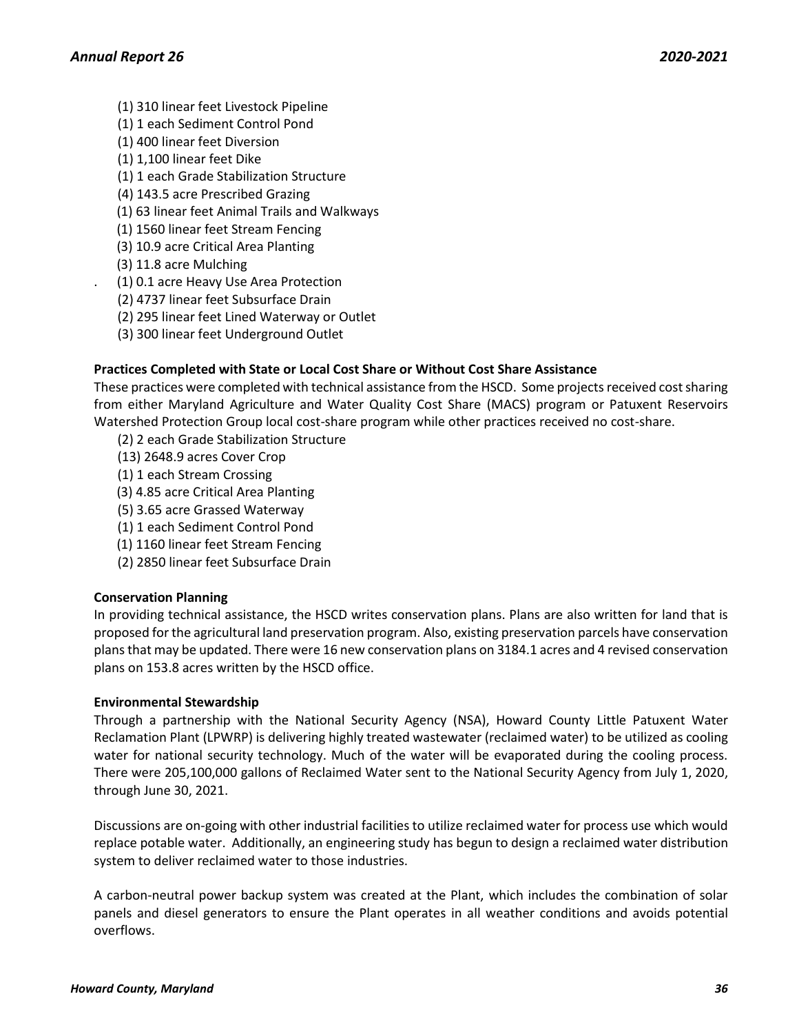(1) 310 linear feet Livestock Pipeline
(1) 1 each Sediment Control Pond
(1) 400 linear feet Diversion
(1) 1,100 linear feet Dike
(1) 1 each Grade Stabilization Structure
(4) 143.5 acre Prescribed Grazing
(1) 63 linear feet Animal Trails and Walkways
(1) 1560 linear feet Stream Fencing
(3) 10.9 acre Critical Area Planting
(3) 11.8 acre Mulching
(1) 0.1 acre Heavy Use Area Protection
(2) 4737 linear feet Subsurface Drain
(2) 295 linear feet Lined Waterway or Outlet
(3) 300 linear feet Underground Outlet

**Practices Completed with State or Local Cost Share or Without Cost Share Assistance**

These practices were completed with technical assistance from the HSCD. Some projects received cost sharing from either Maryland Agriculture and Water Quality Cost Share (MACS) program or Patuxent Reservoirs Watershed Protection Group local cost-share program while other practices received no cost-share.

(2) 2 each Grade Stabilization Structure
(13) 2648.9 acres Cover Crop
(1) 1 each Stream Crossing
(3) 4.85 acre Critical Area Planting
(5) 3.65 acre Grassed Waterway
(1) 1 each Sediment Control Pond
(1) 1160 linear feet Stream Fencing
(2) 2850 linear feet Subsurface Drain

**Conservation Planning**

In providing technical assistance, the HSCD writes conservation plans. Plans are also written for land that is proposed for the agricultural land preservation program. Also, existing preservation parcels have conservation plans that may be updated. There were 16 new conservation plans on 3184.1 acres and 4 revised conservation plans on 153.8 acres written by the HSCD office.

**Environmental Stewardship**

Through a partnership with the National Security Agency (NSA), Howard County Little Patuxent Water Reclamation Plant (LPWRP) is delivering highly treated wastewater (reclaimed water) to be utilized as cooling water for national security technology. Much of the water will be evaporated during the cooling process. There were 205,100,000 gallons of Reclaimed Water sent to the National Security Agency from July 1, 2020, through June 30, 2021.

Discussions are on-going with other industrial facilities to utilize reclaimed water for process use which would replace potable water. Additionally, an engineering study has begun to design a reclaimed water distribution system to deliver reclaimed water to those industries.

A carbon-neutral power backup system was created at the Plant, which includes the combination of solar panels and diesel generators to ensure the Plant operates in all weather conditions and avoids potential overflows.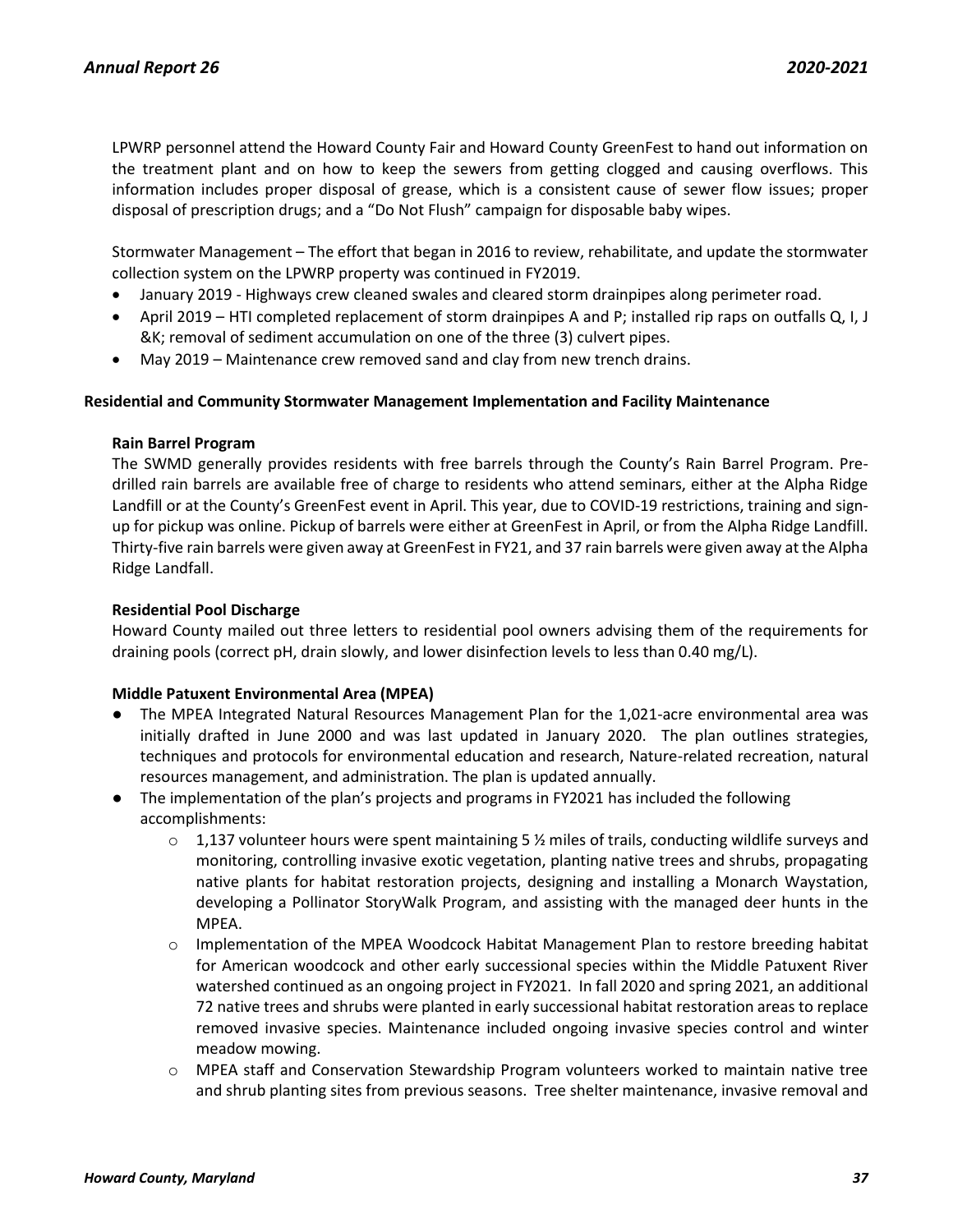LPWRP personnel attend the Howard County Fair and Howard County GreenFest to hand out information on the treatment plant and on how to keep the sewers from getting clogged and causing overflows. This information includes proper disposal of grease, which is a consistent cause of sewer flow issues; proper disposal of prescription drugs; and a "Do Not Flush" campaign for disposable baby wipes.

Stormwater Management – The effort that began in 2016 to review, rehabilitate, and update the stormwater collection system on the LPWRP property was continued in FY2019.

- January 2019 - Highways crew cleaned swales and cleared storm drainpipes along perimeter road.
- April 2019 – HTI completed replacement of storm drainpipes A and P; installed rip raps on outfalls Q, I, J &K; removal of sediment accumulation on one of the three (3) culvert pipes.
- May 2019 – Maintenance crew removed sand and clay from new trench drains.

**Residential and Community Stormwater Management Implementation and Facility Maintenance**

**Rain Barrel Program**

The SWMD generally provides residents with free barrels through the County's Rain Barrel Program. Pre-drilled rain barrels are available free of charge to residents who attend seminars, either at the Alpha Ridge Landfill or at the County's GreenFest event in April. This year, due to COVID-19 restrictions, training and sign-up for pickup was online. Pickup of barrels were either at GreenFest in April, or from the Alpha Ridge Landfill. Thirty-five rain barrels were given away at GreenFest in FY21, and 37 rain barrels were given away at the Alpha Ridge Landfall.

**Residential Pool Discharge**

Howard County mailed out three letters to residential pool owners advising them of the requirements for draining pools (correct pH, drain slowly, and lower disinfection levels to less than 0.40 mg/L).

**Middle Patuxent Environmental Area (MPEA)**

- The MPEA Integrated Natural Resources Management Plan for the 1,021-acre environmental area was initially drafted in June 2000 and was last updated in January 2020. The plan outlines strategies, techniques and protocols for environmental education and research, Nature-related recreation, natural resources management, and administration. The plan is updated annually.
- The implementation of the plan's projects and programs in FY2021 has included the following accomplishments:
    - 1,137 volunteer hours were spent maintaining 5 ½ miles of trails, conducting wildlife surveys and monitoring, controlling invasive exotic vegetation, planting native trees and shrubs, propagating native plants for habitat restoration projects, designing and installing a Monarch Waystation, developing a Pollinator StoryWalk Program, and assisting with the managed deer hunts in the MPEA.
    - Implementation of the MPEA Woodcock Habitat Management Plan to restore breeding habitat for American woodcock and other early successional species within the Middle Patuxent River watershed continued as an ongoing project in FY2021. In fall 2020 and spring 2021, an additional 72 native trees and shrubs were planted in early successional habitat restoration areas to replace removed invasive species. Maintenance included ongoing invasive species control and winter meadow mowing.
    - MPEA staff and Conservation Stewardship Program volunteers worked to maintain native tree and shrub planting sites from previous seasons. Tree shelter maintenance, invasive removal and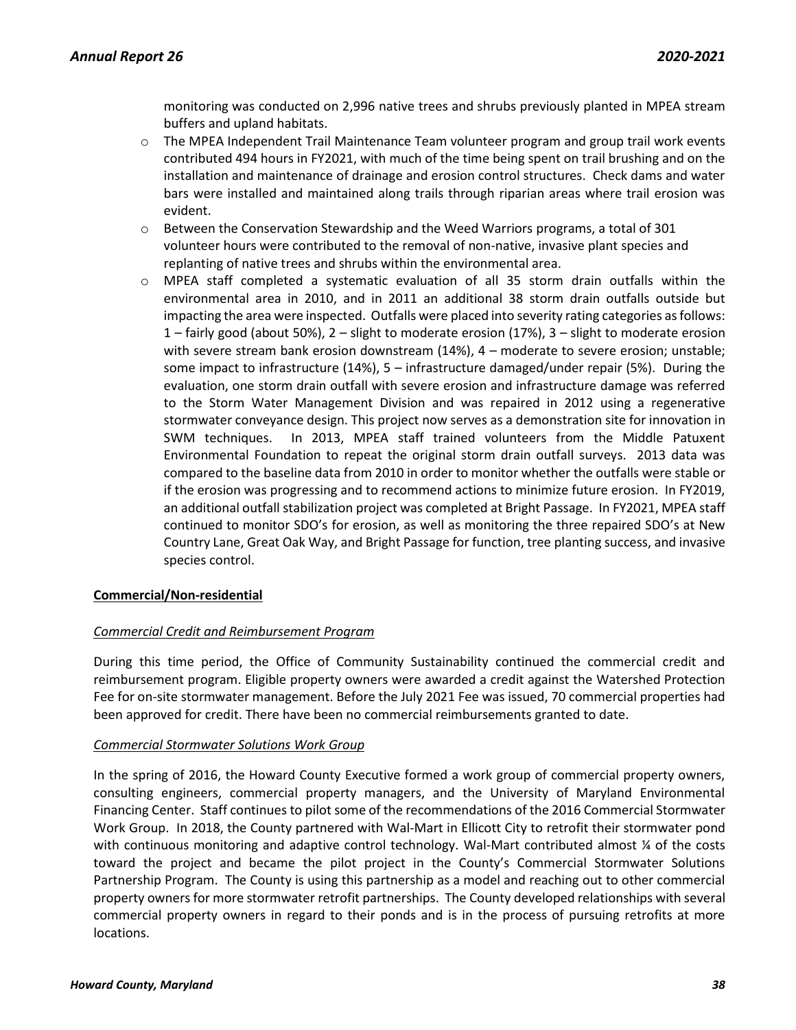monitoring was conducted on 2,996 native trees and shrubs previously planted in MPEA stream buffers and upland habitats.

- The MPEA Independent Trail Maintenance Team volunteer program and group trail work events contributed 494 hours in FY2021, with much of the time being spent on trail brushing and on the installation and maintenance of drainage and erosion control structures. Check dams and water bars were installed and maintained along trails through riparian areas where trail erosion was evident.
- Between the Conservation Stewardship and the Weed Warriors programs, a total of 301 volunteer hours were contributed to the removal of non-native, invasive plant species and replanting of native trees and shrubs within the environmental area.
- MPEA staff completed a systematic evaluation of all 35 storm drain outfalls within the environmental area in 2010, and in 2011 an additional 38 storm drain outfalls outside but impacting the area were inspected. Outfalls were placed into severity rating categories as follows: 1 – fairly good (about 50%), 2 – slight to moderate erosion (17%), 3 – slight to moderate erosion with severe stream bank erosion downstream (14%), 4 – moderate to severe erosion; unstable; some impact to infrastructure (14%), 5 – infrastructure damaged/under repair (5%). During the evaluation, one storm drain outfall with severe erosion and infrastructure damage was referred to the Storm Water Management Division and was repaired in 2012 using a regenerative stormwater conveyance design. This project now serves as a demonstration site for innovation in SWM techniques. In 2013, MPEA staff trained volunteers from the Middle Patuxent Environmental Foundation to repeat the original storm drain outfall surveys. 2013 data was compared to the baseline data from 2010 in order to monitor whether the outfalls were stable or if the erosion was progressing and to recommend actions to minimize future erosion. In FY2019, an additional outfall stabilization project was completed at Bright Passage. In FY2021, MPEA staff continued to monitor SDO's for erosion, as well as monitoring the three repaired SDO's at New Country Lane, Great Oak Way, and Bright Passage for function, tree planting success, and invasive species control.

**Commercial/Non-residential**

*Commercial Credit and Reimbursement Program*

During this time period, the Office of Community Sustainability continued the commercial credit and reimbursement program. Eligible property owners were awarded a credit against the Watershed Protection Fee for on-site stormwater management. Before the July 2021 Fee was issued, 70 commercial properties had been approved for credit. There have been no commercial reimbursements granted to date.

*Commercial Stormwater Solutions Work Group*

In the spring of 2016, the Howard County Executive formed a work group of commercial property owners, consulting engineers, commercial property managers, and the University of Maryland Environmental Financing Center. Staff continues to pilot some of the recommendations of the 2016 Commercial Stormwater Work Group. In 2018, the County partnered with Wal-Mart in Ellicott City to retrofit their stormwater pond with continuous monitoring and adaptive control technology. Wal-Mart contributed almost ¼ of the costs toward the project and became the pilot project in the County's Commercial Stormwater Solutions Partnership Program. The County is using this partnership as a model and reaching out to other commercial property owners for more stormwater retrofit partnerships. The County developed relationships with several commercial property owners in regard to their ponds and is in the process of pursuing retrofits at more locations.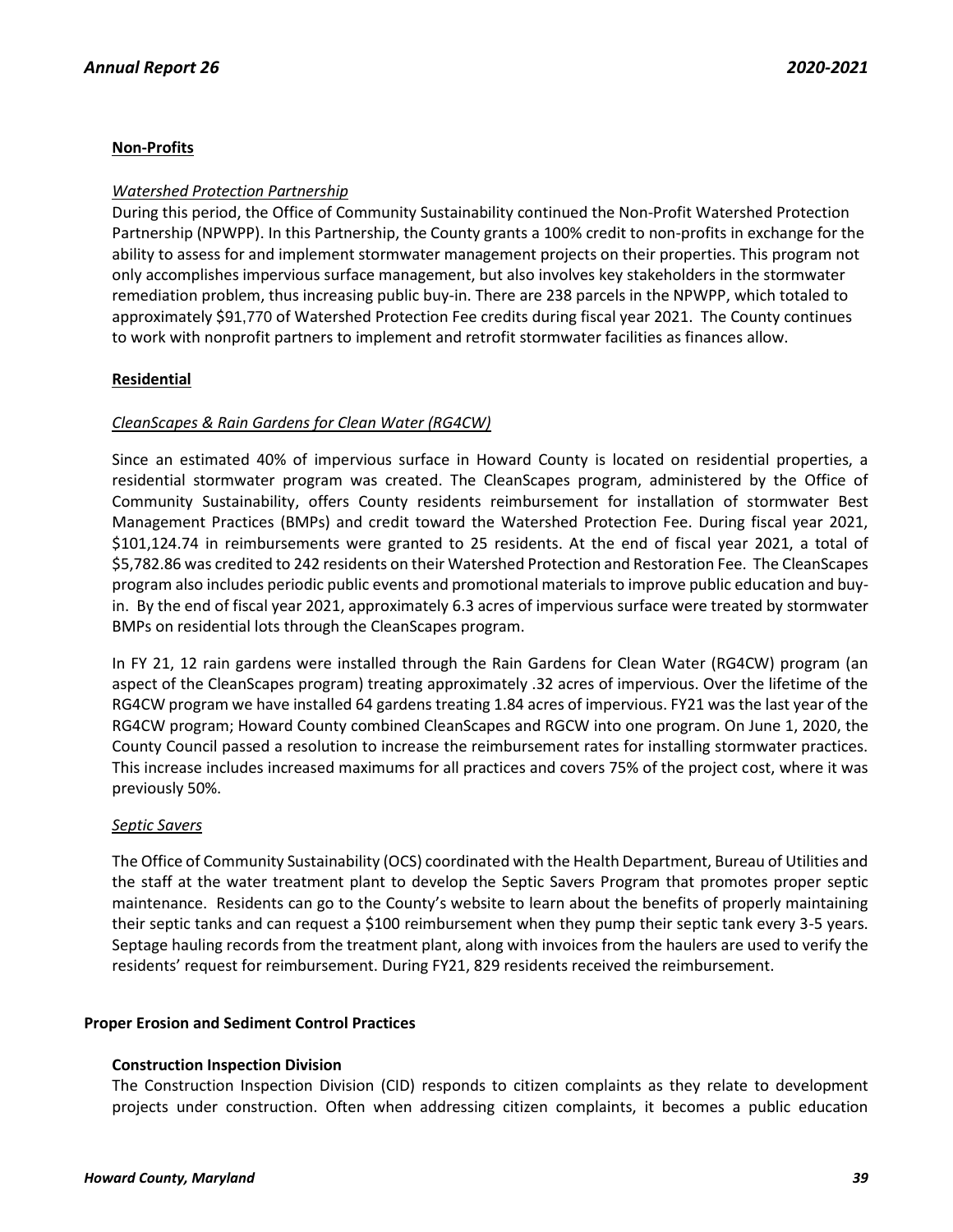**Non-Profits**

*Watershed Protection Partnership*

During this period, the Office of Community Sustainability continued the Non-Profit Watershed Protection Partnership (NPWPP). In this Partnership, the County grants a 100% credit to non-profits in exchange for the ability to assess for and implement stormwater management projects on their properties. This program not only accomplishes impervious surface management, but also involves key stakeholders in the stormwater remediation problem, thus increasing public buy-in. There are 238 parcels in the NPWPP, which totaled to approximately $91,770 of Watershed Protection Fee credits during fiscal year 2021. The County continues to work with nonprofit partners to implement and retrofit stormwater facilities as finances allow.

**Residential**

*CleanScapes & Rain Gardens for Clean Water (RG4CW)*

Since an estimated 40% of impervious surface in Howard County is located on residential properties, a residential stormwater program was created. The CleanScapes program, administered by the Office of Community Sustainability, offers County residents reimbursement for installation of stormwater Best Management Practices (BMPs) and credit toward the Watershed Protection Fee. During fiscal year 2021, $101,124.74 in reimbursements were granted to 25 residents. At the end of fiscal year 2021, a total of $5,782.86 was credited to 242 residents on their Watershed Protection and Restoration Fee. The CleanScapes program also includes periodic public events and promotional materials to improve public education and buy-in. By the end of fiscal year 2021, approximately 6.3 acres of impervious surface were treated by stormwater BMPs on residential lots through the CleanScapes program.

In FY 21, 12 rain gardens were installed through the Rain Gardens for Clean Water (RG4CW) program (an aspect of the CleanScapes program) treating approximately .32 acres of impervious. Over the lifetime of the RG4CW program we have installed 64 gardens treating 1.84 acres of impervious. FY21 was the last year of the RG4CW program; Howard County combined CleanScapes and RGCW into one program. On June 1, 2020, the County Council passed a resolution to increase the reimbursement rates for installing stormwater practices. This increase includes increased maximums for all practices and covers 75% of the project cost, where it was previously 50%.

*Septic Savers*

The Office of Community Sustainability (OCS) coordinated with the Health Department, Bureau of Utilities and the staff at the water treatment plant to develop the Septic Savers Program that promotes proper septic maintenance. Residents can go to the County's website to learn about the benefits of properly maintaining their septic tanks and can request a $100 reimbursement when they pump their septic tank every 3-5 years. Septage hauling records from the treatment plant, along with invoices from the haulers are used to verify the residents' request for reimbursement. During FY21, 829 residents received the reimbursement.

**Proper Erosion and Sediment Control Practices**

**Construction Inspection Division**

The Construction Inspection Division (CID) responds to citizen complaints as they relate to development projects under construction. Often when addressing citizen complaints, it becomes a public education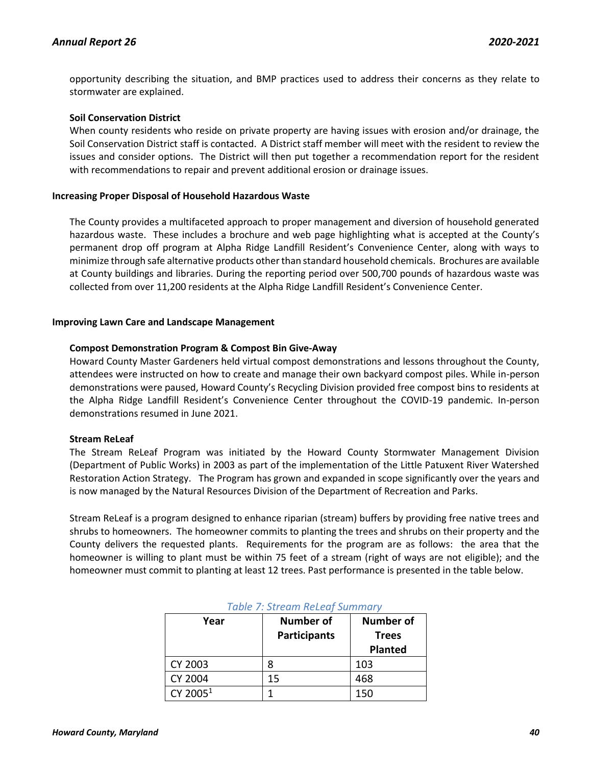opportunity describing the situation, and BMP practices used to address their concerns as they relate to stormwater are explained.

**Soil Conservation District**

When county residents who reside on private property are having issues with erosion and/or drainage, the Soil Conservation District staff is contacted. A District staff member will meet with the resident to review the issues and consider options. The District will then put together a recommendation report for the resident with recommendations to repair and prevent additional erosion or drainage issues.

**Increasing Proper Disposal of Household Hazardous Waste**

The County provides a multifaceted approach to proper management and diversion of household generated hazardous waste. These includes a brochure and web page highlighting what is accepted at the County's permanent drop off program at Alpha Ridge Landfill Resident's Convenience Center, along with ways to minimize through safe alternative products other than standard household chemicals. Brochures are available at County buildings and libraries. During the reporting period over 500,700 pounds of hazardous waste was collected from over 11,200 residents at the Alpha Ridge Landfill Resident's Convenience Center.

**Improving Lawn Care and Landscape Management**

**Compost Demonstration Program & Compost Bin Give-Away**

Howard County Master Gardeners held virtual compost demonstrations and lessons throughout the County, attendees were instructed on how to create and manage their own backyard compost piles. While in-person demonstrations were paused, Howard County's Recycling Division provided free compost bins to residents at the Alpha Ridge Landfill Resident's Convenience Center throughout the COVID-19 pandemic. In-person demonstrations resumed in June 2021.

**Stream ReLeaf**

The Stream ReLeaf Program was initiated by the Howard County Stormwater Management Division (Department of Public Works) in 2003 as part of the implementation of the Little Patuxent River Watershed Restoration Action Strategy. The Program has grown and expanded in scope significantly over the years and is now managed by the Natural Resources Division of the Department of Recreation and Parks.

Stream ReLeaf is a program designed to enhance riparian (stream) buffers by providing free native trees and shrubs to homeowners. The homeowner commits to planting the trees and shrubs on their property and the County delivers the requested plants. Requirements for the program are as follows: the area that the homeowner is willing to plant must be within 75 feet of a stream (right of ways are not eligible); and the homeowner must commit to planting at least 12 trees. Past performance is presented in the table below.

*Table 7: Stream ReLeaf Summary*

| Year | Number of Participants | Number of Trees Planted |
|---|---|---|
| CY 2003 | 8 | 103 |
| CY 2004 | 15 | 468 |
| CY 2005[1] | 1 | 150 |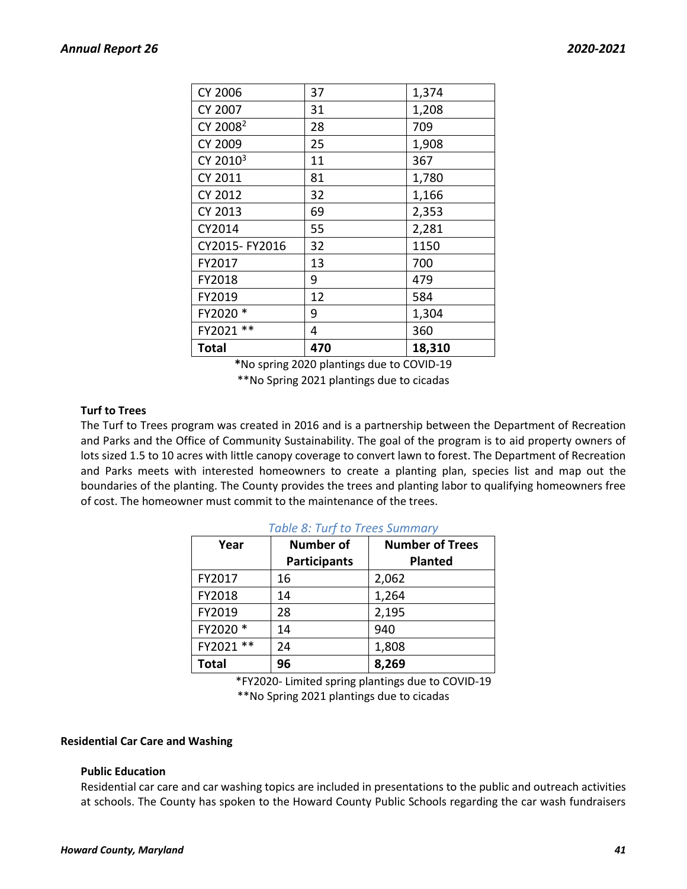| | | |
|---|---|---|
| CY 2006 | 37 | 1,374 |
| CY 2007 | 31 | 1,208 |
| CY 2008[2] | 28 | 709 |
| CY 2009 | 25 | 1,908 |
| CY 2010[3] | 11 | 367 |
| CY 2011 | 81 | 1,780 |
| CY 2012 | 32 | 1,166 |
| CY 2013 | 69 | 2,353 |
| CY2014 | 55 | 2,281 |
| CY2015- FY2016 | 32 | 1150 |
| FY2017 | 13 | 700 |
| FY2018 | 9 | 479 |
| FY2019 | 12 | 584 |
| FY2020 * | 9 | 1,304 |
| FY2021 ** | 4 | 360 |
| **Total** | **470** | **18,310** |

**\***No spring 2020 plantings due to COVID-19

**No Spring 2021 plantings due to cicadas

**Turf to Trees**

The Turf to Trees program was created in 2016 and is a partnership between the Department of Recreation and Parks and the Office of Community Sustainability. The goal of the program is to aid property owners of lots sized 1.5 to 10 acres with little canopy coverage to convert lawn to forest. The Department of Recreation and Parks meets with interested homeowners to create a planting plan, species list and map out the boundaries of the planting. The County provides the trees and planting labor to qualifying homeowners free of cost. The homeowner must commit to the maintenance of the trees.

*Table 8: Turf to Trees Summary*

| Year | Number of Participants | Number of Trees Planted |
|---|---|---|
| FY2017 | 16 | 2,062 |
| FY2018 | 14 | 1,264 |
| FY2019 | 28 | 2,195 |
| FY2020 * | 14 | 940 |
| FY2021 ** | 24 | 1,808 |
| **Total** | **96** | **8,269** |

*FY2020- Limited spring plantings due to COVID-19

**No Spring 2021 plantings due to cicadas

**Residential Car Care and Washing**

**Public Education**

Residential car care and car washing topics are included in presentations to the public and outreach activities at schools. The County has spoken to the Howard County Public Schools regarding the car wash fundraisers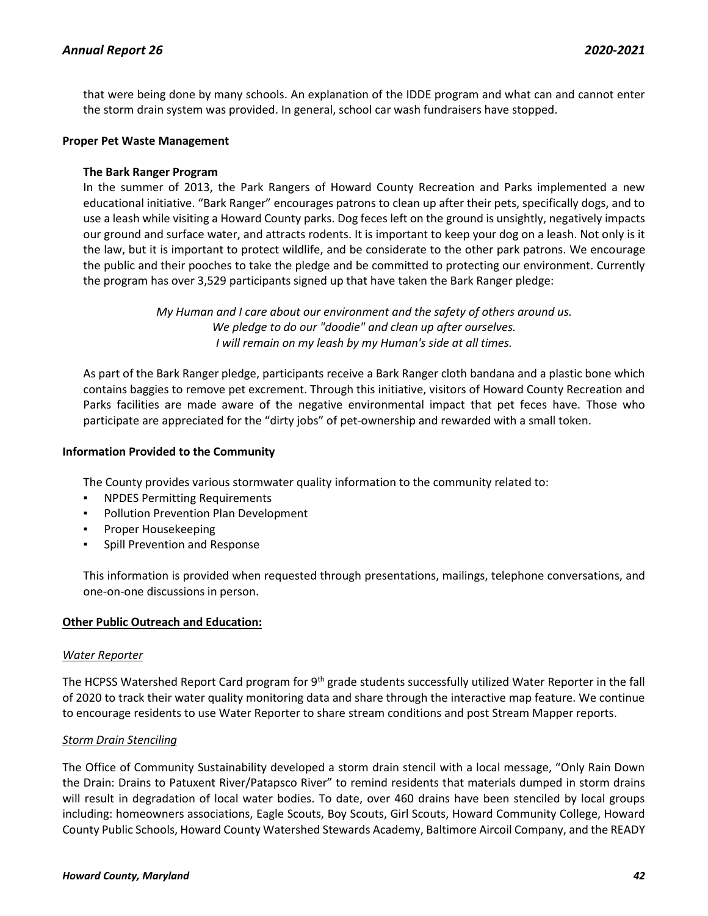that were being done by many schools. An explanation of the IDDE program and what can and cannot enter the storm drain system was provided. In general, school car wash fundraisers have stopped.

**Proper Pet Waste Management**

**The Bark Ranger Program**

In the summer of 2013, the Park Rangers of Howard County Recreation and Parks implemented a new educational initiative. "Bark Ranger" encourages patrons to clean up after their pets, specifically dogs, and to use a leash while visiting a Howard County parks. Dog feces left on the ground is unsightly, negatively impacts our ground and surface water, and attracts rodents. It is important to keep your dog on a leash. Not only is it the law, but it is important to protect wildlife, and be considerate to the other park patrons. We encourage the public and their pooches to take the pledge and be committed to protecting our environment. Currently the program has over 3,529 participants signed up that have taken the Bark Ranger pledge:

*My Human and I care about our environment and the safety of others around us.*
*We pledge to do our "doodie" and clean up after ourselves.*
*I will remain on my leash by my Human's side at all times.*

As part of the Bark Ranger pledge, participants receive a Bark Ranger cloth bandana and a plastic bone which contains baggies to remove pet excrement. Through this initiative, visitors of Howard County Recreation and Parks facilities are made aware of the negative environmental impact that pet feces have. Those who participate are appreciated for the "dirty jobs" of pet-ownership and rewarded with a small token.

**Information Provided to the Community**

The County provides various stormwater quality information to the community related to:

- NPDES Permitting Requirements
- Pollution Prevention Plan Development
- Proper Housekeeping
- Spill Prevention and Response

This information is provided when requested through presentations, mailings, telephone conversations, and one-on-one discussions in person.

**Other Public Outreach and Education:**

*Water Reporter*

The HCPSS Watershed Report Card program for 9th grade students successfully utilized Water Reporter in the fall of 2020 to track their water quality monitoring data and share through the interactive map feature. We continue to encourage residents to use Water Reporter to share stream conditions and post Stream Mapper reports.

*Storm Drain Stenciling*

The Office of Community Sustainability developed a storm drain stencil with a local message, "Only Rain Down the Drain: Drains to Patuxent River/Patapsco River" to remind residents that materials dumped in storm drains will result in degradation of local water bodies. To date, over 460 drains have been stenciled by local groups including: homeowners associations, Eagle Scouts, Boy Scouts, Girl Scouts, Howard Community College, Howard County Public Schools, Howard County Watershed Stewards Academy, Baltimore Aircoil Company, and the READY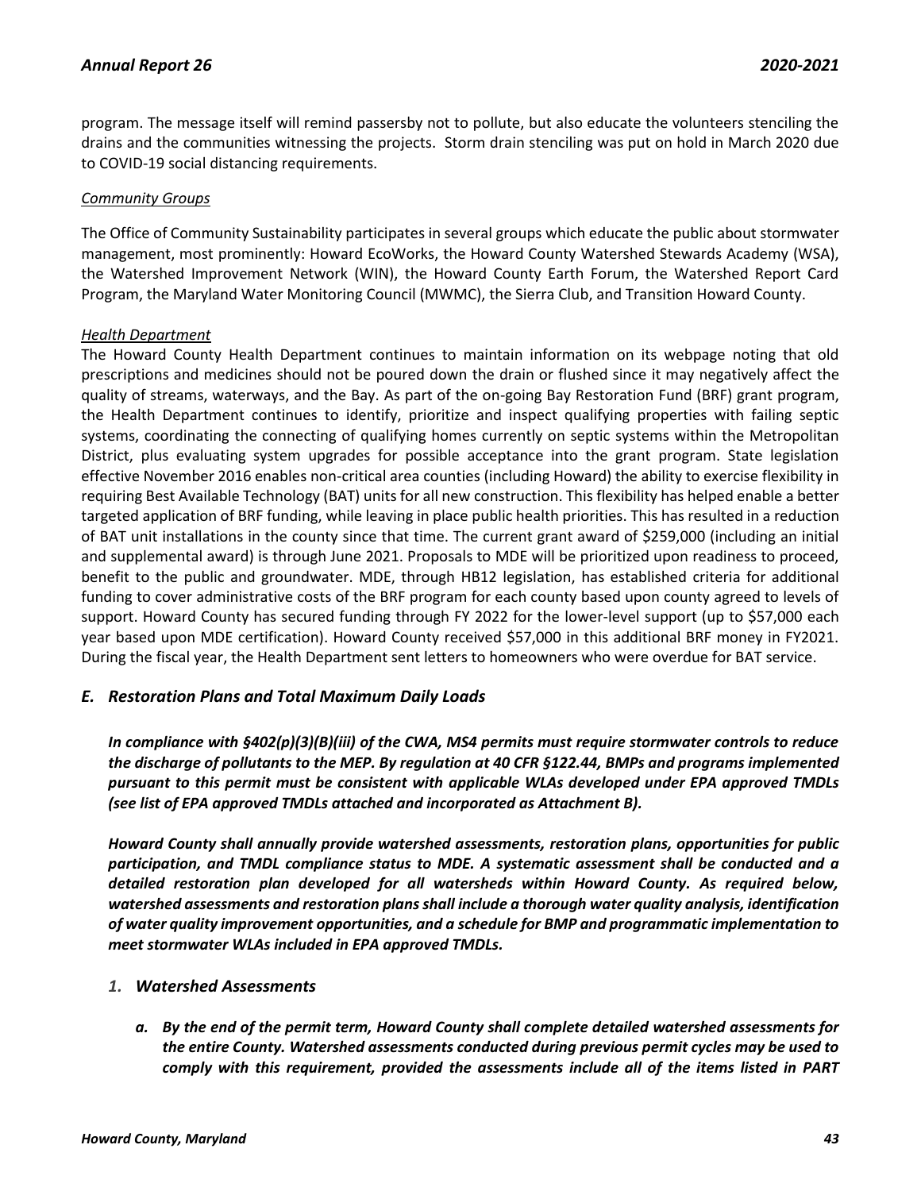program. The message itself will remind passersby not to pollute, but also educate the volunteers stenciling the drains and the communities witnessing the projects. Storm drain stenciling was put on hold in March 2020 due to COVID-19 social distancing requirements.

*Community Groups*

The Office of Community Sustainability participates in several groups which educate the public about stormwater management, most prominently: Howard EcoWorks, the Howard County Watershed Stewards Academy (WSA), the Watershed Improvement Network (WIN), the Howard County Earth Forum, the Watershed Report Card Program, the Maryland Water Monitoring Council (MWMC), the Sierra Club, and Transition Howard County.

*Health Department*

The Howard County Health Department continues to maintain information on its webpage noting that old prescriptions and medicines should not be poured down the drain or flushed since it may negatively affect the quality of streams, waterways, and the Bay. As part of the on-going Bay Restoration Fund (BRF) grant program, the Health Department continues to identify, prioritize and inspect qualifying properties with failing septic systems, coordinating the connecting of qualifying homes currently on septic systems within the Metropolitan District, plus evaluating system upgrades for possible acceptance into the grant program. State legislation effective November 2016 enables non-critical area counties (including Howard) the ability to exercise flexibility in requiring Best Available Technology (BAT) units for all new construction. This flexibility has helped enable a better targeted application of BRF funding, while leaving in place public health priorities. This has resulted in a reduction of BAT unit installations in the county since that time. The current grant award of $259,000 (including an initial and supplemental award) is through June 2021. Proposals to MDE will be prioritized upon readiness to proceed, benefit to the public and groundwater. MDE, through HB12 legislation, has established criteria for additional funding to cover administrative costs of the BRF program for each county based upon county agreed to levels of support. Howard County has secured funding through FY 2022 for the lower-level support (up to $57,000 each year based upon MDE certification). Howard County received $57,000 in this additional BRF money in FY2021. During the fiscal year, the Health Department sent letters to homeowners who were overdue for BAT service.

## *E. Restoration Plans and Total Maximum Daily Loads*

***In compliance with §402(p)(3)(B)(iii) of the CWA, MS4 permits must require stormwater controls to reduce the discharge of pollutants to the MEP. By regulation at 40 CFR §122.44, BMPs and programs implemented pursuant to this permit must be consistent with applicable WLAs developed under EPA approved TMDLs (see list of EPA approved TMDLs attached and incorporated as Attachment B).***

***Howard County shall annually provide watershed assessments, restoration plans, opportunities for public participation, and TMDL compliance status to MDE. A systematic assessment shall be conducted and a detailed restoration plan developed for all watersheds within Howard County. As required below, watershed assessments and restoration plans shall include a thorough water quality analysis, identification of water quality improvement opportunities, and a schedule for BMP and programmatic implementation to meet stormwater WLAs included in EPA approved TMDLs.***

### *1. Watershed Assessments*

***a. By the end of the permit term, Howard County shall complete detailed watershed assessments for the entire County. Watershed assessments conducted during previous permit cycles may be used to comply with this requirement, provided the assessments include all of the items listed in PART***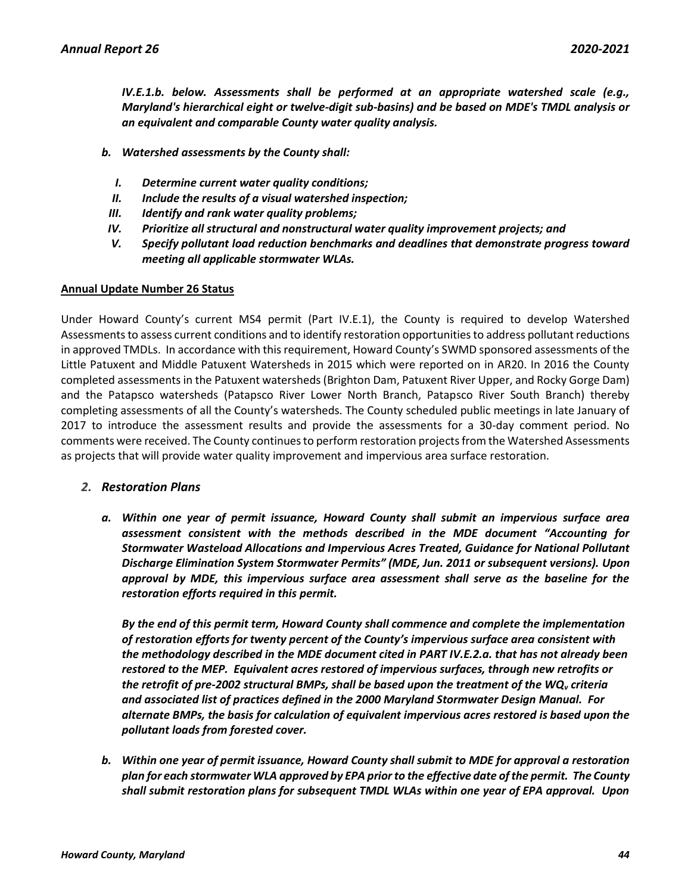***IV.E.1.b. below. Assessments shall be performed at an appropriate watershed scale (e.g., Maryland's hierarchical eight or twelve-digit sub-basins) and be based on MDE's TMDL analysis or an equivalent and comparable County water quality analysis.***

- ***b. Watershed assessments by the County shall:***
  - ***I. Determine current water quality conditions;***
  - ***II. Include the results of a visual watershed inspection;***
  - ***III. Identify and rank water quality problems;***
  - ***IV. Prioritize all structural and nonstructural water quality improvement projects; and***
  - ***V. Specify pollutant load reduction benchmarks and deadlines that demonstrate progress toward meeting all applicable stormwater WLAs.***

**Annual Update Number 26 Status**

Under Howard County's current MS4 permit (Part IV.E.1), the County is required to develop Watershed Assessments to assess current conditions and to identify restoration opportunities to address pollutant reductions in approved TMDLs. In accordance with this requirement, Howard County's SWMD sponsored assessments of the Little Patuxent and Middle Patuxent Watersheds in 2015 which were reported on in AR20. In 2016 the County completed assessments in the Patuxent watersheds (Brighton Dam, Patuxent River Upper, and Rocky Gorge Dam) and the Patapsco watersheds (Patapsco River Lower North Branch, Patapsco River South Branch) thereby completing assessments of all the County's watersheds. The County scheduled public meetings in late January of 2017 to introduce the assessment results and provide the assessments for a 30-day comment period. No comments were received. The County continues to perform restoration projects from the Watershed Assessments as projects that will provide water quality improvement and impervious area surface restoration.

## *2. Restoration Plans*

***a. Within one year of permit issuance, Howard County shall submit an impervious surface area assessment consistent with the methods described in the MDE document "Accounting for Stormwater Wasteload Allocations and Impervious Acres Treated, Guidance for National Pollutant Discharge Elimination System Stormwater Permits" (MDE, Jun. 2011 or subsequent versions). Upon approval by MDE, this impervious surface area assessment shall serve as the baseline for the restoration efforts required in this permit.***

***By the end of this permit term, Howard County shall commence and complete the implementation of restoration efforts for twenty percent of the County's impervious surface area consistent with the methodology described in the MDE document cited in PART IV.E.2.a. that has not already been restored to the MEP. Equivalent acres restored of impervious surfaces, through new retrofits or the retrofit of pre-2002 structural BMPs, shall be based upon the treatment of the $WQ_v$ criteria and associated list of practices defined in the 2000 Maryland Stormwater Design Manual. For alternate BMPs, the basis for calculation of equivalent impervious acres restored is based upon the pollutant loads from forested cover.***

***b. Within one year of permit issuance, Howard County shall submit to MDE for approval a restoration plan for each stormwater WLA approved by EPA prior to the effective date of the permit. The County shall submit restoration plans for subsequent TMDL WLAs within one year of EPA approval. Upon***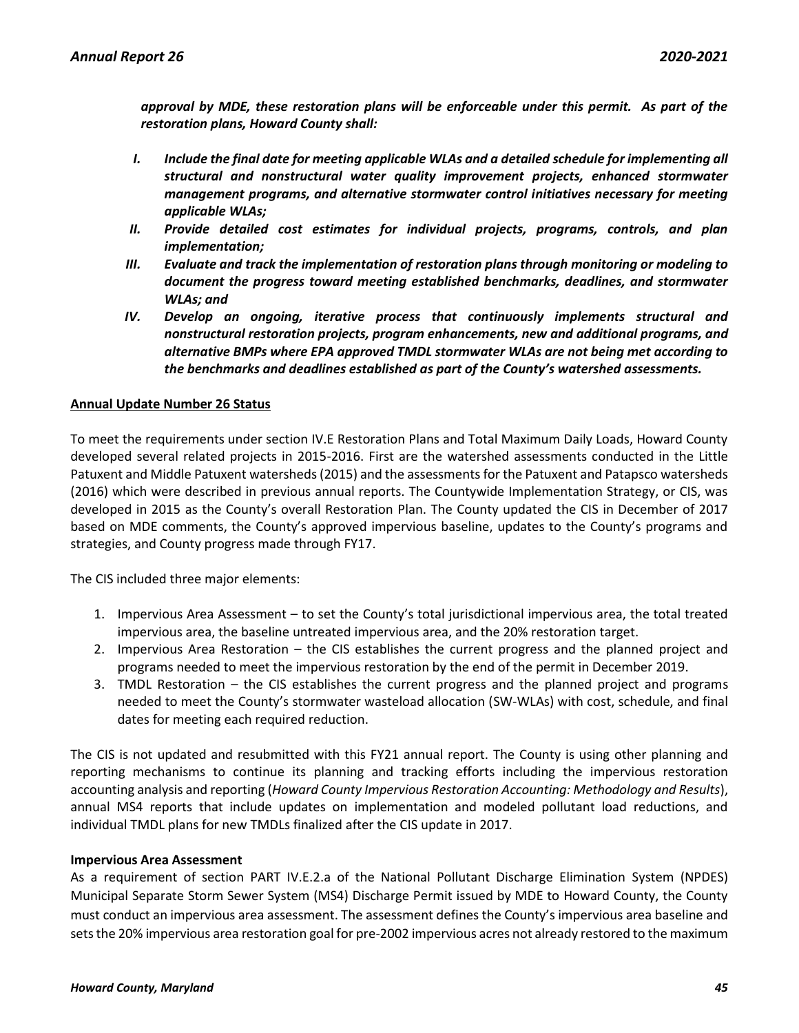***approval by MDE, these restoration plans will be enforceable under this permit. As part of the restoration plans, Howard County shall:***

- ***I. Include the final date for meeting applicable WLAs and a detailed schedule for implementing all structural and nonstructural water quality improvement projects, enhanced stormwater management programs, and alternative stormwater control initiatives necessary for meeting applicable WLAs;***
- ***II. Provide detailed cost estimates for individual projects, programs, controls, and plan implementation;***
- ***III. Evaluate and track the implementation of restoration plans through monitoring or modeling to document the progress toward meeting established benchmarks, deadlines, and stormwater WLAs; and***
- ***IV. Develop an ongoing, iterative process that continuously implements structural and nonstructural restoration projects, program enhancements, new and additional programs, and alternative BMPs where EPA approved TMDL stormwater WLAs are not being met according to the benchmarks and deadlines established as part of the County's watershed assessments.***

**Annual Update Number 26 Status**

To meet the requirements under section IV.E Restoration Plans and Total Maximum Daily Loads, Howard County developed several related projects in 2015-2016. First are the watershed assessments conducted in the Little Patuxent and Middle Patuxent watersheds (2015) and the assessments for the Patuxent and Patapsco watersheds (2016) which were described in previous annual reports. The Countywide Implementation Strategy, or CIS, was developed in 2015 as the County's overall Restoration Plan. The County updated the CIS in December of 2017 based on MDE comments, the County's approved impervious baseline, updates to the County's programs and strategies, and County progress made through FY17.

The CIS included three major elements:

1. Impervious Area Assessment – to set the County's total jurisdictional impervious area, the total treated impervious area, the baseline untreated impervious area, and the 20% restoration target.
2. Impervious Area Restoration – the CIS establishes the current progress and the planned project and programs needed to meet the impervious restoration by the end of the permit in December 2019.
3. TMDL Restoration – the CIS establishes the current progress and the planned project and programs needed to meet the County's stormwater wasteload allocation (SW-WLAs) with cost, schedule, and final dates for meeting each required reduction.

The CIS is not updated and resubmitted with this FY21 annual report. The County is using other planning and reporting mechanisms to continue its planning and tracking efforts including the impervious restoration accounting analysis and reporting (*Howard County Impervious Restoration Accounting: Methodology and Results*), annual MS4 reports that include updates on implementation and modeled pollutant load reductions, and individual TMDL plans for new TMDLs finalized after the CIS update in 2017.

**Impervious Area Assessment**

As a requirement of section PART IV.E.2.a of the National Pollutant Discharge Elimination System (NPDES) Municipal Separate Storm Sewer System (MS4) Discharge Permit issued by MDE to Howard County, the County must conduct an impervious area assessment. The assessment defines the County's impervious area baseline and sets the 20% impervious area restoration goal for pre-2002 impervious acres not already restored to the maximum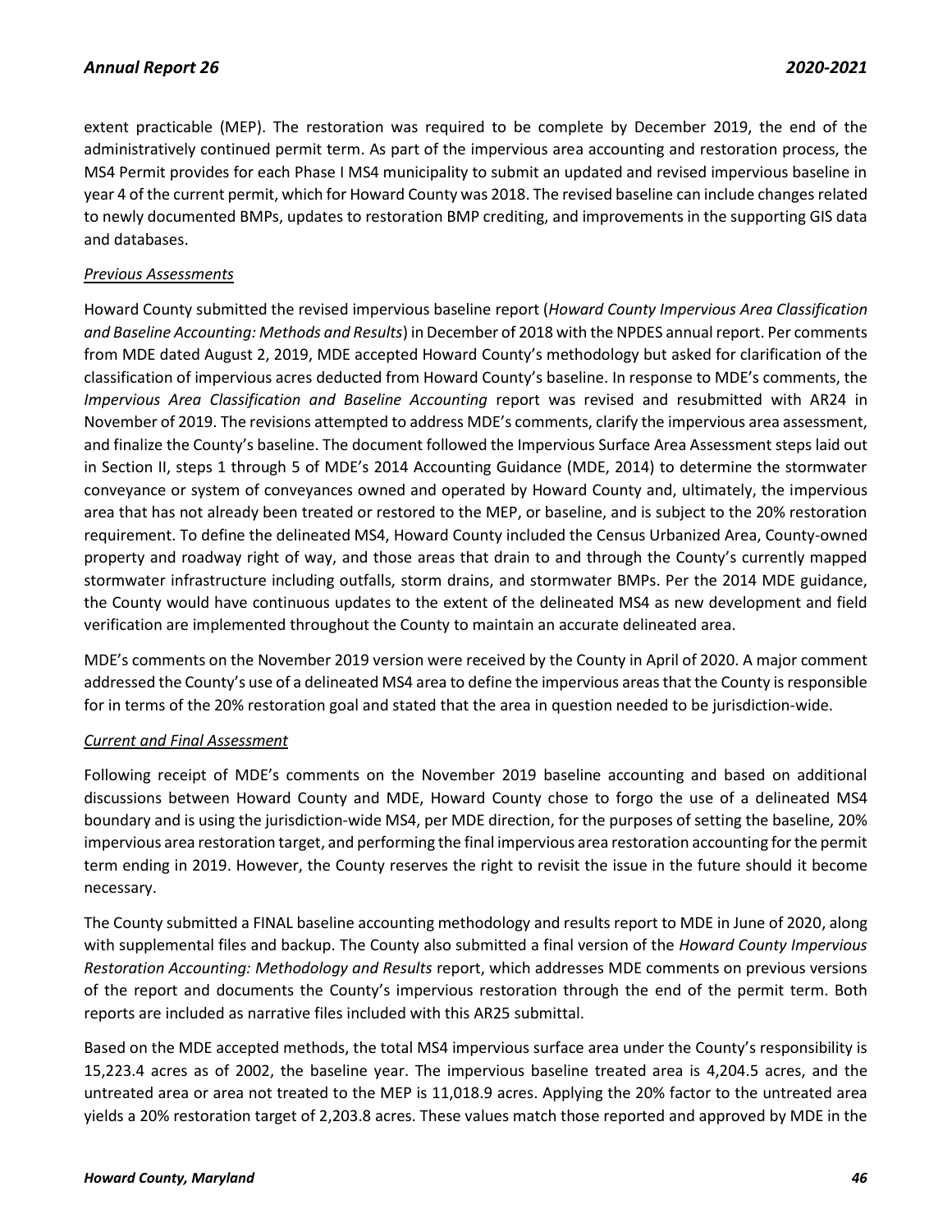extent practicable (MEP). The restoration was required to be complete by December 2019, the end of the administratively continued permit term. As part of the impervious area accounting and restoration process, the MS4 Permit provides for each Phase I MS4 municipality to submit an updated and revised impervious baseline in year 4 of the current permit, which for Howard County was 2018. The revised baseline can include changes related to newly documented BMPs, updates to restoration BMP crediting, and improvements in the supporting GIS data and databases.

*Previous Assessments*

Howard County submitted the revised impervious baseline report (*Howard County Impervious Area Classification and Baseline Accounting: Methods and Results*) in December of 2018 with the NPDES annual report. Per comments from MDE dated August 2, 2019, MDE accepted Howard County's methodology but asked for clarification of the classification of impervious acres deducted from Howard County's baseline. In response to MDE's comments, the *Impervious Area Classification and Baseline Accounting* report was revised and resubmitted with AR24 in November of 2019. The revisions attempted to address MDE's comments, clarify the impervious area assessment, and finalize the County's baseline. The document followed the Impervious Surface Area Assessment steps laid out in Section II, steps 1 through 5 of MDE's 2014 Accounting Guidance (MDE, 2014) to determine the stormwater conveyance or system of conveyances owned and operated by Howard County and, ultimately, the impervious area that has not already been treated or restored to the MEP, or baseline, and is subject to the 20% restoration requirement. To define the delineated MS4, Howard County included the Census Urbanized Area, County-owned property and roadway right of way, and those areas that drain to and through the County's currently mapped stormwater infrastructure including outfalls, storm drains, and stormwater BMPs. Per the 2014 MDE guidance, the County would have continuous updates to the extent of the delineated MS4 as new development and field verification are implemented throughout the County to maintain an accurate delineated area.

MDE's comments on the November 2019 version were received by the County in April of 2020. A major comment addressed the County's use of a delineated MS4 area to define the impervious areas that the County is responsible for in terms of the 20% restoration goal and stated that the area in question needed to be jurisdiction-wide.

*Current and Final Assessment*

Following receipt of MDE's comments on the November 2019 baseline accounting and based on additional discussions between Howard County and MDE, Howard County chose to forgo the use of a delineated MS4 boundary and is using the jurisdiction-wide MS4, per MDE direction, for the purposes of setting the baseline, 20% impervious area restoration target, and performing the final impervious area restoration accounting for the permit term ending in 2019. However, the County reserves the right to revisit the issue in the future should it become necessary.

The County submitted a FINAL baseline accounting methodology and results report to MDE in June of 2020, along with supplemental files and backup. The County also submitted a final version of the *Howard County Impervious Restoration Accounting: Methodology and Results* report, which addresses MDE comments on previous versions of the report and documents the County's impervious restoration through the end of the permit term. Both reports are included as narrative files included with this AR25 submittal.

Based on the MDE accepted methods, the total MS4 impervious surface area under the County's responsibility is 15,223.4 acres as of 2002, the baseline year. The impervious baseline treated area is 4,204.5 acres, and the untreated area or area not treated to the MEP is 11,018.9 acres. Applying the 20% factor to the untreated area yields a 20% restoration target of 2,203.8 acres. These values match those reported and approved by MDE in the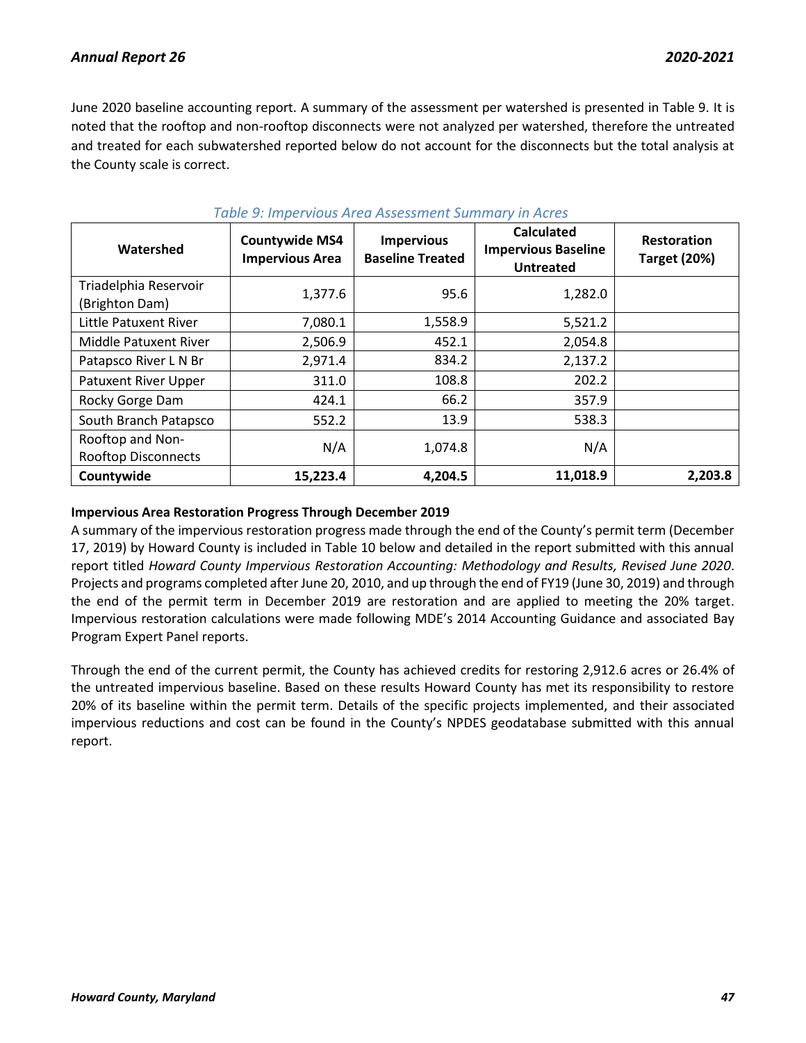June 2020 baseline accounting report. A summary of the assessment per watershed is presented in Table 9. It is noted that the rooftop and non-rooftop disconnects were not analyzed per watershed, therefore the untreated and treated for each subwatershed reported below do not account for the disconnects but the total analysis at the County scale is correct.

*Table 9: Impervious Area Assessment Summary in Acres*

| Watershed | Countywide MS4 Impervious Area | Impervious Baseline Treated | Calculated Impervious Baseline Untreated | Restoration Target (20%) |
|---|---|---|---|---|
| Triadelphia Reservoir (Brighton Dam) | 1,377.6 | 95.6 | 1,282.0 | |
| Little Patuxent River | 7,080.1 | 1,558.9 | 5,521.2 | |
| Middle Patuxent River | 2,506.9 | 452.1 | 2,054.8 | |
| Patapsco River L N Br | 2,971.4 | 834.2 | 2,137.2 | |
| Patuxent River Upper | 311.0 | 108.8 | 202.2 | |
| Rocky Gorge Dam | 424.1 | 66.2 | 357.9 | |
| South Branch Patapsco | 552.2 | 13.9 | 538.3 | |
| Rooftop and Non-Rooftop Disconnects | N/A | 1,074.8 | N/A | |
| **Countywide** | **15,223.4** | **4,204.5** | **11,018.9** | **2,203.8** |

**Impervious Area Restoration Progress Through December 2019**

A summary of the impervious restoration progress made through the end of the County's permit term (December 17, 2019) by Howard County is included in Table 10 below and detailed in the report submitted with this annual report titled *Howard County Impervious Restoration Accounting: Methodology and Results, Revised June 2020*. Projects and programs completed after June 20, 2010, and up through the end of FY19 (June 30, 2019) and through the end of the permit term in December 2019 are restoration and are applied to meeting the 20% target. Impervious restoration calculations were made following MDE's 2014 Accounting Guidance and associated Bay Program Expert Panel reports.

Through the end of the current permit, the County has achieved credits for restoring 2,912.6 acres or 26.4% of the untreated impervious baseline. Based on these results Howard County has met its responsibility to restore 20% of its baseline within the permit term. Details of the specific projects implemented, and their associated impervious reductions and cost can be found in the County's NPDES geodatabase submitted with this annual report.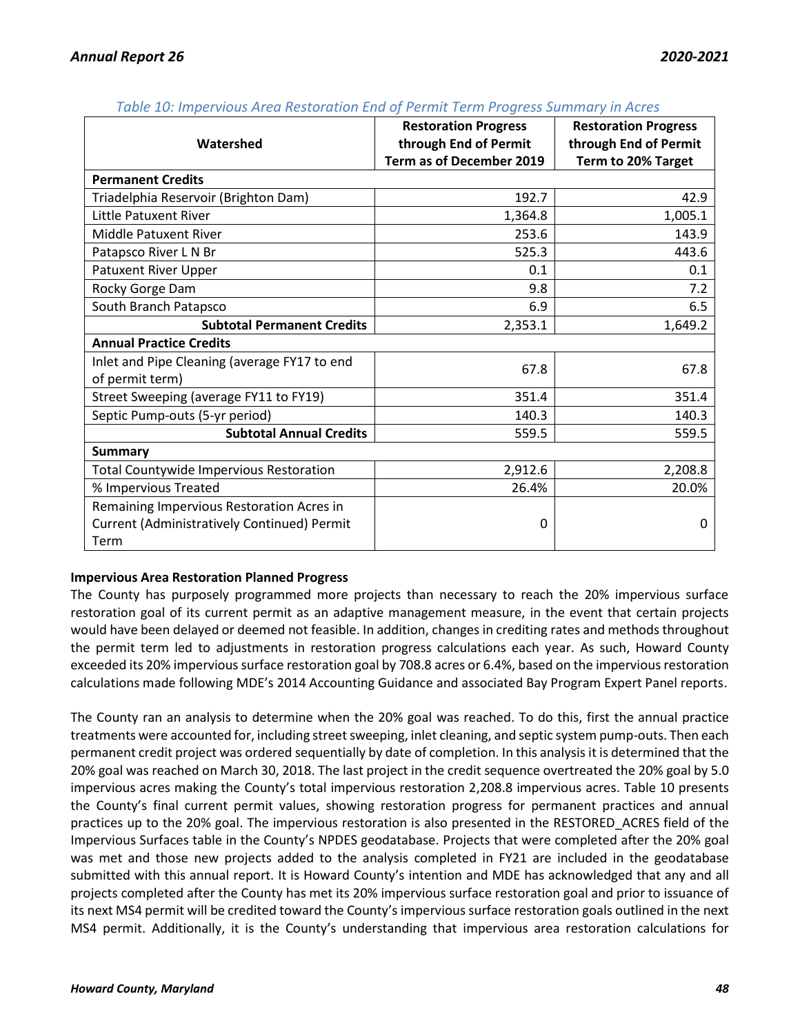*Table 10: Impervious Area Restoration End of Permit Term Progress Summary in Acres*

| Watershed | Restoration Progress through End of Permit Term as of December 2019 | Restoration Progress through End of Permit Term to 20% Target |
|---|---|---|
| **Permanent Credits** | | |
| Triadelphia Reservoir (Brighton Dam) | 192.7 | 42.9 |
| Little Patuxent River | 1,364.8 | 1,005.1 |
| Middle Patuxent River | 253.6 | 143.9 |
| Patapsco River L N Br | 525.3 | 443.6 |
| Patuxent River Upper | 0.1 | 0.1 |
| Rocky Gorge Dam | 9.8 | 7.2 |
| South Branch Patapsco | 6.9 | 6.5 |
| **Subtotal Permanent Credits** | 2,353.1 | 1,649.2 |
| **Annual Practice Credits** | | |
| Inlet and Pipe Cleaning (average FY17 to end of permit term) | 67.8 | 67.8 |
| Street Sweeping (average FY11 to FY19) | 351.4 | 351.4 |
| Septic Pump-outs (5-yr period) | 140.3 | 140.3 |
| **Subtotal Annual Credits** | 559.5 | 559.5 |
| **Summary** | | |
| Total Countywide Impervious Restoration | 2,912.6 | 2,208.8 |
| % Impervious Treated | 26.4% | 20.0% |
| Remaining Impervious Restoration Acres in Current (Administratively Continued) Permit Term | 0 | 0 |

**Impervious Area Restoration Planned Progress**

The County has purposely programmed more projects than necessary to reach the 20% impervious surface restoration goal of its current permit as an adaptive management measure, in the event that certain projects would have been delayed or deemed not feasible. In addition, changes in crediting rates and methods throughout the permit term led to adjustments in restoration progress calculations each year. As such, Howard County exceeded its 20% impervious surface restoration goal by 708.8 acres or 6.4%, based on the impervious restoration calculations made following MDE's 2014 Accounting Guidance and associated Bay Program Expert Panel reports.

The County ran an analysis to determine when the 20% goal was reached. To do this, first the annual practice treatments were accounted for, including street sweeping, inlet cleaning, and septic system pump-outs. Then each permanent credit project was ordered sequentially by date of completion. In this analysis it is determined that the 20% goal was reached on March 30, 2018. The last project in the credit sequence overtreated the 20% goal by 5.0 impervious acres making the County's total impervious restoration 2,208.8 impervious acres. Table 10 presents the County's final current permit values, showing restoration progress for permanent practices and annual practices up to the 20% goal. The impervious restoration is also presented in the RESTORED_ACRES field of the Impervious Surfaces table in the County's NPDES geodatabase. Projects that were completed after the 20% goal was met and those new projects added to the analysis completed in FY21 are included in the geodatabase submitted with this annual report. It is Howard County's intention and MDE has acknowledged that any and all projects completed after the County has met its 20% impervious surface restoration goal and prior to issuance of its next MS4 permit will be credited toward the County's impervious surface restoration goals outlined in the next MS4 permit. Additionally, it is the County's understanding that impervious area restoration calculations for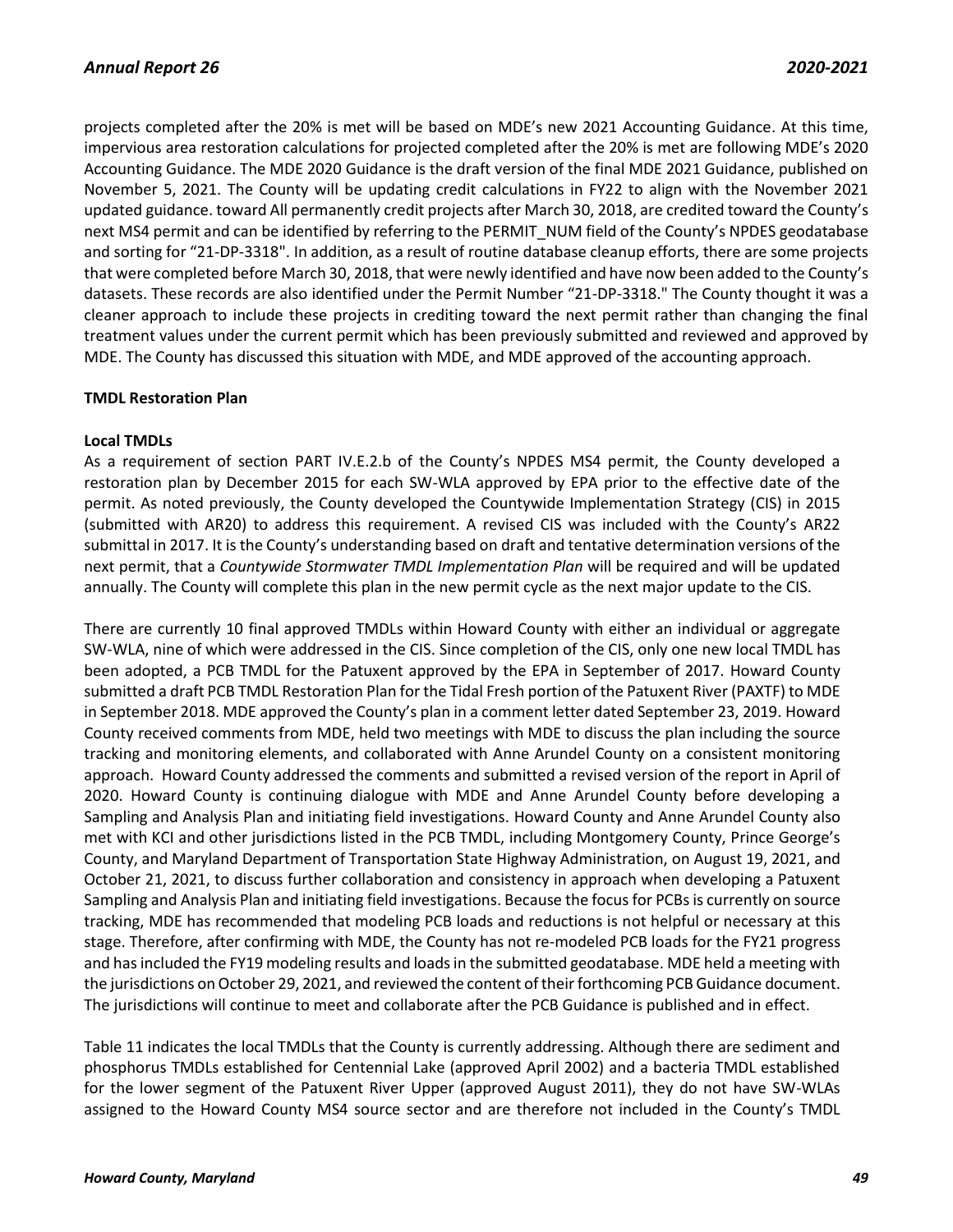projects completed after the 20% is met will be based on MDE's new 2021 Accounting Guidance. At this time, impervious area restoration calculations for projected completed after the 20% is met are following MDE's 2020 Accounting Guidance. The MDE 2020 Guidance is the draft version of the final MDE 2021 Guidance, published on November 5, 2021. The County will be updating credit calculations in FY22 to align with the November 2021 updated guidance. toward All permanently credit projects after March 30, 2018, are credited toward the County's next MS4 permit and can be identified by referring to the PERMIT_NUM field of the County's NPDES geodatabase and sorting for "21-DP-3318". In addition, as a result of routine database cleanup efforts, there are some projects that were completed before March 30, 2018, that were newly identified and have now been added to the County's datasets. These records are also identified under the Permit Number "21-DP-3318." The County thought it was a cleaner approach to include these projects in crediting toward the next permit rather than changing the final treatment values under the current permit which has been previously submitted and reviewed and approved by MDE. The County has discussed this situation with MDE, and MDE approved of the accounting approach.

**TMDL Restoration Plan**

**Local TMDLs**

As a requirement of section PART IV.E.2.b of the County's NPDES MS4 permit, the County developed a restoration plan by December 2015 for each SW-WLA approved by EPA prior to the effective date of the permit. As noted previously, the County developed the Countywide Implementation Strategy (CIS) in 2015 (submitted with AR20) to address this requirement. A revised CIS was included with the County's AR22 submittal in 2017. It is the County's understanding based on draft and tentative determination versions of the next permit, that a *Countywide Stormwater TMDL Implementation Plan* will be required and will be updated annually. The County will complete this plan in the new permit cycle as the next major update to the CIS.

There are currently 10 final approved TMDLs within Howard County with either an individual or aggregate SW-WLA, nine of which were addressed in the CIS. Since completion of the CIS, only one new local TMDL has been adopted, a PCB TMDL for the Patuxent approved by the EPA in September of 2017. Howard County submitted a draft PCB TMDL Restoration Plan for the Tidal Fresh portion of the Patuxent River (PAXTF) to MDE in September 2018. MDE approved the County's plan in a comment letter dated September 23, 2019. Howard County received comments from MDE, held two meetings with MDE to discuss the plan including the source tracking and monitoring elements, and collaborated with Anne Arundel County on a consistent monitoring approach. Howard County addressed the comments and submitted a revised version of the report in April of 2020. Howard County is continuing dialogue with MDE and Anne Arundel County before developing a Sampling and Analysis Plan and initiating field investigations. Howard County and Anne Arundel County also met with KCI and other jurisdictions listed in the PCB TMDL, including Montgomery County, Prince George's County, and Maryland Department of Transportation State Highway Administration, on August 19, 2021, and October 21, 2021, to discuss further collaboration and consistency in approach when developing a Patuxent Sampling and Analysis Plan and initiating field investigations. Because the focus for PCBs is currently on source tracking, MDE has recommended that modeling PCB loads and reductions is not helpful or necessary at this stage. Therefore, after confirming with MDE, the County has not re-modeled PCB loads for the FY21 progress and has included the FY19 modeling results and loads in the submitted geodatabase. MDE held a meeting with the jurisdictions on October 29, 2021, and reviewed the content of their forthcoming PCB Guidance document. The jurisdictions will continue to meet and collaborate after the PCB Guidance is published and in effect.

Table 11 indicates the local TMDLs that the County is currently addressing. Although there are sediment and phosphorus TMDLs established for Centennial Lake (approved April 2002) and a bacteria TMDL established for the lower segment of the Patuxent River Upper (approved August 2011), they do not have SW-WLAs assigned to the Howard County MS4 source sector and are therefore not included in the County's TMDL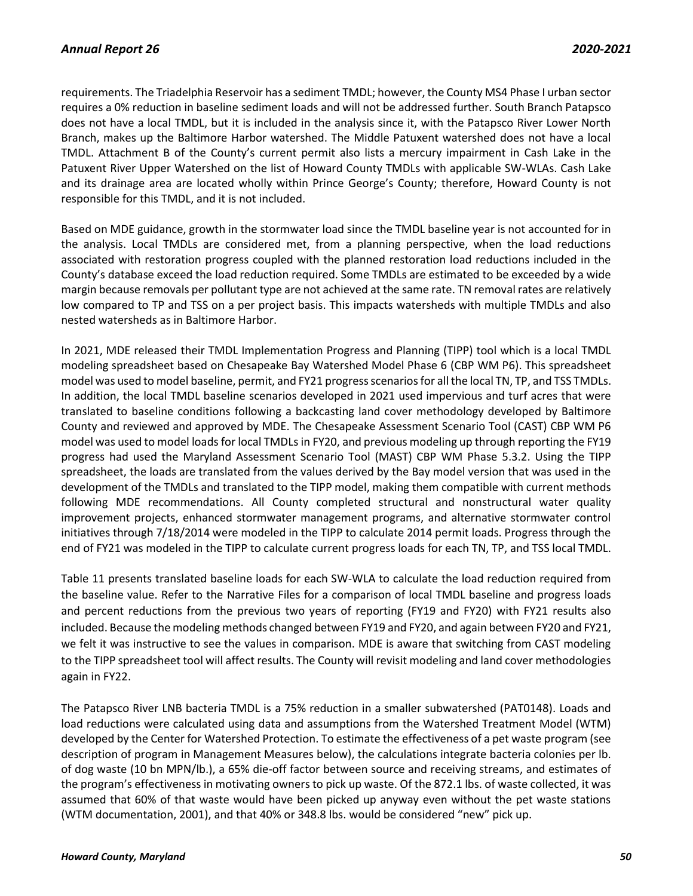requirements. The Triadelphia Reservoir has a sediment TMDL; however, the County MS4 Phase I urban sector requires a 0% reduction in baseline sediment loads and will not be addressed further. South Branch Patapsco does not have a local TMDL, but it is included in the analysis since it, with the Patapsco River Lower North Branch, makes up the Baltimore Harbor watershed. The Middle Patuxent watershed does not have a local TMDL. Attachment B of the County's current permit also lists a mercury impairment in Cash Lake in the Patuxent River Upper Watershed on the list of Howard County TMDLs with applicable SW-WLAs. Cash Lake and its drainage area are located wholly within Prince George's County; therefore, Howard County is not responsible for this TMDL, and it is not included.

Based on MDE guidance, growth in the stormwater load since the TMDL baseline year is not accounted for in the analysis. Local TMDLs are considered met, from a planning perspective, when the load reductions associated with restoration progress coupled with the planned restoration load reductions included in the County's database exceed the load reduction required. Some TMDLs are estimated to be exceeded by a wide margin because removals per pollutant type are not achieved at the same rate. TN removal rates are relatively low compared to TP and TSS on a per project basis. This impacts watersheds with multiple TMDLs and also nested watersheds as in Baltimore Harbor.

In 2021, MDE released their TMDL Implementation Progress and Planning (TIPP) tool which is a local TMDL modeling spreadsheet based on Chesapeake Bay Watershed Model Phase 6 (CBP WM P6). This spreadsheet model was used to model baseline, permit, and FY21 progress scenarios for all the local TN, TP, and TSS TMDLs. In addition, the local TMDL baseline scenarios developed in 2021 used impervious and turf acres that were translated to baseline conditions following a backcasting land cover methodology developed by Baltimore County and reviewed and approved by MDE. The Chesapeake Assessment Scenario Tool (CAST) CBP WM P6 model was used to model loads for local TMDLs in FY20, and previous modeling up through reporting the FY19 progress had used the Maryland Assessment Scenario Tool (MAST) CBP WM Phase 5.3.2. Using the TIPP spreadsheet, the loads are translated from the values derived by the Bay model version that was used in the development of the TMDLs and translated to the TIPP model, making them compatible with current methods following MDE recommendations. All County completed structural and nonstructural water quality improvement projects, enhanced stormwater management programs, and alternative stormwater control initiatives through 7/18/2014 were modeled in the TIPP to calculate 2014 permit loads. Progress through the end of FY21 was modeled in the TIPP to calculate current progress loads for each TN, TP, and TSS local TMDL.

Table 11 presents translated baseline loads for each SW-WLA to calculate the load reduction required from the baseline value. Refer to the Narrative Files for a comparison of local TMDL baseline and progress loads and percent reductions from the previous two years of reporting (FY19 and FY20) with FY21 results also included. Because the modeling methods changed between FY19 and FY20, and again between FY20 and FY21, we felt it was instructive to see the values in comparison. MDE is aware that switching from CAST modeling to the TIPP spreadsheet tool will affect results. The County will revisit modeling and land cover methodologies again in FY22.

The Patapsco River LNB bacteria TMDL is a 75% reduction in a smaller subwatershed (PAT0148). Loads and load reductions were calculated using data and assumptions from the Watershed Treatment Model (WTM) developed by the Center for Watershed Protection. To estimate the effectiveness of a pet waste program (see description of program in Management Measures below), the calculations integrate bacteria colonies per lb. of dog waste (10 bn MPN/lb.), a 65% die-off factor between source and receiving streams, and estimates of the program's effectiveness in motivating owners to pick up waste. Of the 872.1 lbs. of waste collected, it was assumed that 60% of that waste would have been picked up anyway even without the pet waste stations (WTM documentation, 2001), and that 40% or 348.8 lbs. would be considered "new" pick up.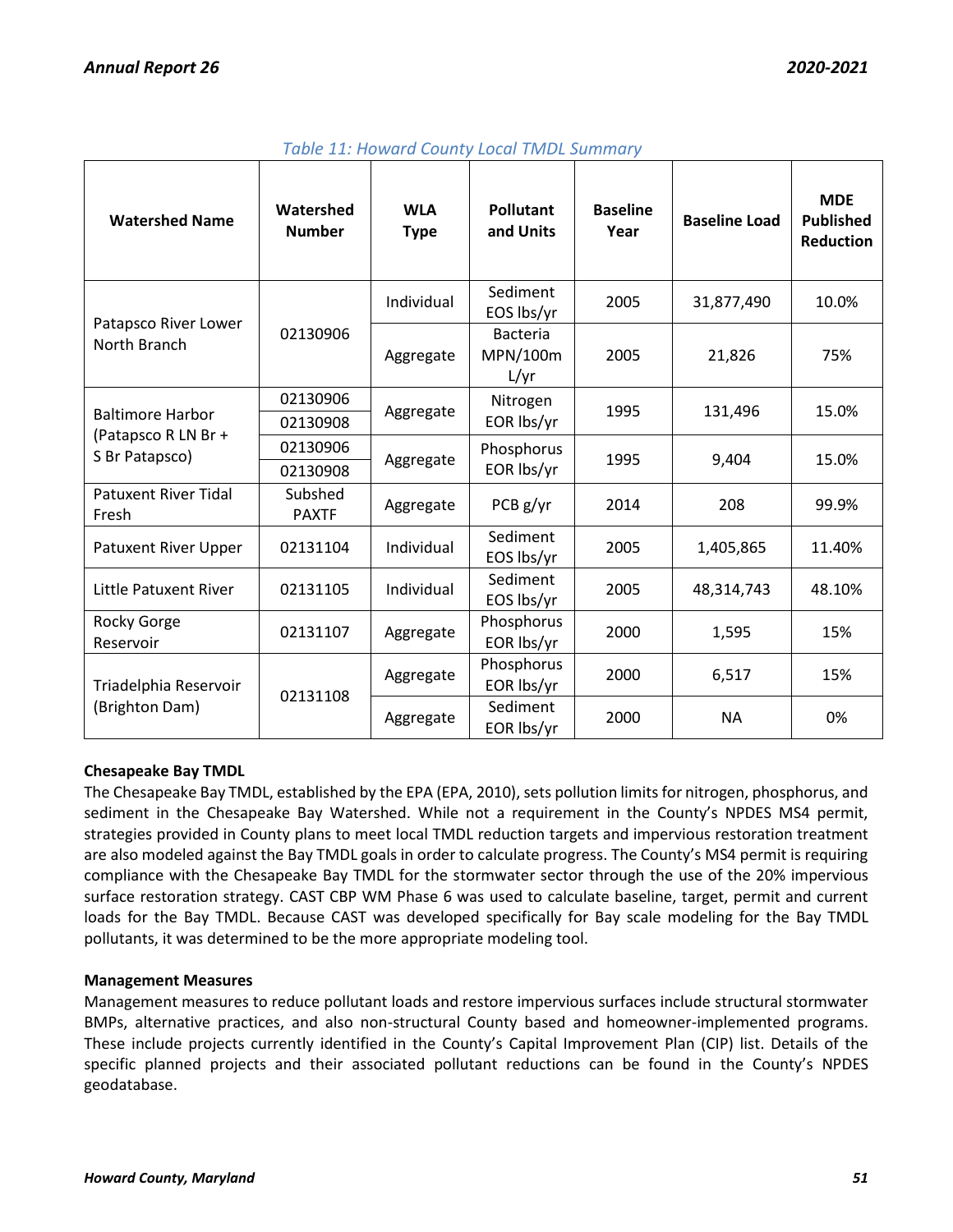*Table 11: Howard County Local TMDL Summary*

| Watershed Name | Watershed Number | WLA Type | Pollutant and Units | Baseline Year | Baseline Load | MDE Published Reduction |
|---|---|---|---|---|---|---|
| Patapsco River Lower North Branch | 02130906 | Individual | Sediment EOS lbs/yr | 2005 | 31,877,490 | 10.0% |
| | | Aggregate | Bacteria MPN/100mL/yr | 2005 | 21,826 | 75% |
| Baltimore Harbor (Patapsco R LN Br + S Br Patapsco) | 02130906<br>02130908 | Aggregate | Nitrogen EOR lbs/yr | 1995 | 131,496 | 15.0% |
| | 02130906<br>02130908 | Aggregate | Phosphorus EOR lbs/yr | 1995 | 9,404 | 15.0% |
| Patuxent River Tidal Fresh | Subshed PAXTF | Aggregate | PCB g/yr | 2014 | 208 | 99.9% |
| Patuxent River Upper | 02131104 | Individual | Sediment EOS lbs/yr | 2005 | 1,405,865 | 11.40% |
| Little Patuxent River | 02131105 | Individual | Sediment EOS lbs/yr | 2005 | 48,314,743 | 48.10% |
| Rocky Gorge Reservoir | 02131107 | Aggregate | Phosphorus EOR lbs/yr | 2000 | 1,595 | 15% |
| Triadelphia Reservoir (Brighton Dam) | 02131108 | Aggregate | Phosphorus EOR lbs/yr | 2000 | 6,517 | 15% |
| | | Aggregate | Sediment EOR lbs/yr | 2000 | NA | 0% |

**Chesapeake Bay TMDL**

The Chesapeake Bay TMDL, established by the EPA (EPA, 2010), sets pollution limits for nitrogen, phosphorus, and sediment in the Chesapeake Bay Watershed. While not a requirement in the County's NPDES MS4 permit, strategies provided in County plans to meet local TMDL reduction targets and impervious restoration treatment are also modeled against the Bay TMDL goals in order to calculate progress. The County's MS4 permit is requiring compliance with the Chesapeake Bay TMDL for the stormwater sector through the use of the 20% impervious surface restoration strategy. CAST CBP WM Phase 6 was used to calculate baseline, target, permit and current loads for the Bay TMDL. Because CAST was developed specifically for Bay scale modeling for the Bay TMDL pollutants, it was determined to be the more appropriate modeling tool.

**Management Measures**

Management measures to reduce pollutant loads and restore impervious surfaces include structural stormwater BMPs, alternative practices, and also non-structural County based and homeowner-implemented programs. These include projects currently identified in the County's Capital Improvement Plan (CIP) list. Details of the specific planned projects and their associated pollutant reductions can be found in the County's NPDES geodatabase.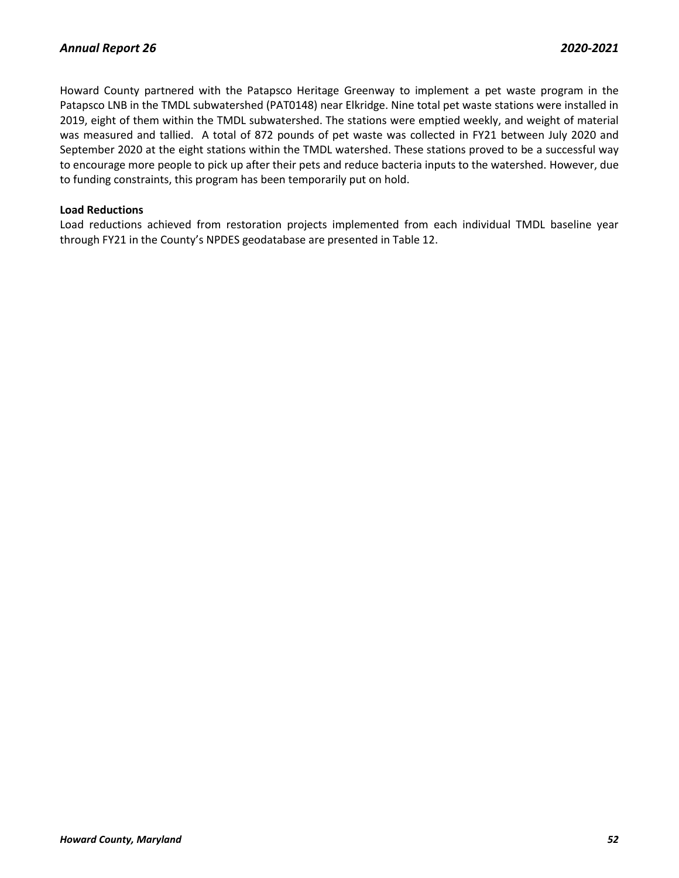Howard County partnered with the Patapsco Heritage Greenway to implement a pet waste program in the Patapsco LNB in the TMDL subwatershed (PAT0148) near Elkridge. Nine total pet waste stations were installed in 2019, eight of them within the TMDL subwatershed. The stations were emptied weekly, and weight of material was measured and tallied. A total of 872 pounds of pet waste was collected in FY21 between July 2020 and September 2020 at the eight stations within the TMDL watershed. These stations proved to be a successful way to encourage more people to pick up after their pets and reduce bacteria inputs to the watershed. However, due to funding constraints, this program has been temporarily put on hold.

**Load Reductions**

Load reductions achieved from restoration projects implemented from each individual TMDL baseline year through FY21 in the County's NPDES geodatabase are presented in Table 12.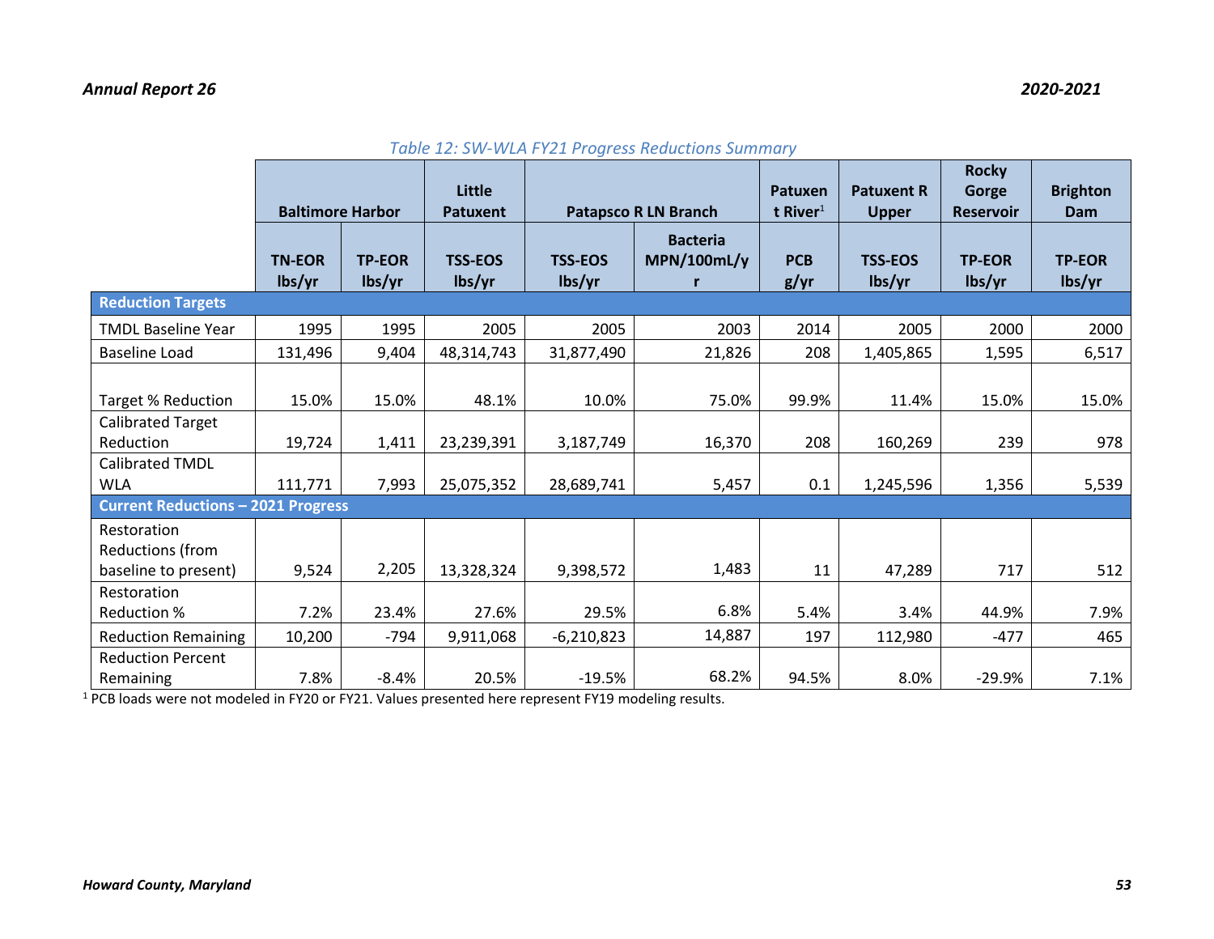*Table 12: SW-WLA FY21 Progress Reductions Summary*

| | Baltimore Harbor | | Little Patuxent | Patapsco R LN Branch | | Patuxent River[1] | Patuxent R Upper | Rocky Gorge Reservoir | Brighton Dam |
|---|---|---|---|---|---|---|---|---|---|
| | TN-EOR lbs/yr | TP-EOR lbs/yr | TSS-EOS lbs/yr | TSS-EOS lbs/yr | Bacteria MPN/100mL/yr | PCB g/yr | TSS-EOS lbs/yr | TP-EOR lbs/yr | TP-EOR lbs/yr |
| **Reduction Targets** | | | | | | | | | |
| TMDL Baseline Year | 1995 | 1995 | 2005 | 2005 | 2003 | 2014 | 2005 | 2000 | 2000 |
| Baseline Load | 131,496 | 9,404 | 48,314,743 | 31,877,490 | 21,826 | 208 | 1,405,865 | 1,595 | 6,517 |
| Target % Reduction | 15.0% | 15.0% | 48.1% | 10.0% | 75.0% | 99.9% | 11.4% | 15.0% | 15.0% |
| Calibrated Target Reduction | 19,724 | 1,411 | 23,239,391 | 3,187,749 | 16,370 | 208 | 160,269 | 239 | 978 |
| Calibrated TMDL WLA | 111,771 | 7,993 | 25,075,352 | 28,689,741 | 5,457 | 0.1 | 1,245,596 | 1,356 | 5,539 |
| **Current Reductions – 2021 Progress** | | | | | | | | | |
| Restoration Reductions (from baseline to present) | 9,524 | 2,205 | 13,328,324 | 9,398,572 | 1,483 | 11 | 47,289 | 717 | 512 |
| Restoration Reduction % | 7.2% | 23.4% | 27.6% | 29.5% | 6.8% | 5.4% | 3.4% | 44.9% | 7.9% |
| Reduction Remaining | 10,200 | -794 | 9,911,068 | -6,210,823 | 14,887 | 197 | 112,980 | -477 | 465 |
| Reduction Percent Remaining | 7.8% | -8.4% | 20.5% | -19.5% | 68.2% | 94.5% | 8.0% | -29.9% | 7.1% |

[1] PCB loads were not modeled in FY20 or FY21. Values presented here represent FY19 modeling results.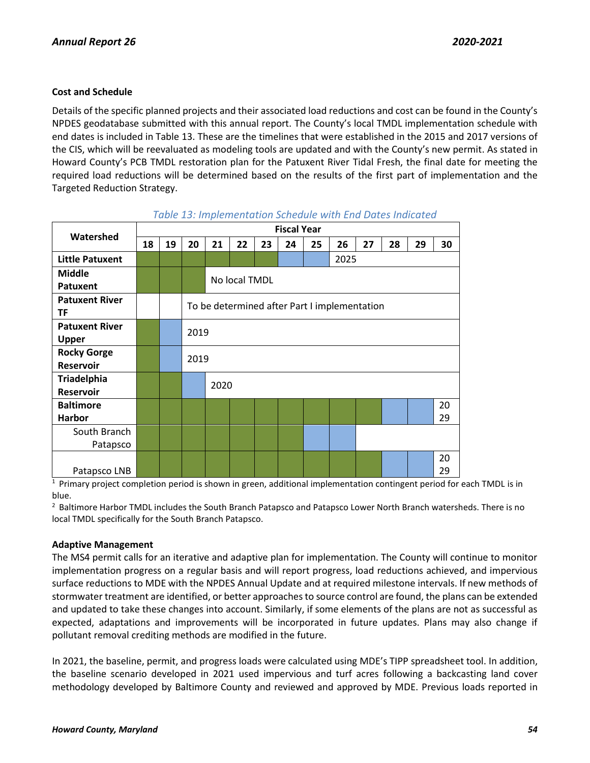### Cost and Schedule

Details of the specific planned projects and their associated load reductions and cost can be found in the County's NPDES geodatabase submitted with this annual report. The County's local TMDL implementation schedule with end dates is included in Table 13. These are the timelines that were established in the 2015 and 2017 versions of the CIS, which will be reevaluated as modeling tools are updated and with the County's new permit. As stated in Howard County's PCB TMDL restoration plan for the Patuxent River Tidal Fresh, the final date for meeting the required load reductions will be determined based on the results of the first part of implementation and the Targeted Reduction Strategy.

*Table 13: Implementation Schedule with End Dates Indicated*

| Watershed | Fiscal Year | | | | | | | | | | | | |
|---|---|---|---|---|---|---|---|---|---|---|---|---|---|
| | 18 | 19 | 20 | 21 | 22 | 23 | 24 | 25 | 26 | 27 | 28 | 29 | 30 |
| **Little Patuxent** | Green | Green | Green | Green | Green | Green | Blue | Blue | 2025 | | | | |
| **Middle Patuxent** | Green | Green | Green | No local TMDL | | | | | | | | | |
| **Patuxent River TF** | | | To be determined after Part I implementation | | | | | | | | | | |
| **Patuxent River Upper** | Green | Blue | 2019 | | | | | | | | | | |
| **Rocky Gorge Reservoir** | Green | Blue | 2019 | | | | | | | | | | |
| **Triadelphia Reservoir** | Green | Green | Blue | 2020 | | | | | | | | | |
| **Baltimore Harbor** | Green | Green | Green | Green | Green | Green | Green | Green | Green | Green | Blue | Blue | 2029 |
| South Branch Patapsco | Green | Green | Green | Green | Green | Green | Green | Blue | Blue | | | | |
| Patapsco LNB | Green | Green | Green | Green | Green | Green | Green | Green | Green | Green | Blue | Blue | 2029 |

[1] Primary project completion period is shown in green, additional implementation contingent period for each TMDL is in blue.

[2] Baltimore Harbor TMDL includes the South Branch Patapsco and Patapsco Lower North Branch watersheds. There is no local TMDL specifically for the South Branch Patapsco.

### Adaptive Management

The MS4 permit calls for an iterative and adaptive plan for implementation. The County will continue to monitor implementation progress on a regular basis and will report progress, load reductions achieved, and impervious surface reductions to MDE with the NPDES Annual Update and at required milestone intervals. If new methods of stormwater treatment are identified, or better approaches to source control are found, the plans can be extended and updated to take these changes into account. Similarly, if some elements of the plans are not as successful as expected, adaptations and improvements will be incorporated in future updates. Plans may also change if pollutant removal crediting methods are modified in the future.

In 2021, the baseline, permit, and progress loads were calculated using MDE's TIPP spreadsheet tool. In addition, the baseline scenario developed in 2021 used impervious and turf acres following a backcasting land cover methodology developed by Baltimore County and reviewed and approved by MDE. Previous loads reported in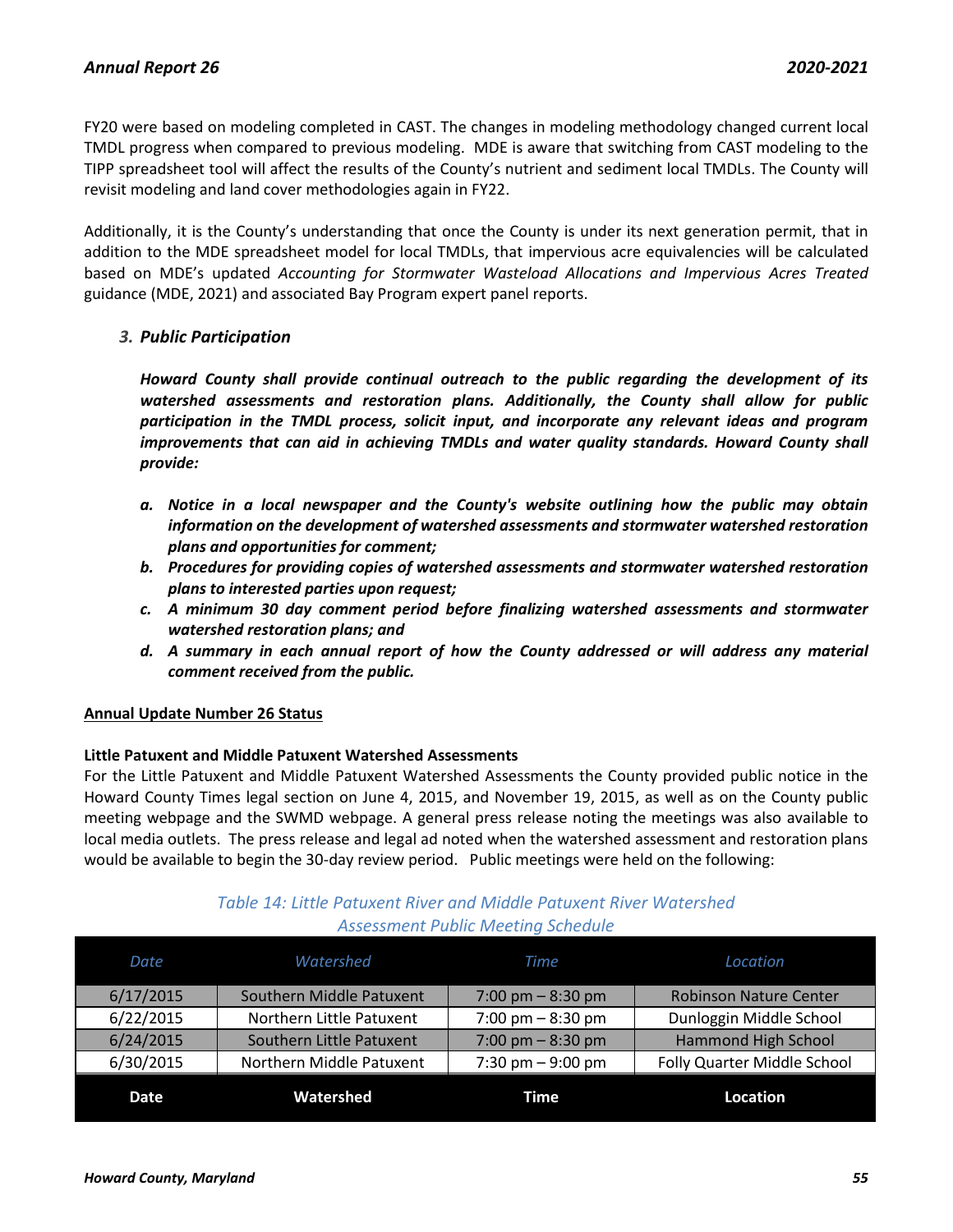FY20 were based on modeling completed in CAST. The changes in modeling methodology changed current local TMDL progress when compared to previous modeling. MDE is aware that switching from CAST modeling to the TIPP spreadsheet tool will affect the results of the County's nutrient and sediment local TMDLs. The County will revisit modeling and land cover methodologies again in FY22.

Additionally, it is the County's understanding that once the County is under its next generation permit, that in addition to the MDE spreadsheet model for local TMDLs, that impervious acre equivalencies will be calculated based on MDE's updated *Accounting for Stormwater Wasteload Allocations and Impervious Acres Treated* guidance (MDE, 2021) and associated Bay Program expert panel reports.

### *3. Public Participation*

***Howard County shall provide continual outreach to the public regarding the development of its watershed assessments and restoration plans. Additionally, the County shall allow for public participation in the TMDL process, solicit input, and incorporate any relevant ideas and program improvements that can aid in achieving TMDLs and water quality standards. Howard County shall provide:***

***a. Notice in a local newspaper and the County's website outlining how the public may obtain information on the development of watershed assessments and stormwater watershed restoration plans and opportunities for comment;***

***b. Procedures for providing copies of watershed assessments and stormwater watershed restoration plans to interested parties upon request;***

***c. A minimum 30 day comment period before finalizing watershed assessments and stormwater watershed restoration plans; and***

***d. A summary in each annual report of how the County addressed or will address any material comment received from the public.***

**Annual Update Number 26 Status**

**Little Patuxent and Middle Patuxent Watershed Assessments**

For the Little Patuxent and Middle Patuxent Watershed Assessments the County provided public notice in the Howard County Times legal section on June 4, 2015, and November 19, 2015, as well as on the County public meeting webpage and the SWMD webpage. A general press release noting the meetings was also available to local media outlets. The press release and legal ad noted when the watershed assessment and restoration plans would be available to begin the 30-day review period. Public meetings were held on the following:

*Table 14: Little Patuxent River and Middle Patuxent River Watershed Assessment Public Meeting Schedule*

| Date | Watershed | Time | Location |
|---|---|---|---|
| 6/17/2015 | Southern Middle Patuxent | 7:00 pm – 8:30 pm | Robinson Nature Center |
| 6/22/2015 | Northern Little Patuxent | 7:00 pm – 8:30 pm | Dunloggin Middle School |
| 6/24/2015 | Southern Little Patuxent | 7:00 pm – 8:30 pm | Hammond High School |
| 6/30/2015 | Northern Middle Patuxent | 7:30 pm – 9:00 pm | Folly Quarter Middle School |
| **Date** | **Watershed** | **Time** | **Location** |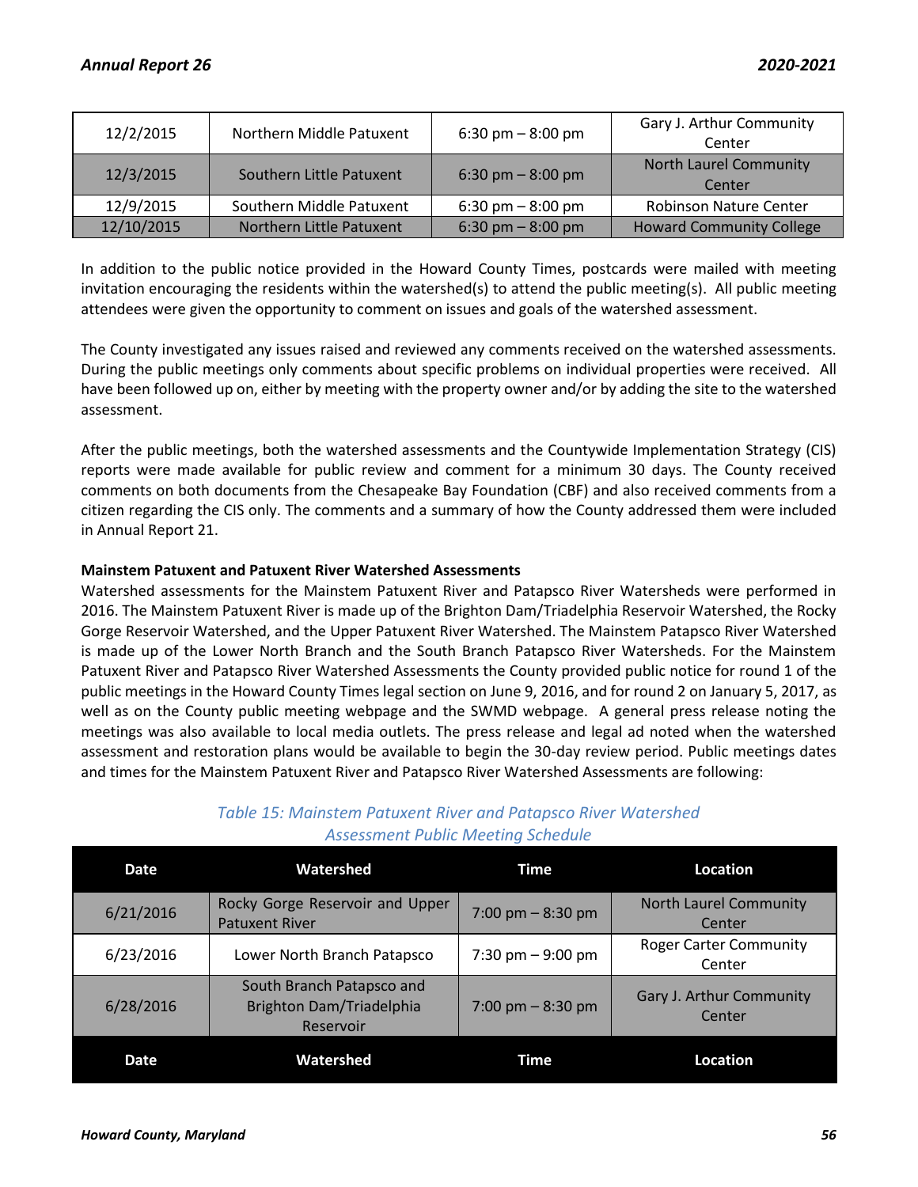| | | | |
|---|---|---|---|
| 12/2/2015 | Northern Middle Patuxent | 6:30 pm – 8:00 pm | Gary J. Arthur Community Center |
| 12/3/2015 | Southern Little Patuxent | 6:30 pm – 8:00 pm | North Laurel Community Center |
| 12/9/2015 | Southern Middle Patuxent | 6:30 pm – 8:00 pm | Robinson Nature Center |
| 12/10/2015 | Northern Little Patuxent | 6:30 pm – 8:00 pm | Howard Community College |

In addition to the public notice provided in the Howard County Times, postcards were mailed with meeting invitation encouraging the residents within the watershed(s) to attend the public meeting(s). All public meeting attendees were given the opportunity to comment on issues and goals of the watershed assessment.

The County investigated any issues raised and reviewed any comments received on the watershed assessments. During the public meetings only comments about specific problems on individual properties were received. All have been followed up on, either by meeting with the property owner and/or by adding the site to the watershed assessment.

After the public meetings, both the watershed assessments and the Countywide Implementation Strategy (CIS) reports were made available for public review and comment for a minimum 30 days. The County received comments on both documents from the Chesapeake Bay Foundation (CBF) and also received comments from a citizen regarding the CIS only. The comments and a summary of how the County addressed them were included in Annual Report 21.

**Mainstem Patuxent and Patuxent River Watershed Assessments**

Watershed assessments for the Mainstem Patuxent River and Patapsco River Watersheds were performed in 2016. The Mainstem Patuxent River is made up of the Brighton Dam/Triadelphia Reservoir Watershed, the Rocky Gorge Reservoir Watershed, and the Upper Patuxent River Watershed. The Mainstem Patapsco River Watershed is made up of the Lower North Branch and the South Branch Patapsco River Watersheds. For the Mainstem Patuxent River and Patapsco River Watershed Assessments the County provided public notice for round 1 of the public meetings in the Howard County Times legal section on June 9, 2016, and for round 2 on January 5, 2017, as well as on the County public meeting webpage and the SWMD webpage. A general press release noting the meetings was also available to local media outlets. The press release and legal ad noted when the watershed assessment and restoration plans would be available to begin the 30-day review period. Public meetings dates and times for the Mainstem Patuxent River and Patapsco River Watershed Assessments are following:

*Table 15: Mainstem Patuxent River and Patapsco River Watershed Assessment Public Meeting Schedule*

| Date | Watershed | Time | Location |
|---|---|---|---|
| 6/21/2016 | Rocky Gorge Reservoir and Upper Patuxent River | 7:00 pm – 8:30 pm | North Laurel Community Center |
| 6/23/2016 | Lower North Branch Patapsco | 7:30 pm – 9:00 pm | Roger Carter Community Center |
| 6/28/2016 | South Branch Patapsco and Brighton Dam/Triadelphia Reservoir | 7:00 pm – 8:30 pm | Gary J. Arthur Community Center |
| **Date** | **Watershed** | **Time** | **Location** |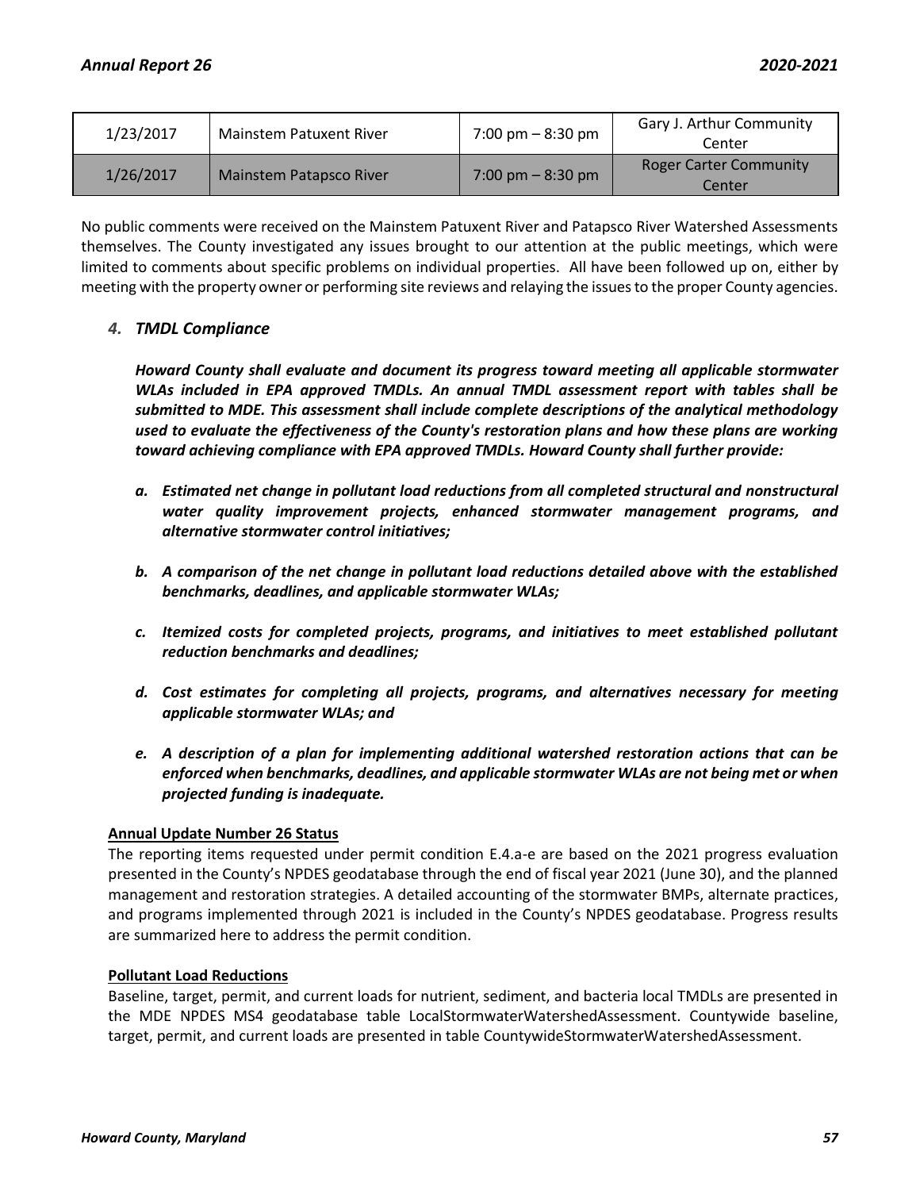| 1/23/2017 | Mainstem Patuxent River | 7:00 pm – 8:30 pm | Gary J. Arthur Community Center |
|---|---|---|---|
| 1/26/2017 | Mainstem Patapsco River | 7:00 pm – 8:30 pm | Roger Carter Community Center |

No public comments were received on the Mainstem Patuxent River and Patapsco River Watershed Assessments themselves. The County investigated any issues brought to our attention at the public meetings, which were limited to comments about specific problems on individual properties. All have been followed up on, either by meeting with the property owner or performing site reviews and relaying the issues to the proper County agencies.

### *4. TMDL Compliance*

***Howard County shall evaluate and document its progress toward meeting all applicable stormwater WLAs included in EPA approved TMDLs. An annual TMDL assessment report with tables shall be submitted to MDE. This assessment shall include complete descriptions of the analytical methodology used to evaluate the effectiveness of the County's restoration plans and how these plans are working toward achieving compliance with EPA approved TMDLs. Howard County shall further provide:***

***a. Estimated net change in pollutant load reductions from all completed structural and nonstructural water quality improvement projects, enhanced stormwater management programs, and alternative stormwater control initiatives;***

***b. A comparison of the net change in pollutant load reductions detailed above with the established benchmarks, deadlines, and applicable stormwater WLAs;***

***c. Itemized costs for completed projects, programs, and initiatives to meet established pollutant reduction benchmarks and deadlines;***

***d. Cost estimates for completing all projects, programs, and alternatives necessary for meeting applicable stormwater WLAs; and***

***e. A description of a plan for implementing additional watershed restoration actions that can be enforced when benchmarks, deadlines, and applicable stormwater WLAs are not being met or when projected funding is inadequate.***

**Annual Update Number 26 Status**

The reporting items requested under permit condition E.4.a-e are based on the 2021 progress evaluation presented in the County's NPDES geodatabase through the end of fiscal year 2021 (June 30), and the planned management and restoration strategies. A detailed accounting of the stormwater BMPs, alternate practices, and programs implemented through 2021 is included in the County's NPDES geodatabase. Progress results are summarized here to address the permit condition.

**Pollutant Load Reductions**

Baseline, target, permit, and current loads for nutrient, sediment, and bacteria local TMDLs are presented in the MDE NPDES MS4 geodatabase table LocalStormwaterWatershedAssessment. Countywide baseline, target, permit, and current loads are presented in table CountywideStormwaterWatershedAssessment.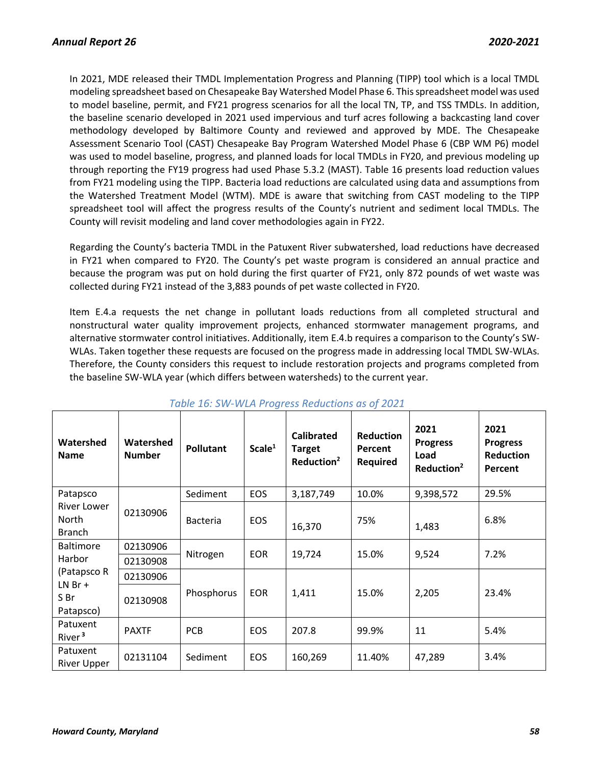In 2021, MDE released their TMDL Implementation Progress and Planning (TIPP) tool which is a local TMDL modeling spreadsheet based on Chesapeake Bay Watershed Model Phase 6. This spreadsheet model was used to model baseline, permit, and FY21 progress scenarios for all the local TN, TP, and TSS TMDLs. In addition, the baseline scenario developed in 2021 used impervious and turf acres following a backcasting land cover methodology developed by Baltimore County and reviewed and approved by MDE. The Chesapeake Assessment Scenario Tool (CAST) Chesapeake Bay Program Watershed Model Phase 6 (CBP WM P6) model was used to model baseline, progress, and planned loads for local TMDLs in FY20, and previous modeling up through reporting the FY19 progress had used Phase 5.3.2 (MAST). Table 16 presents load reduction values from FY21 modeling using the TIPP. Bacteria load reductions are calculated using data and assumptions from the Watershed Treatment Model (WTM). MDE is aware that switching from CAST modeling to the TIPP spreadsheet tool will affect the progress results of the County's nutrient and sediment local TMDLs. The County will revisit modeling and land cover methodologies again in FY22.

Regarding the County's bacteria TMDL in the Patuxent River subwatershed, load reductions have decreased in FY21 when compared to FY20. The County's pet waste program is considered an annual practice and because the program was put on hold during the first quarter of FY21, only 872 pounds of wet waste was collected during FY21 instead of the 3,883 pounds of pet waste collected in FY20.

Item E.4.a requests the net change in pollutant loads reductions from all completed structural and nonstructural water quality improvement projects, enhanced stormwater management programs, and alternative stormwater control initiatives. Additionally, item E.4.b requires a comparison to the County's SW-WLAs. Taken together these requests are focused on the progress made in addressing local TMDL SW-WLAs. Therefore, the County considers this request to include restoration projects and programs completed from the baseline SW-WLA year (which differs between watersheds) to the current year.

*Table 16: SW-WLA Progress Reductions as of 2021*

| Watershed Name | Watershed Number | Pollutant | Scale[1] | Calibrated Target Reduction[2] | Reduction Percent Required | 2021 Progress Load Reduction[2] | 2021 Progress Reduction Percent |
|---|---|---|---|---|---|---|---|
| Patapsco River Lower North Branch | 02130906 | Sediment | EOS | 3,187,749 | 10.0% | 9,398,572 | 29.5% |
| | | Bacteria | EOS | 16,370 | 75% | 1,483 | 6.8% |
| Baltimore Harbor (Patapsco R LN Br + S Br Patapsco) | 02130906<br>02130908 | Nitrogen | EOR | 19,724 | 15.0% | 9,524 | 7.2% |
| | 02130906<br>02130908 | Phosphorus | EOR | 1,411 | 15.0% | 2,205 | 23.4% |
| Patuxent River[3] | PAXTF | PCB | EOS | 207.8 | 99.9% | 11 | 5.4% |
| Patuxent River Upper | 02131104 | Sediment | EOS | 160,269 | 11.40% | 47,289 | 3.4% |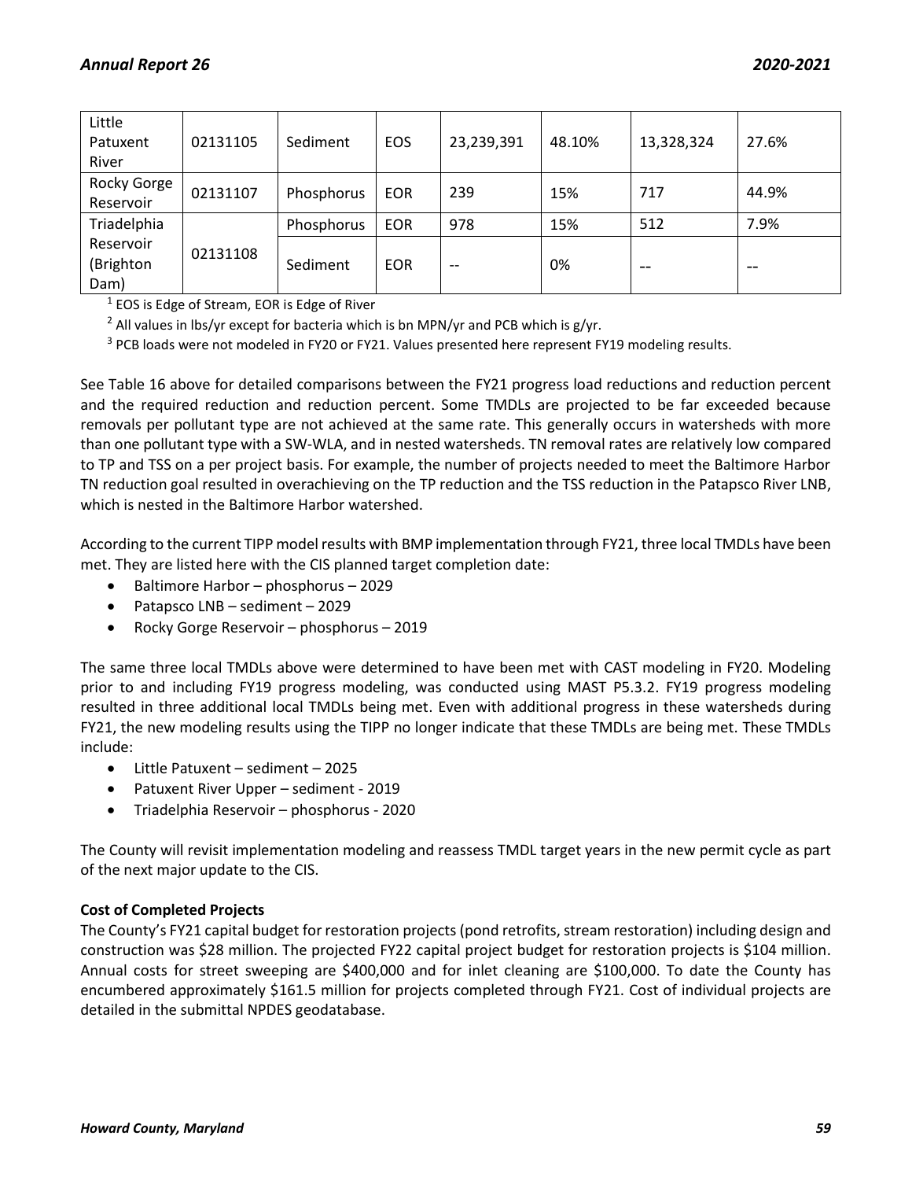| Little Patuxent River | 02131105 | Sediment | EOS | 23,239,391 | 48.10% | 13,328,324 | 27.6% |
|---|---|---|---|---|---|---|---|
| Rocky Gorge Reservoir | 02131107 | Phosphorus | EOR | 239 | 15% | 717 | 44.9% |
| Triadelphia Reservoir (Brighton Dam) | 02131108 | Phosphorus | EOR | 978 | 15% | 512 | 7.9% |
| | | Sediment | EOR | -- | 0% | -- | -- |

[1] EOS is Edge of Stream, EOR is Edge of River

[2] All values in lbs/yr except for bacteria which is bn MPN/yr and PCB which is g/yr.

[3] PCB loads were not modeled in FY20 or FY21. Values presented here represent FY19 modeling results.

See Table 16 above for detailed comparisons between the FY21 progress load reductions and reduction percent and the required reduction and reduction percent. Some TMDLs are projected to be far exceeded because removals per pollutant type are not achieved at the same rate. This generally occurs in watersheds with more than one pollutant type with a SW-WLA, and in nested watersheds. TN removal rates are relatively low compared to TP and TSS on a per project basis. For example, the number of projects needed to meet the Baltimore Harbor TN reduction goal resulted in overachieving on the TP reduction and the TSS reduction in the Patapsco River LNB, which is nested in the Baltimore Harbor watershed.

According to the current TIPP model results with BMP implementation through FY21, three local TMDLs have been met. They are listed here with the CIS planned target completion date:

- Baltimore Harbor – phosphorus – 2029
- Patapsco LNB – sediment – 2029
- Rocky Gorge Reservoir – phosphorus – 2019

The same three local TMDLs above were determined to have been met with CAST modeling in FY20. Modeling prior to and including FY19 progress modeling, was conducted using MAST P5.3.2. FY19 progress modeling resulted in three additional local TMDLs being met. Even with additional progress in these watersheds during FY21, the new modeling results using the TIPP no longer indicate that these TMDLs are being met. These TMDLs include:

- Little Patuxent – sediment – 2025
- Patuxent River Upper – sediment - 2019
- Triadelphia Reservoir – phosphorus - 2020

The County will revisit implementation modeling and reassess TMDL target years in the new permit cycle as part of the next major update to the CIS.

**Cost of Completed Projects**

The County's FY21 capital budget for restoration projects (pond retrofits, stream restoration) including design and construction was $28 million. The projected FY22 capital project budget for restoration projects is $104 million. Annual costs for street sweeping are $400,000 and for inlet cleaning are $100,000. To date the County has encumbered approximately $161.5 million for projects completed through FY21. Cost of individual projects are detailed in the submittal NPDES geodatabase.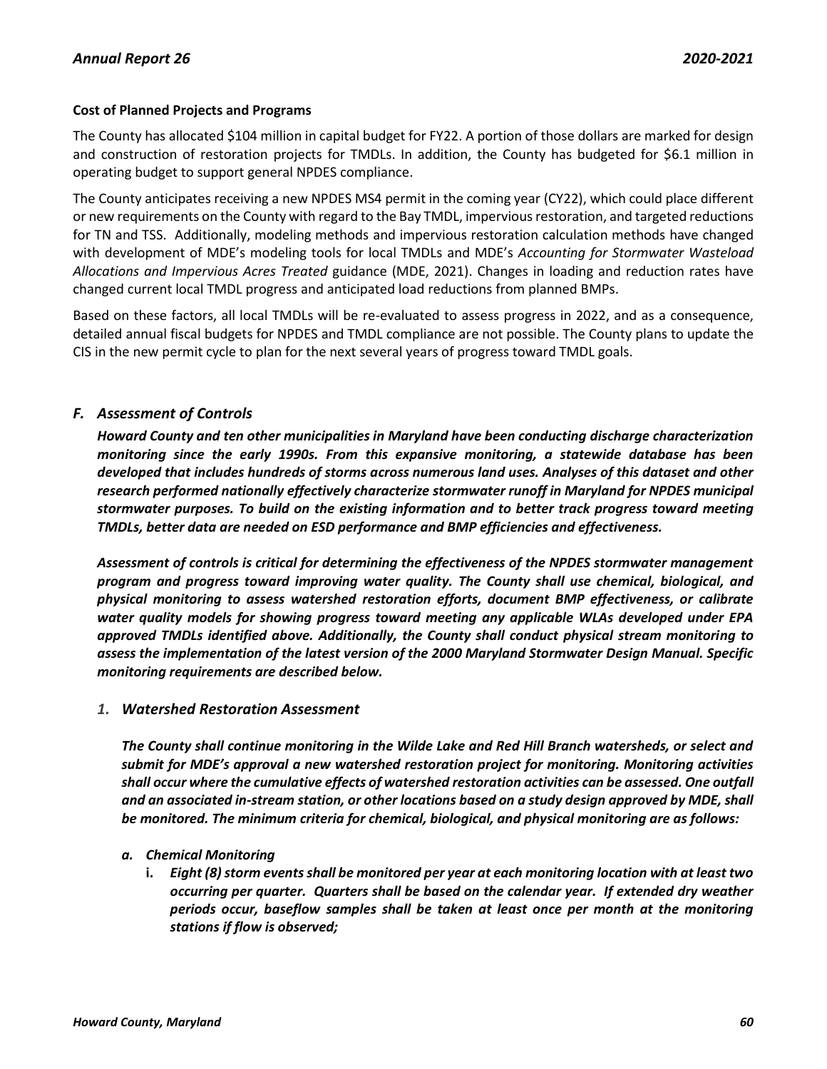**Cost of Planned Projects and Programs**

The County has allocated $104 million in capital budget for FY22. A portion of those dollars are marked for design and construction of restoration projects for TMDLs. In addition, the County has budgeted for $6.1 million in operating budget to support general NPDES compliance.

The County anticipates receiving a new NPDES MS4 permit in the coming year (CY22), which could place different or new requirements on the County with regard to the Bay TMDL, impervious restoration, and targeted reductions for TN and TSS. Additionally, modeling methods and impervious restoration calculation methods have changed with development of MDE's modeling tools for local TMDLs and MDE's *Accounting for Stormwater Wasteload Allocations and Impervious Acres Treated* guidance (MDE, 2021). Changes in loading and reduction rates have changed current local TMDL progress and anticipated load reductions from planned BMPs.

Based on these factors, all local TMDLs will be re-evaluated to assess progress in 2022, and as a consequence, detailed annual fiscal budgets for NPDES and TMDL compliance are not possible. The County plans to update the CIS in the new permit cycle to plan for the next several years of progress toward TMDL goals.

## *F. Assessment of Controls*

***Howard County and ten other municipalities in Maryland have been conducting discharge characterization monitoring since the early 1990s. From this expansive monitoring, a statewide database has been developed that includes hundreds of storms across numerous land uses. Analyses of this dataset and other research performed nationally effectively characterize stormwater runoff in Maryland for NPDES municipal stormwater purposes. To build on the existing information and to better track progress toward meeting TMDLs, better data are needed on ESD performance and BMP efficiencies and effectiveness.***

***Assessment of controls is critical for determining the effectiveness of the NPDES stormwater management program and progress toward improving water quality. The County shall use chemical, biological, and physical monitoring to assess watershed restoration efforts, document BMP effectiveness, or calibrate water quality models for showing progress toward meeting any applicable WLAs developed under EPA approved TMDLs identified above. Additionally, the County shall conduct physical stream monitoring to assess the implementation of the latest version of the 2000 Maryland Stormwater Design Manual. Specific monitoring requirements are described below.***

### *1. Watershed Restoration Assessment*

***The County shall continue monitoring in the Wilde Lake and Red Hill Branch watersheds, or select and submit for MDE's approval a new watershed restoration project for monitoring. Monitoring activities shall occur where the cumulative effects of watershed restoration activities can be assessed. One outfall and an associated in-stream station, or other locations based on a study design approved by MDE, shall be monitored. The minimum criteria for chemical, biological, and physical monitoring are as follows:***

***a. Chemical Monitoring***

**i.** ***Eight (8) storm events shall be monitored per year at each monitoring location with at least two occurring per quarter. Quarters shall be based on the calendar year. If extended dry weather periods occur, baseflow samples shall be taken at least once per month at the monitoring stations if flow is observed;***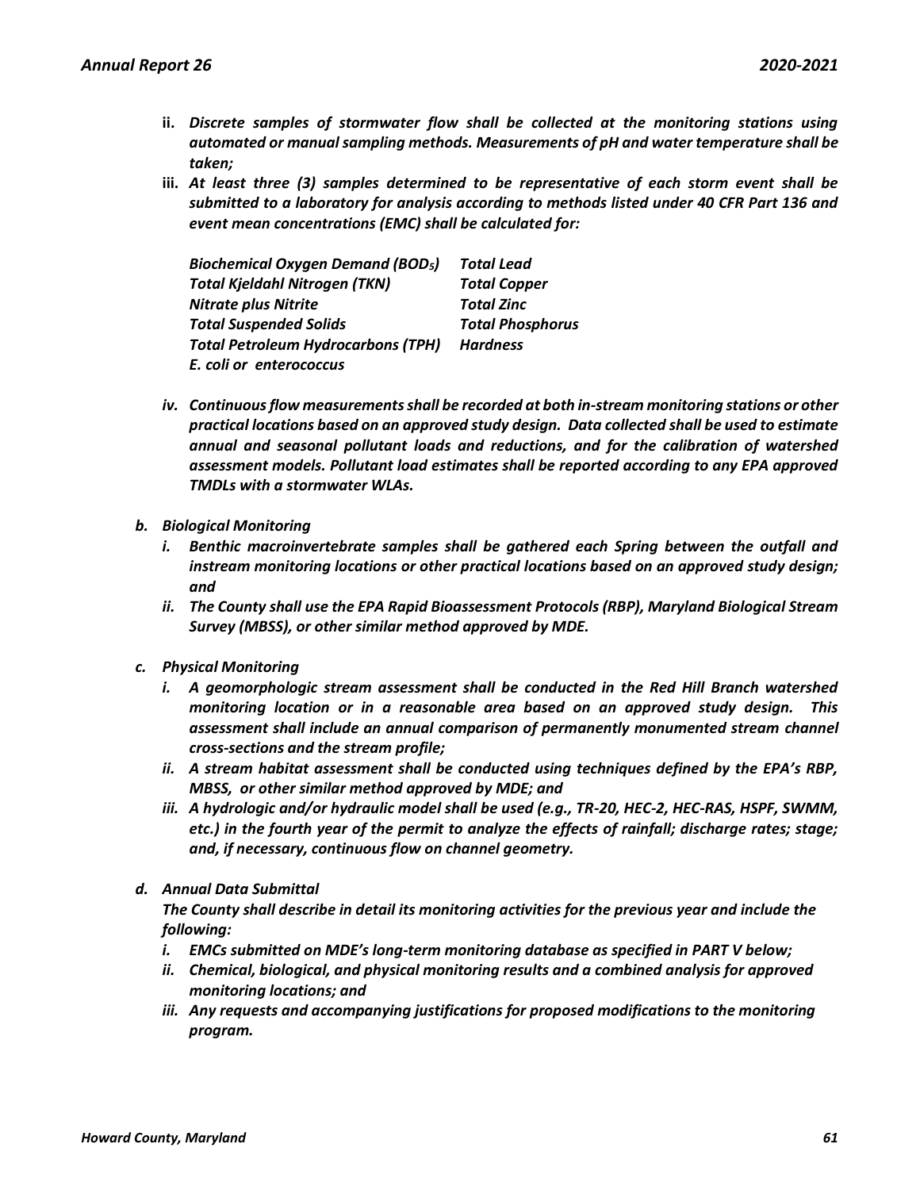ii. ***Discrete samples of stormwater flow shall be collected at the monitoring stations using automated or manual sampling methods. Measurements of pH and water temperature shall be taken;***

iii. ***At least three (3) samples determined to be representative of each storm event shall be submitted to a laboratory for analysis according to methods listed under 40 CFR Part 136 and event mean concentrations (EMC) shall be calculated for:***

| | |
|---|---|
| ***Biochemical Oxygen Demand ($BOD_5$)*** | ***Total Lead*** |
| ***Total Kjeldahl Nitrogen (TKN)*** | ***Total Copper*** |
| ***Nitrate plus Nitrite*** | ***Total Zinc*** |
| ***Total Suspended Solids*** | ***Total Phosphorus*** |
| ***Total Petroleum Hydrocarbons (TPH)*** | ***Hardness*** |
| ***E. coli or enterococcus*** | |

iv. ***Continuous flow measurements shall be recorded at both in-stream monitoring stations or other practical locations based on an approved study design. Data collected shall be used to estimate annual and seasonal pollutant loads and reductions, and for the calibration of watershed assessment models. Pollutant load estimates shall be reported according to any EPA approved TMDLs with a stormwater WLAs.***

*b. **Biological Monitoring***

i. ***Benthic macroinvertebrate samples shall be gathered each Spring between the outfall and instream monitoring locations or other practical locations based on an approved study design; and***

ii. ***The County shall use the EPA Rapid Bioassessment Protocols (RBP), Maryland Biological Stream Survey (MBSS), or other similar method approved by MDE.***

*c. **Physical Monitoring***

i. ***A geomorphologic stream assessment shall be conducted in the Red Hill Branch watershed monitoring location or in a reasonable area based on an approved study design. This assessment shall include an annual comparison of permanently monumented stream channel cross-sections and the stream profile;***

ii. ***A stream habitat assessment shall be conducted using techniques defined by the EPA's RBP, MBSS, or other similar method approved by MDE; and***

iii. ***A hydrologic and/or hydraulic model shall be used (e.g., TR-20, HEC-2, HEC-RAS, HSPF, SWMM, etc.) in the fourth year of the permit to analyze the effects of rainfall; discharge rates; stage; and, if necessary, continuous flow on channel geometry.***

*d. **Annual Data Submittal***

***The County shall describe in detail its monitoring activities for the previous year and include the following:***

i. ***EMCs submitted on MDE's long-term monitoring database as specified in PART V below;***

ii. ***Chemical, biological, and physical monitoring results and a combined analysis for approved monitoring locations; and***

iii. ***Any requests and accompanying justifications for proposed modifications to the monitoring program.***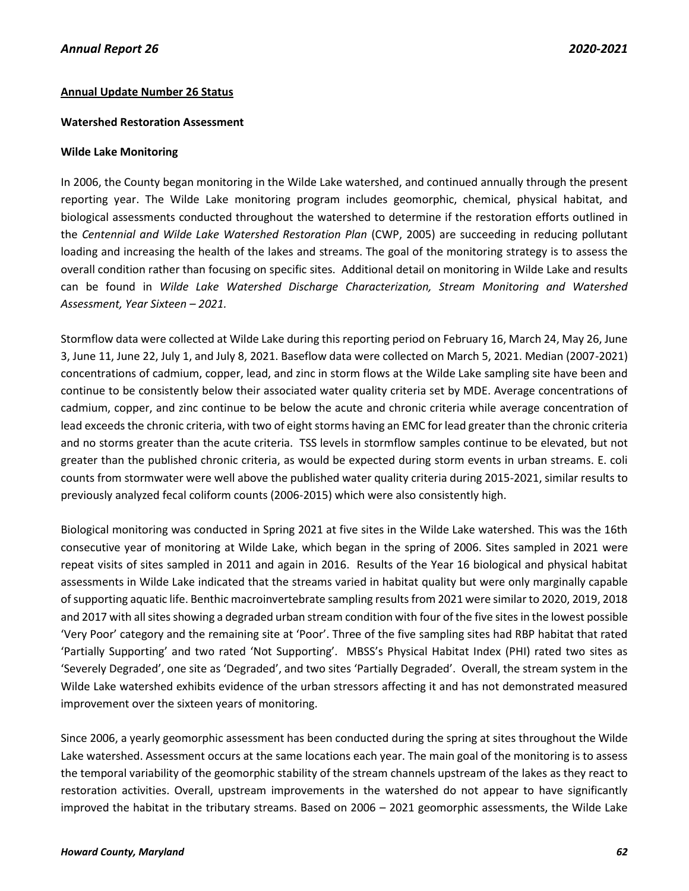**Annual Update Number 26 Status**

**Watershed Restoration Assessment**

**Wilde Lake Monitoring**

In 2006, the County began monitoring in the Wilde Lake watershed, and continued annually through the present reporting year. The Wilde Lake monitoring program includes geomorphic, chemical, physical habitat, and biological assessments conducted throughout the watershed to determine if the restoration efforts outlined in the *Centennial and Wilde Lake Watershed Restoration Plan* (CWP, 2005) are succeeding in reducing pollutant loading and increasing the health of the lakes and streams. The goal of the monitoring strategy is to assess the overall condition rather than focusing on specific sites. Additional detail on monitoring in Wilde Lake and results can be found in *Wilde Lake Watershed Discharge Characterization, Stream Monitoring and Watershed Assessment, Year Sixteen – 2021.*

Stormflow data were collected at Wilde Lake during this reporting period on February 16, March 24, May 26, June 3, June 11, June 22, July 1, and July 8, 2021. Baseflow data were collected on March 5, 2021. Median (2007-2021) concentrations of cadmium, copper, lead, and zinc in storm flows at the Wilde Lake sampling site have been and continue to be consistently below their associated water quality criteria set by MDE. Average concentrations of cadmium, copper, and zinc continue to be below the acute and chronic criteria while average concentration of lead exceeds the chronic criteria, with two of eight storms having an EMC for lead greater than the chronic criteria and no storms greater than the acute criteria. TSS levels in stormflow samples continue to be elevated, but not greater than the published chronic criteria, as would be expected during storm events in urban streams. E. coli counts from stormwater were well above the published water quality criteria during 2015-2021, similar results to previously analyzed fecal coliform counts (2006-2015) which were also consistently high.

Biological monitoring was conducted in Spring 2021 at five sites in the Wilde Lake watershed. This was the 16th consecutive year of monitoring at Wilde Lake, which began in the spring of 2006. Sites sampled in 2021 were repeat visits of sites sampled in 2011 and again in 2016. Results of the Year 16 biological and physical habitat assessments in Wilde Lake indicated that the streams varied in habitat quality but were only marginally capable of supporting aquatic life. Benthic macroinvertebrate sampling results from 2021 were similar to 2020, 2019, 2018 and 2017 with all sites showing a degraded urban stream condition with four of the five sites in the lowest possible 'Very Poor' category and the remaining site at 'Poor'. Three of the five sampling sites had RBP habitat that rated 'Partially Supporting' and two rated 'Not Supporting'. MBSS's Physical Habitat Index (PHI) rated two sites as 'Severely Degraded', one site as 'Degraded', and two sites 'Partially Degraded'. Overall, the stream system in the Wilde Lake watershed exhibits evidence of the urban stressors affecting it and has not demonstrated measured improvement over the sixteen years of monitoring.

Since 2006, a yearly geomorphic assessment has been conducted during the spring at sites throughout the Wilde Lake watershed. Assessment occurs at the same locations each year. The main goal of the monitoring is to assess the temporal variability of the geomorphic stability of the stream channels upstream of the lakes as they react to restoration activities. Overall, upstream improvements in the watershed do not appear to have significantly improved the habitat in the tributary streams. Based on 2006 – 2021 geomorphic assessments, the Wilde Lake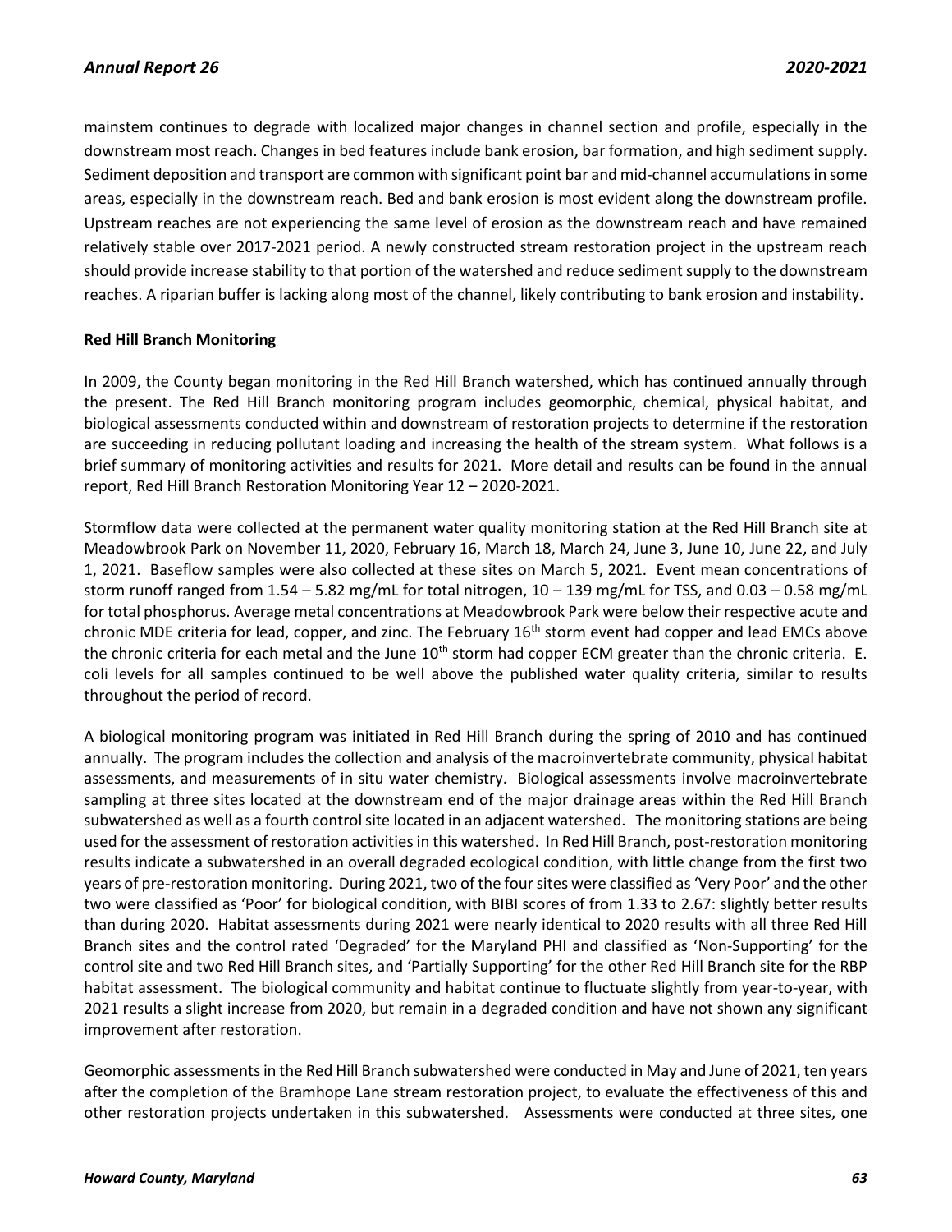mainstem continues to degrade with localized major changes in channel section and profile, especially in the downstream most reach. Changes in bed features include bank erosion, bar formation, and high sediment supply. Sediment deposition and transport are common with significant point bar and mid-channel accumulations in some areas, especially in the downstream reach. Bed and bank erosion is most evident along the downstream profile. Upstream reaches are not experiencing the same level of erosion as the downstream reach and have remained relatively stable over 2017-2021 period. A newly constructed stream restoration project in the upstream reach should provide increase stability to that portion of the watershed and reduce sediment supply to the downstream reaches. A riparian buffer is lacking along most of the channel, likely contributing to bank erosion and instability.

**Red Hill Branch Monitoring**

In 2009, the County began monitoring in the Red Hill Branch watershed, which has continued annually through the present. The Red Hill Branch monitoring program includes geomorphic, chemical, physical habitat, and biological assessments conducted within and downstream of restoration projects to determine if the restoration are succeeding in reducing pollutant loading and increasing the health of the stream system. What follows is a brief summary of monitoring activities and results for 2021. More detail and results can be found in the annual report, Red Hill Branch Restoration Monitoring Year 12 – 2020-2021.

Stormflow data were collected at the permanent water quality monitoring station at the Red Hill Branch site at Meadowbrook Park on November 11, 2020, February 16, March 18, March 24, June 3, June 10, June 22, and July 1, 2021. Baseflow samples were also collected at these sites on March 5, 2021. Event mean concentrations of storm runoff ranged from 1.54 – 5.82 mg/mL for total nitrogen, 10 – 139 mg/mL for TSS, and 0.03 – 0.58 mg/mL for total phosphorus. Average metal concentrations at Meadowbrook Park were below their respective acute and chronic MDE criteria for lead, copper, and zinc. The February 16th storm event had copper and lead EMCs above the chronic criteria for each metal and the June 10th storm had copper ECM greater than the chronic criteria. E. coli levels for all samples continued to be well above the published water quality criteria, similar to results throughout the period of record.

A biological monitoring program was initiated in Red Hill Branch during the spring of 2010 and has continued annually. The program includes the collection and analysis of the macroinvertebrate community, physical habitat assessments, and measurements of in situ water chemistry. Biological assessments involve macroinvertebrate sampling at three sites located at the downstream end of the major drainage areas within the Red Hill Branch subwatershed as well as a fourth control site located in an adjacent watershed. The monitoring stations are being used for the assessment of restoration activities in this watershed. In Red Hill Branch, post-restoration monitoring results indicate a subwatershed in an overall degraded ecological condition, with little change from the first two years of pre-restoration monitoring. During 2021, two of the four sites were classified as 'Very Poor' and the other two were classified as 'Poor' for biological condition, with BIBI scores of from 1.33 to 2.67: slightly better results than during 2020. Habitat assessments during 2021 were nearly identical to 2020 results with all three Red Hill Branch sites and the control rated 'Degraded' for the Maryland PHI and classified as 'Non-Supporting' for the control site and two Red Hill Branch sites, and 'Partially Supporting' for the other Red Hill Branch site for the RBP habitat assessment. The biological community and habitat continue to fluctuate slightly from year-to-year, with 2021 results a slight increase from 2020, but remain in a degraded condition and have not shown any significant improvement after restoration.

Geomorphic assessments in the Red Hill Branch subwatershed were conducted in May and June of 2021, ten years after the completion of the Bramhope Lane stream restoration project, to evaluate the effectiveness of this and other restoration projects undertaken in this subwatershed. Assessments were conducted at three sites, one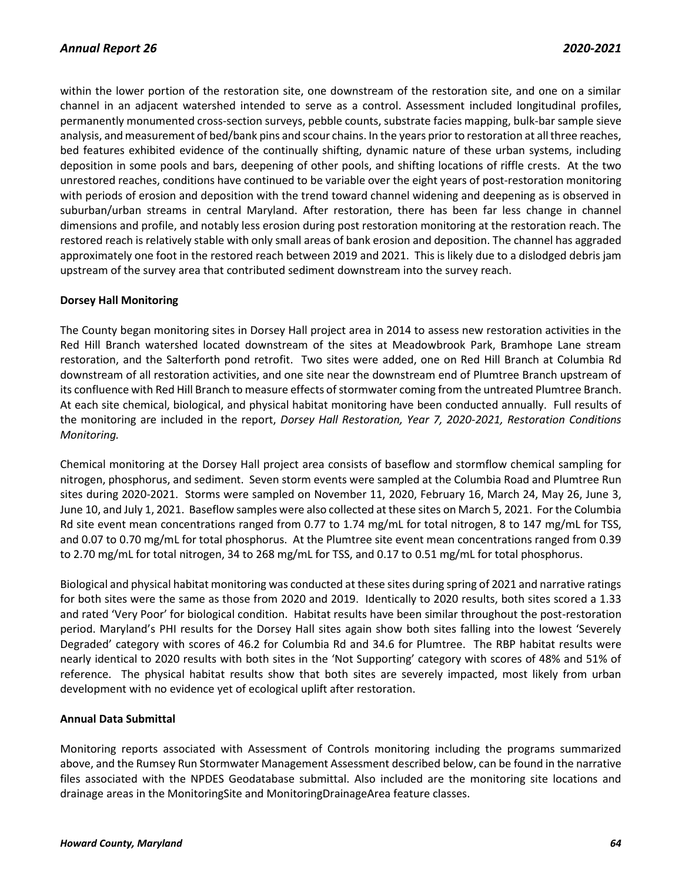within the lower portion of the restoration site, one downstream of the restoration site, and one on a similar channel in an adjacent watershed intended to serve as a control. Assessment included longitudinal profiles, permanently monumented cross-section surveys, pebble counts, substrate facies mapping, bulk-bar sample sieve analysis, and measurement of bed/bank pins and scour chains. In the years prior to restoration at all three reaches, bed features exhibited evidence of the continually shifting, dynamic nature of these urban systems, including deposition in some pools and bars, deepening of other pools, and shifting locations of riffle crests. At the two unrestored reaches, conditions have continued to be variable over the eight years of post-restoration monitoring with periods of erosion and deposition with the trend toward channel widening and deepening as is observed in suburban/urban streams in central Maryland. After restoration, there has been far less change in channel dimensions and profile, and notably less erosion during post restoration monitoring at the restoration reach. The restored reach is relatively stable with only small areas of bank erosion and deposition. The channel has aggraded approximately one foot in the restored reach between 2019 and 2021. This is likely due to a dislodged debris jam upstream of the survey area that contributed sediment downstream into the survey reach.

**Dorsey Hall Monitoring**

The County began monitoring sites in Dorsey Hall project area in 2014 to assess new restoration activities in the Red Hill Branch watershed located downstream of the sites at Meadowbrook Park, Bramhope Lane stream restoration, and the Salterforth pond retrofit. Two sites were added, one on Red Hill Branch at Columbia Rd downstream of all restoration activities, and one site near the downstream end of Plumtree Branch upstream of its confluence with Red Hill Branch to measure effects of stormwater coming from the untreated Plumtree Branch. At each site chemical, biological, and physical habitat monitoring have been conducted annually. Full results of the monitoring are included in the report, *Dorsey Hall Restoration, Year 7, 2020-2021, Restoration Conditions Monitoring.*

Chemical monitoring at the Dorsey Hall project area consists of baseflow and stormflow chemical sampling for nitrogen, phosphorus, and sediment. Seven storm events were sampled at the Columbia Road and Plumtree Run sites during 2020-2021. Storms were sampled on November 11, 2020, February 16, March 24, May 26, June 3, June 10, and July 1, 2021. Baseflow samples were also collected at these sites on March 5, 2021. For the Columbia Rd site event mean concentrations ranged from 0.77 to 1.74 mg/mL for total nitrogen, 8 to 147 mg/mL for TSS, and 0.07 to 0.70 mg/mL for total phosphorus. At the Plumtree site event mean concentrations ranged from 0.39 to 2.70 mg/mL for total nitrogen, 34 to 268 mg/mL for TSS, and 0.17 to 0.51 mg/mL for total phosphorus.

Biological and physical habitat monitoring was conducted at these sites during spring of 2021 and narrative ratings for both sites were the same as those from 2020 and 2019. Identically to 2020 results, both sites scored a 1.33 and rated 'Very Poor' for biological condition. Habitat results have been similar throughout the post-restoration period. Maryland's PHI results for the Dorsey Hall sites again show both sites falling into the lowest 'Severely Degraded' category with scores of 46.2 for Columbia Rd and 34.6 for Plumtree. The RBP habitat results were nearly identical to 2020 results with both sites in the 'Not Supporting' category with scores of 48% and 51% of reference. The physical habitat results show that both sites are severely impacted, most likely from urban development with no evidence yet of ecological uplift after restoration.

**Annual Data Submittal**

Monitoring reports associated with Assessment of Controls monitoring including the programs summarized above, and the Rumsey Run Stormwater Management Assessment described below, can be found in the narrative files associated with the NPDES Geodatabase submittal. Also included are the monitoring site locations and drainage areas in the MonitoringSite and MonitoringDrainageArea feature classes.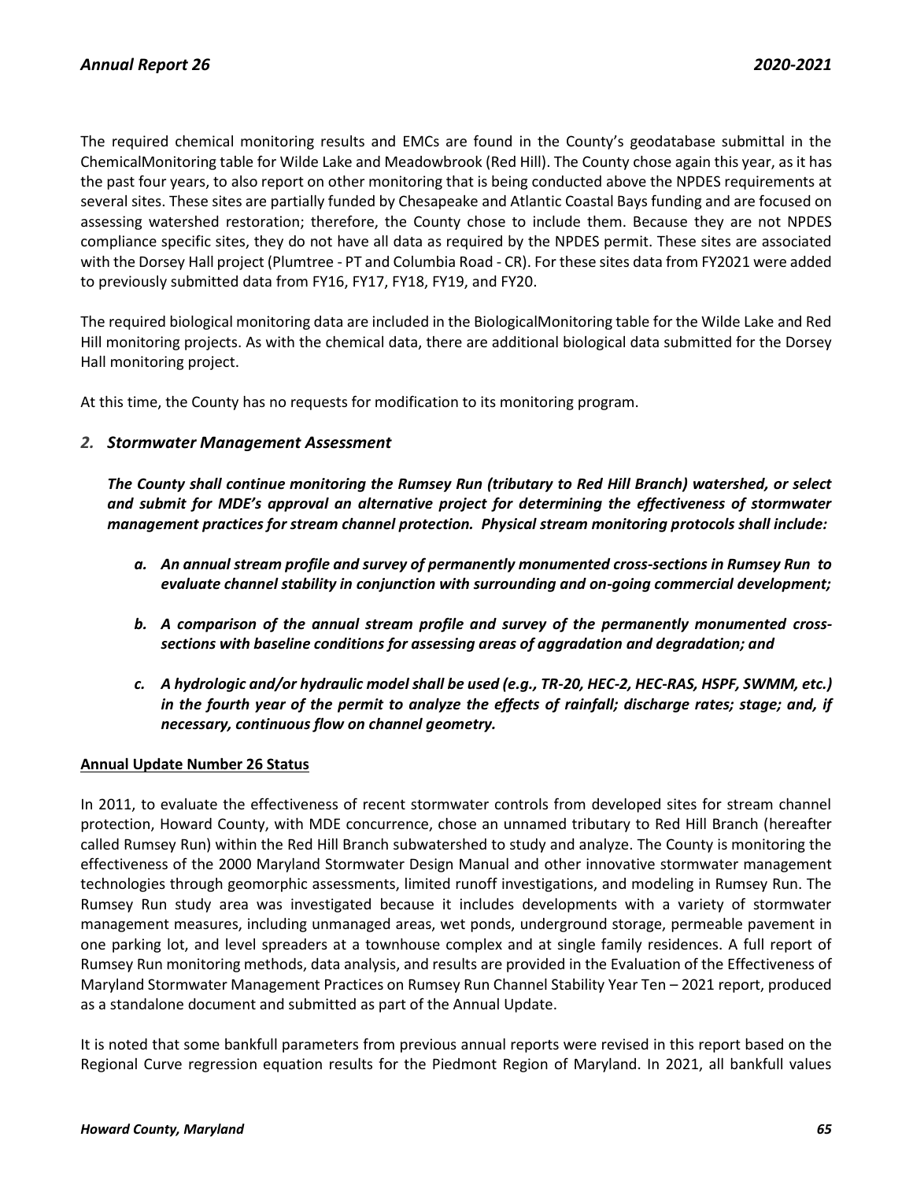The required chemical monitoring results and EMCs are found in the County's geodatabase submittal in the ChemicalMonitoring table for Wilde Lake and Meadowbrook (Red Hill). The County chose again this year, as it has the past four years, to also report on other monitoring that is being conducted above the NPDES requirements at several sites. These sites are partially funded by Chesapeake and Atlantic Coastal Bays funding and are focused on assessing watershed restoration; therefore, the County chose to include them. Because they are not NPDES compliance specific sites, they do not have all data as required by the NPDES permit. These sites are associated with the Dorsey Hall project (Plumtree - PT and Columbia Road - CR). For these sites data from FY2021 were added to previously submitted data from FY16, FY17, FY18, FY19, and FY20.

The required biological monitoring data are included in the BiologicalMonitoring table for the Wilde Lake and Red Hill monitoring projects. As with the chemical data, there are additional biological data submitted for the Dorsey Hall monitoring project.

At this time, the County has no requests for modification to its monitoring program.

### *2. Stormwater Management Assessment*

***The County shall continue monitoring the Rumsey Run (tributary to Red Hill Branch) watershed, or select and submit for MDE's approval an alternative project for determining the effectiveness of stormwater management practices for stream channel protection. Physical stream monitoring protocols shall include:***

- ***a. An annual stream profile and survey of permanently monumented cross-sections in Rumsey Run to evaluate channel stability in conjunction with surrounding and on-going commercial development;***

- ***b. A comparison of the annual stream profile and survey of the permanently monumented cross-sections with baseline conditions for assessing areas of aggradation and degradation; and***

- ***c. A hydrologic and/or hydraulic model shall be used (e.g., TR-20, HEC-2, HEC-RAS, HSPF, SWMM, etc.) in the fourth year of the permit to analyze the effects of rainfall; discharge rates; stage; and, if necessary, continuous flow on channel geometry.***

**Annual Update Number 26 Status**

In 2011, to evaluate the effectiveness of recent stormwater controls from developed sites for stream channel protection, Howard County, with MDE concurrence, chose an unnamed tributary to Red Hill Branch (hereafter called Rumsey Run) within the Red Hill Branch subwatershed to study and analyze. The County is monitoring the effectiveness of the 2000 Maryland Stormwater Design Manual and other innovative stormwater management technologies through geomorphic assessments, limited runoff investigations, and modeling in Rumsey Run. The Rumsey Run study area was investigated because it includes developments with a variety of stormwater management measures, including unmanaged areas, wet ponds, underground storage, permeable pavement in one parking lot, and level spreaders at a townhouse complex and at single family residences. A full report of Rumsey Run monitoring methods, data analysis, and results are provided in the Evaluation of the Effectiveness of Maryland Stormwater Management Practices on Rumsey Run Channel Stability Year Ten – 2021 report, produced as a standalone document and submitted as part of the Annual Update.

It is noted that some bankfull parameters from previous annual reports were revised in this report based on the Regional Curve regression equation results for the Piedmont Region of Maryland. In 2021, all bankfull values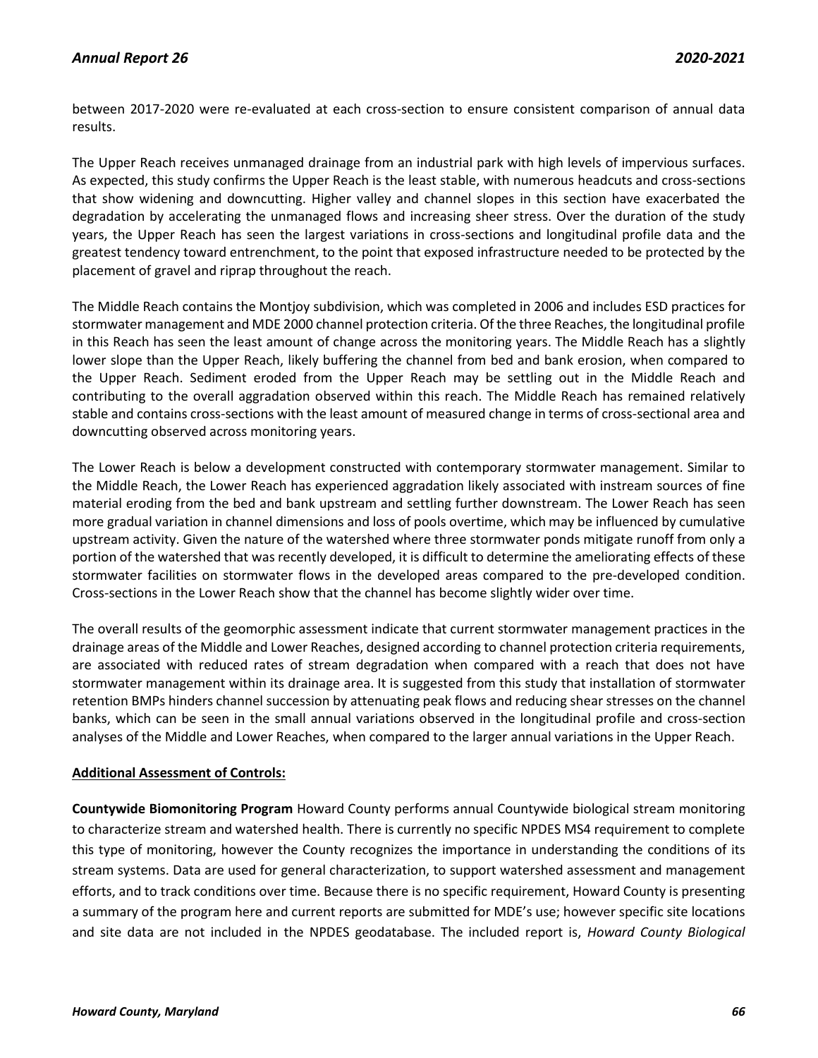between 2017-2020 were re-evaluated at each cross-section to ensure consistent comparison of annual data results.

The Upper Reach receives unmanaged drainage from an industrial park with high levels of impervious surfaces. As expected, this study confirms the Upper Reach is the least stable, with numerous headcuts and cross-sections that show widening and downcutting. Higher valley and channel slopes in this section have exacerbated the degradation by accelerating the unmanaged flows and increasing sheer stress. Over the duration of the study years, the Upper Reach has seen the largest variations in cross-sections and longitudinal profile data and the greatest tendency toward entrenchment, to the point that exposed infrastructure needed to be protected by the placement of gravel and riprap throughout the reach.

The Middle Reach contains the Montjoy subdivision, which was completed in 2006 and includes ESD practices for stormwater management and MDE 2000 channel protection criteria. Of the three Reaches, the longitudinal profile in this Reach has seen the least amount of change across the monitoring years. The Middle Reach has a slightly lower slope than the Upper Reach, likely buffering the channel from bed and bank erosion, when compared to the Upper Reach. Sediment eroded from the Upper Reach may be settling out in the Middle Reach and contributing to the overall aggradation observed within this reach. The Middle Reach has remained relatively stable and contains cross-sections with the least amount of measured change in terms of cross-sectional area and downcutting observed across monitoring years.

The Lower Reach is below a development constructed with contemporary stormwater management. Similar to the Middle Reach, the Lower Reach has experienced aggradation likely associated with instream sources of fine material eroding from the bed and bank upstream and settling further downstream. The Lower Reach has seen more gradual variation in channel dimensions and loss of pools overtime, which may be influenced by cumulative upstream activity. Given the nature of the watershed where three stormwater ponds mitigate runoff from only a portion of the watershed that was recently developed, it is difficult to determine the ameliorating effects of these stormwater facilities on stormwater flows in the developed areas compared to the pre-developed condition. Cross-sections in the Lower Reach show that the channel has become slightly wider over time.

The overall results of the geomorphic assessment indicate that current stormwater management practices in the drainage areas of the Middle and Lower Reaches, designed according to channel protection criteria requirements, are associated with reduced rates of stream degradation when compared with a reach that does not have stormwater management within its drainage area. It is suggested from this study that installation of stormwater retention BMPs hinders channel succession by attenuating peak flows and reducing shear stresses on the channel banks, which can be seen in the small annual variations observed in the longitudinal profile and cross-section analyses of the Middle and Lower Reaches, when compared to the larger annual variations in the Upper Reach.

**Additional Assessment of Controls:**

**Countywide Biomonitoring Program** Howard County performs annual Countywide biological stream monitoring to characterize stream and watershed health. There is currently no specific NPDES MS4 requirement to complete this type of monitoring, however the County recognizes the importance in understanding the conditions of its stream systems. Data are used for general characterization, to support watershed assessment and management efforts, and to track conditions over time. Because there is no specific requirement, Howard County is presenting a summary of the program here and current reports are submitted for MDE's use; however specific site locations and site data are not included in the NPDES geodatabase. The included report is, *Howard County Biological*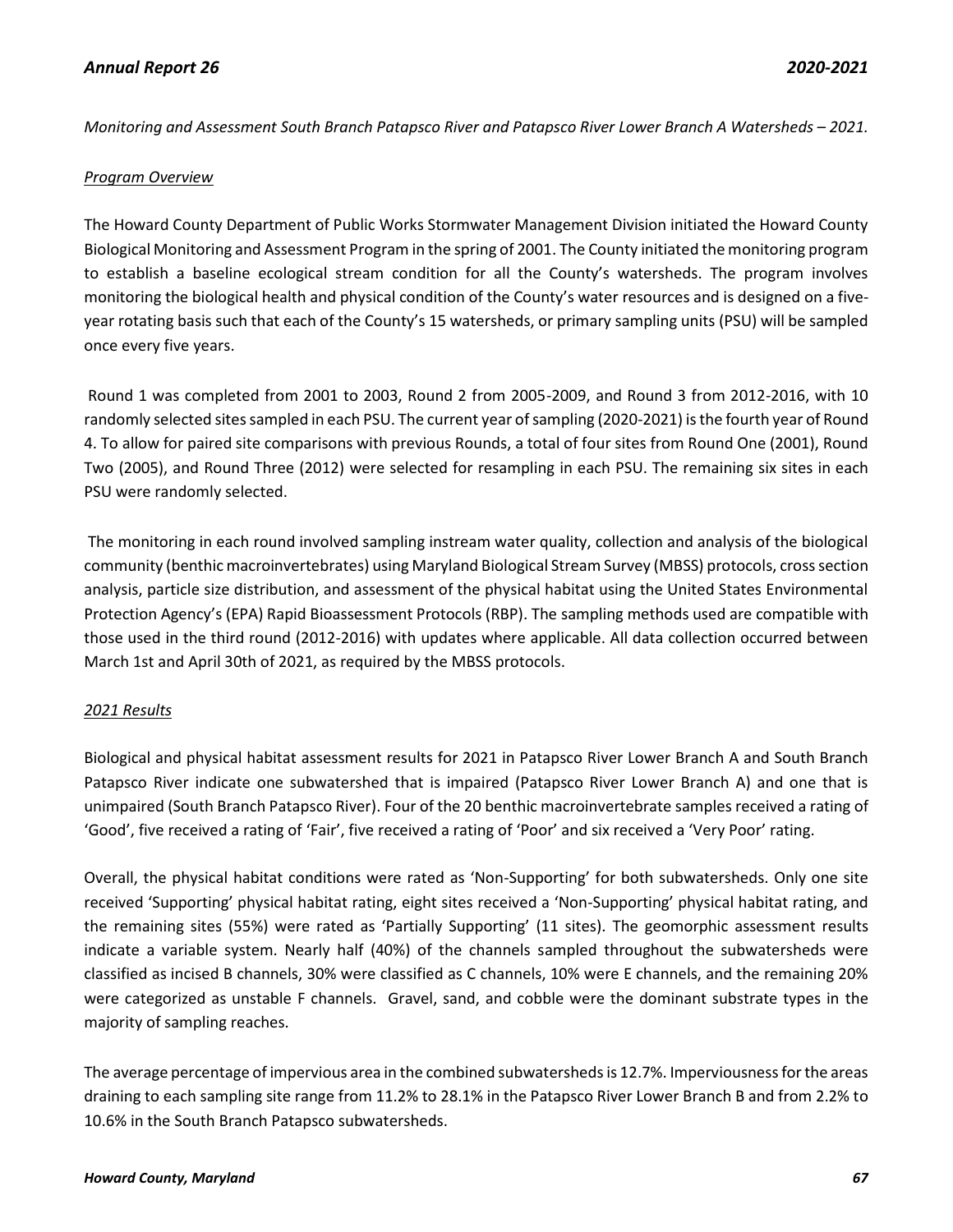*Monitoring and Assessment South Branch Patapsco River and Patapsco River Lower Branch A Watersheds – 2021.*

*Program Overview*

The Howard County Department of Public Works Stormwater Management Division initiated the Howard County Biological Monitoring and Assessment Program in the spring of 2001. The County initiated the monitoring program to establish a baseline ecological stream condition for all the County's watersheds. The program involves monitoring the biological health and physical condition of the County's water resources and is designed on a five-year rotating basis such that each of the County's 15 watersheds, or primary sampling units (PSU) will be sampled once every five years.

Round 1 was completed from 2001 to 2003, Round 2 from 2005-2009, and Round 3 from 2012-2016, with 10 randomly selected sites sampled in each PSU. The current year of sampling (2020-2021) is the fourth year of Round 4. To allow for paired site comparisons with previous Rounds, a total of four sites from Round One (2001), Round Two (2005), and Round Three (2012) were selected for resampling in each PSU. The remaining six sites in each PSU were randomly selected.

The monitoring in each round involved sampling instream water quality, collection and analysis of the biological community (benthic macroinvertebrates) using Maryland Biological Stream Survey (MBSS) protocols, cross section analysis, particle size distribution, and assessment of the physical habitat using the United States Environmental Protection Agency's (EPA) Rapid Bioassessment Protocols (RBP). The sampling methods used are compatible with those used in the third round (2012-2016) with updates where applicable. All data collection occurred between March 1st and April 30th of 2021, as required by the MBSS protocols.

*2021 Results*

Biological and physical habitat assessment results for 2021 in Patapsco River Lower Branch A and South Branch Patapsco River indicate one subwatershed that is impaired (Patapsco River Lower Branch A) and one that is unimpaired (South Branch Patapsco River). Four of the 20 benthic macroinvertebrate samples received a rating of 'Good', five received a rating of 'Fair', five received a rating of 'Poor' and six received a 'Very Poor' rating.

Overall, the physical habitat conditions were rated as 'Non-Supporting' for both subwatersheds. Only one site received 'Supporting' physical habitat rating, eight sites received a 'Non-Supporting' physical habitat rating, and the remaining sites (55%) were rated as 'Partially Supporting' (11 sites). The geomorphic assessment results indicate a variable system. Nearly half (40%) of the channels sampled throughout the subwatersheds were classified as incised B channels, 30% were classified as C channels, 10% were E channels, and the remaining 20% were categorized as unstable F channels. Gravel, sand, and cobble were the dominant substrate types in the majority of sampling reaches.

The average percentage of impervious area in the combined subwatersheds is 12.7%. Imperviousness for the areas draining to each sampling site range from 11.2% to 28.1% in the Patapsco River Lower Branch B and from 2.2% to 10.6% in the South Branch Patapsco subwatersheds.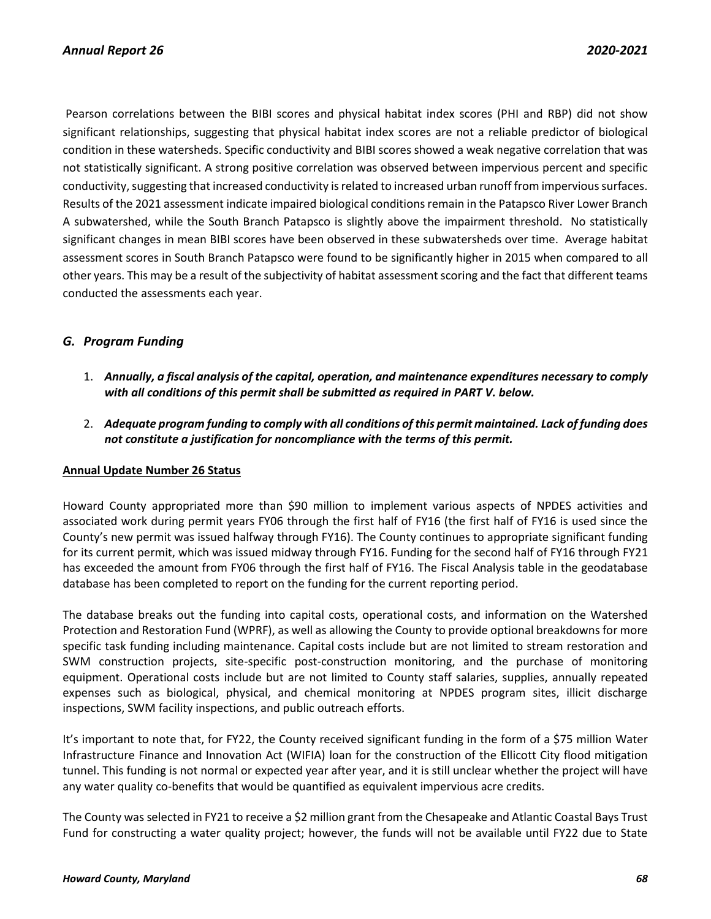Pearson correlations between the BIBI scores and physical habitat index scores (PHI and RBP) did not show significant relationships, suggesting that physical habitat index scores are not a reliable predictor of biological condition in these watersheds. Specific conductivity and BIBI scores showed a weak negative correlation that was not statistically significant. A strong positive correlation was observed between impervious percent and specific conductivity, suggesting that increased conductivity is related to increased urban runoff from impervious surfaces. Results of the 2021 assessment indicate impaired biological conditions remain in the Patapsco River Lower Branch A subwatershed, while the South Branch Patapsco is slightly above the impairment threshold. No statistically significant changes in mean BIBI scores have been observed in these subwatersheds over time. Average habitat assessment scores in South Branch Patapsco were found to be significantly higher in 2015 when compared to all other years. This may be a result of the subjectivity of habitat assessment scoring and the fact that different teams conducted the assessments each year.

### *G. Program Funding*

1. ***Annually, a fiscal analysis of the capital, operation, and maintenance expenditures necessary to comply with all conditions of this permit shall be submitted as required in PART V. below.***

2. ***Adequate program funding to comply with all conditions of this permit maintained. Lack of funding does not constitute a justification for noncompliance with the terms of this permit.***

**Annual Update Number 26 Status**

Howard County appropriated more than $90 million to implement various aspects of NPDES activities and associated work during permit years FY06 through the first half of FY16 (the first half of FY16 is used since the County's new permit was issued halfway through FY16). The County continues to appropriate significant funding for its current permit, which was issued midway through FY16. Funding for the second half of FY16 through FY21 has exceeded the amount from FY06 through the first half of FY16. The Fiscal Analysis table in the geodatabase database has been completed to report on the funding for the current reporting period.

The database breaks out the funding into capital costs, operational costs, and information on the Watershed Protection and Restoration Fund (WPRF), as well as allowing the County to provide optional breakdowns for more specific task funding including maintenance. Capital costs include but are not limited to stream restoration and SWM construction projects, site-specific post-construction monitoring, and the purchase of monitoring equipment. Operational costs include but are not limited to County staff salaries, supplies, annually repeated expenses such as biological, physical, and chemical monitoring at NPDES program sites, illicit discharge inspections, SWM facility inspections, and public outreach efforts.

It's important to note that, for FY22, the County received significant funding in the form of a $75 million Water Infrastructure Finance and Innovation Act (WIFIA) loan for the construction of the Ellicott City flood mitigation tunnel. This funding is not normal or expected year after year, and it is still unclear whether the project will have any water quality co-benefits that would be quantified as equivalent impervious acre credits.

The County was selected in FY21 to receive a $2 million grant from the Chesapeake and Atlantic Coastal Bays Trust Fund for constructing a water quality project; however, the funds will not be available until FY22 due to State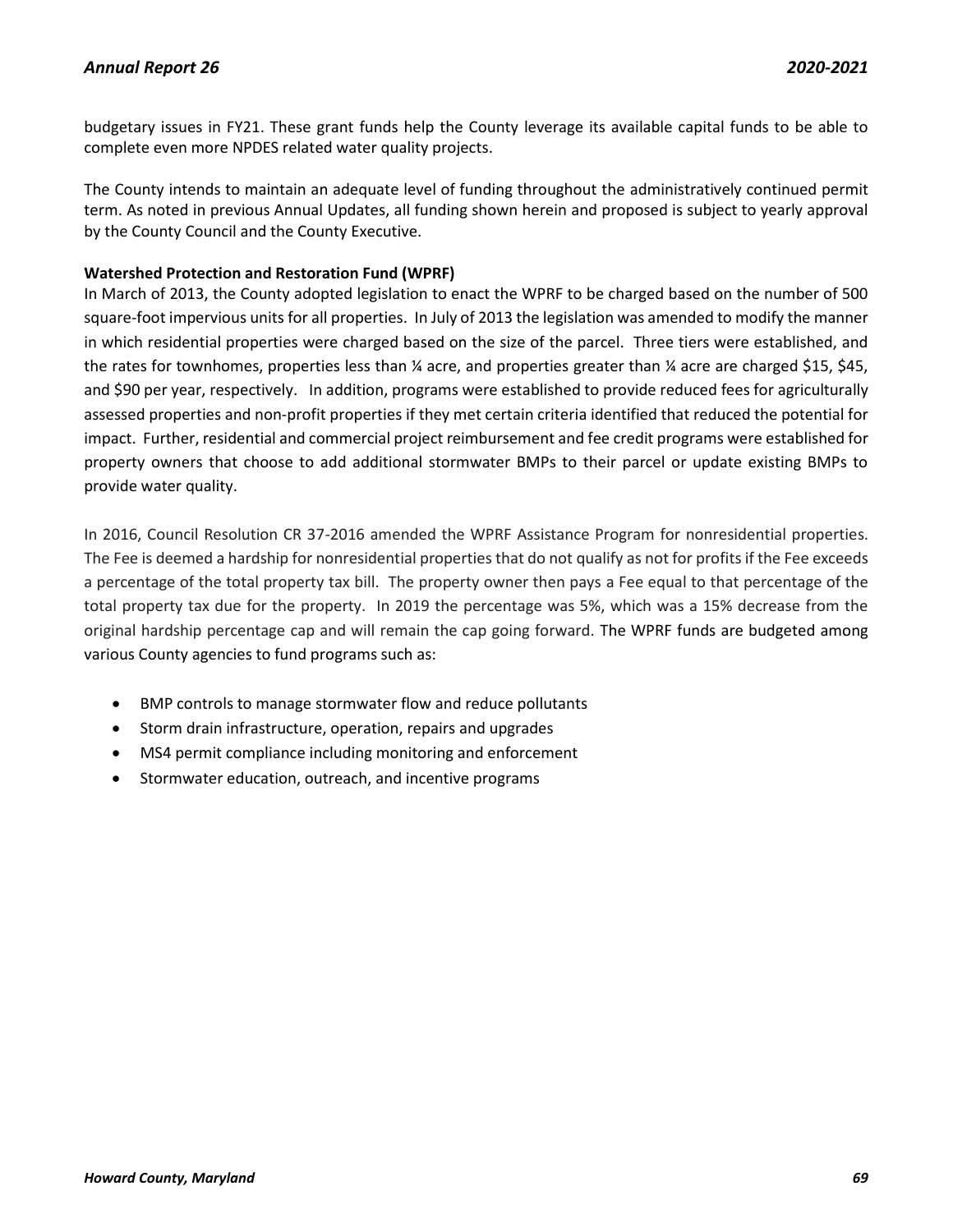budgetary issues in FY21. These grant funds help the County leverage its available capital funds to be able to complete even more NPDES related water quality projects.

The County intends to maintain an adequate level of funding throughout the administratively continued permit term. As noted in previous Annual Updates, all funding shown herein and proposed is subject to yearly approval by the County Council and the County Executive.

**Watershed Protection and Restoration Fund (WPRF)**

In March of 2013, the County adopted legislation to enact the WPRF to be charged based on the number of 500 square-foot impervious units for all properties. In July of 2013 the legislation was amended to modify the manner in which residential properties were charged based on the size of the parcel. Three tiers were established, and the rates for townhomes, properties less than ¼ acre, and properties greater than ¼ acre are charged $15, $45, and $90 per year, respectively. In addition, programs were established to provide reduced fees for agriculturally assessed properties and non-profit properties if they met certain criteria identified that reduced the potential for impact. Further, residential and commercial project reimbursement and fee credit programs were established for property owners that choose to add additional stormwater BMPs to their parcel or update existing BMPs to provide water quality.

In 2016, Council Resolution CR 37-2016 amended the WPRF Assistance Program for nonresidential properties. The Fee is deemed a hardship for nonresidential properties that do not qualify as not for profits if the Fee exceeds a percentage of the total property tax bill. The property owner then pays a Fee equal to that percentage of the total property tax due for the property. In 2019 the percentage was 5%, which was a 15% decrease from the original hardship percentage cap and will remain the cap going forward. The WPRF funds are budgeted among various County agencies to fund programs such as:

- BMP controls to manage stormwater flow and reduce pollutants
- Storm drain infrastructure, operation, repairs and upgrades
- MS4 permit compliance including monitoring and enforcement
- Stormwater education, outreach, and incentive programs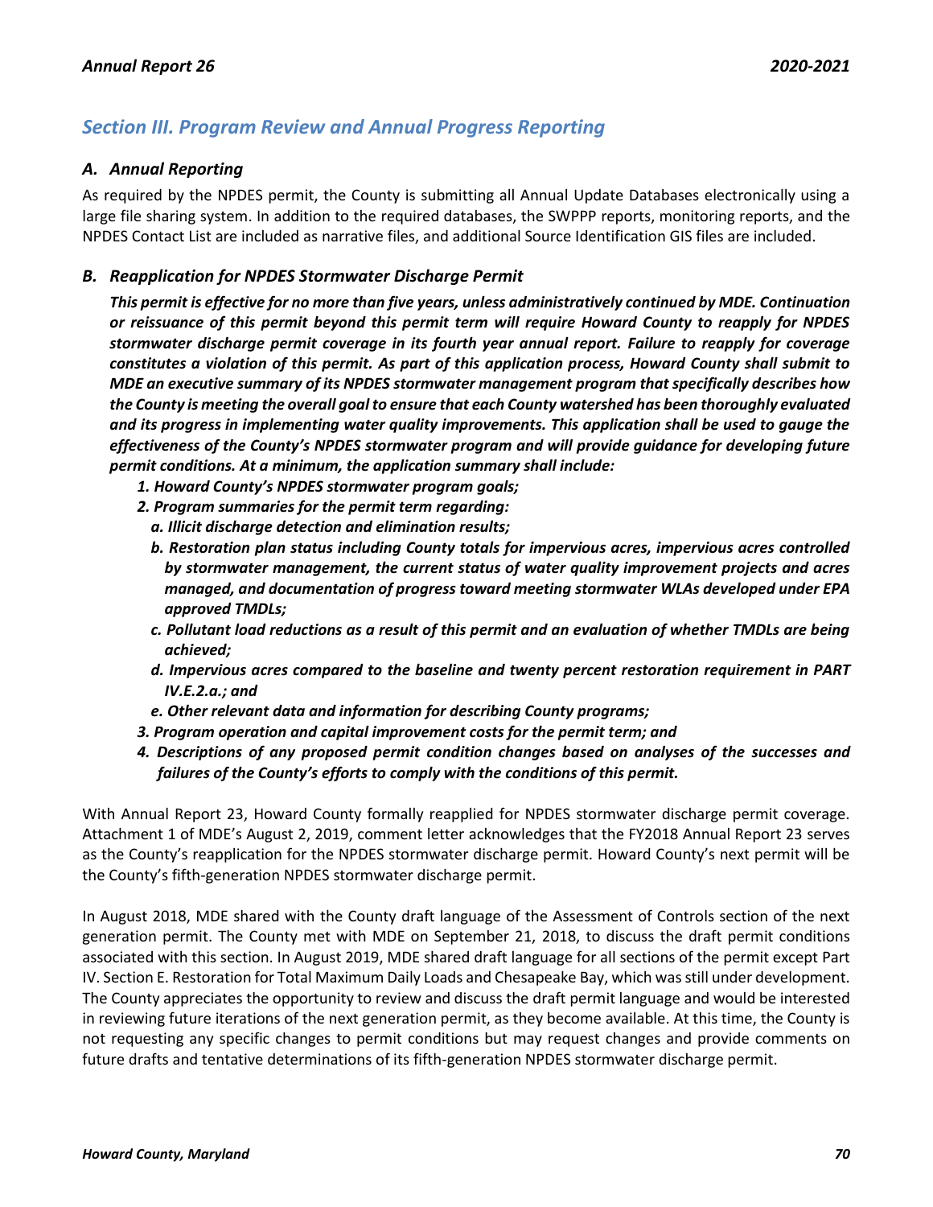## *Section III. Program Review and Annual Progress Reporting*

### *A. Annual Reporting*

As required by the NPDES permit, the County is submitting all Annual Update Databases electronically using a large file sharing system. In addition to the required databases, the SWPPP reports, monitoring reports, and the NPDES Contact List are included as narrative files, and additional Source Identification GIS files are included.

### *B. Reapplication for NPDES Stormwater Discharge Permit*

***This permit is effective for no more than five years, unless administratively continued by MDE. Continuation or reissuance of this permit beyond this permit term will require Howard County to reapply for NPDES stormwater discharge permit coverage in its fourth year annual report. Failure to reapply for coverage constitutes a violation of this permit. As part of this application process, Howard County shall submit to MDE an executive summary of its NPDES stormwater management program that specifically describes how the County is meeting the overall goal to ensure that each County watershed has been thoroughly evaluated and its progress in implementing water quality improvements. This application shall be used to gauge the effectiveness of the County's NPDES stormwater program and will provide guidance for developing future permit conditions. At a minimum, the application summary shall include:***

1. ***Howard County's NPDES stormwater program goals;***
2. ***Program summaries for the permit term regarding:***
   - ***a. Illicit discharge detection and elimination results;***
   - ***b. Restoration plan status including County totals for impervious acres, impervious acres controlled by stormwater management, the current status of water quality improvement projects and acres managed, and documentation of progress toward meeting stormwater WLAs developed under EPA approved TMDLs;***
   - ***c. Pollutant load reductions as a result of this permit and an evaluation of whether TMDLs are being achieved;***
   - ***d. Impervious acres compared to the baseline and twenty percent restoration requirement in PART IV.E.2.a.; and***
   - ***e. Other relevant data and information for describing County programs;***
3. ***Program operation and capital improvement costs for the permit term; and***
4. ***Descriptions of any proposed permit condition changes based on analyses of the successes and failures of the County's efforts to comply with the conditions of this permit.***

With Annual Report 23, Howard County formally reapplied for NPDES stormwater discharge permit coverage. Attachment 1 of MDE's August 2, 2019, comment letter acknowledges that the FY2018 Annual Report 23 serves as the County's reapplication for the NPDES stormwater discharge permit. Howard County's next permit will be the County's fifth-generation NPDES stormwater discharge permit.

In August 2018, MDE shared with the County draft language of the Assessment of Controls section of the next generation permit. The County met with MDE on September 21, 2018, to discuss the draft permit conditions associated with this section. In August 2019, MDE shared draft language for all sections of the permit except Part IV. Section E. Restoration for Total Maximum Daily Loads and Chesapeake Bay, which was still under development. The County appreciates the opportunity to review and discuss the draft permit language and would be interested in reviewing future iterations of the next generation permit, as they become available. At this time, the County is not requesting any specific changes to permit conditions but may request changes and provide comments on future drafts and tentative determinations of its fifth-generation NPDES stormwater discharge permit.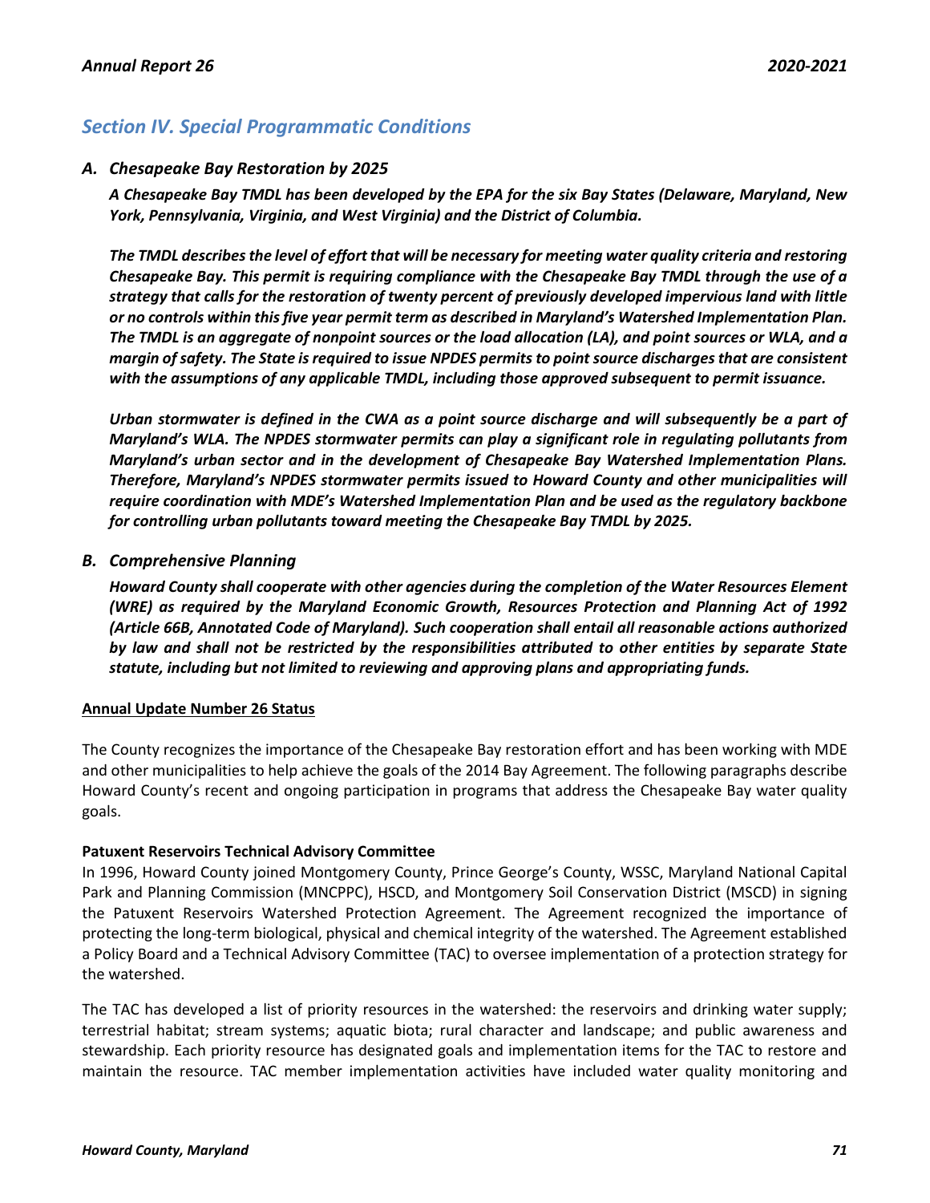## Section IV. Special Programmatic Conditions

### A. Chesapeake Bay Restoration by 2025

***A Chesapeake Bay TMDL has been developed by the EPA for the six Bay States (Delaware, Maryland, New York, Pennsylvania, Virginia, and West Virginia) and the District of Columbia.***

***The TMDL describes the level of effort that will be necessary for meeting water quality criteria and restoring Chesapeake Bay. This permit is requiring compliance with the Chesapeake Bay TMDL through the use of a strategy that calls for the restoration of twenty percent of previously developed impervious land with little or no controls within this five year permit term as described in Maryland's Watershed Implementation Plan. The TMDL is an aggregate of nonpoint sources or the load allocation (LA), and point sources or WLA, and a margin of safety. The State is required to issue NPDES permits to point source discharges that are consistent with the assumptions of any applicable TMDL, including those approved subsequent to permit issuance.***

***Urban stormwater is defined in the CWA as a point source discharge and will subsequently be a part of Maryland's WLA. The NPDES stormwater permits can play a significant role in regulating pollutants from Maryland's urban sector and in the development of Chesapeake Bay Watershed Implementation Plans. Therefore, Maryland's NPDES stormwater permits issued to Howard County and other municipalities will require coordination with MDE's Watershed Implementation Plan and be used as the regulatory backbone for controlling urban pollutants toward meeting the Chesapeake Bay TMDL by 2025.***

### B. Comprehensive Planning

***Howard County shall cooperate with other agencies during the completion of the Water Resources Element (WRE) as required by the Maryland Economic Growth, Resources Protection and Planning Act of 1992 (Article 66B, Annotated Code of Maryland). Such cooperation shall entail all reasonable actions authorized by law and shall not be restricted by the responsibilities attributed to other entities by separate State statute, including but not limited to reviewing and approving plans and appropriating funds.***

**Annual Update Number 26 Status**

The County recognizes the importance of the Chesapeake Bay restoration effort and has been working with MDE and other municipalities to help achieve the goals of the 2014 Bay Agreement. The following paragraphs describe Howard County's recent and ongoing participation in programs that address the Chesapeake Bay water quality goals.

**Patuxent Reservoirs Technical Advisory Committee**

In 1996, Howard County joined Montgomery County, Prince George's County, WSSC, Maryland National Capital Park and Planning Commission (MNCPPC), HSCD, and Montgomery Soil Conservation District (MSCD) in signing the Patuxent Reservoirs Watershed Protection Agreement. The Agreement recognized the importance of protecting the long-term biological, physical and chemical integrity of the watershed. The Agreement established a Policy Board and a Technical Advisory Committee (TAC) to oversee implementation of a protection strategy for the watershed.

The TAC has developed a list of priority resources in the watershed: the reservoirs and drinking water supply; terrestrial habitat; stream systems; aquatic biota; rural character and landscape; and public awareness and stewardship. Each priority resource has designated goals and implementation items for the TAC to restore and maintain the resource. TAC member implementation activities have included water quality monitoring and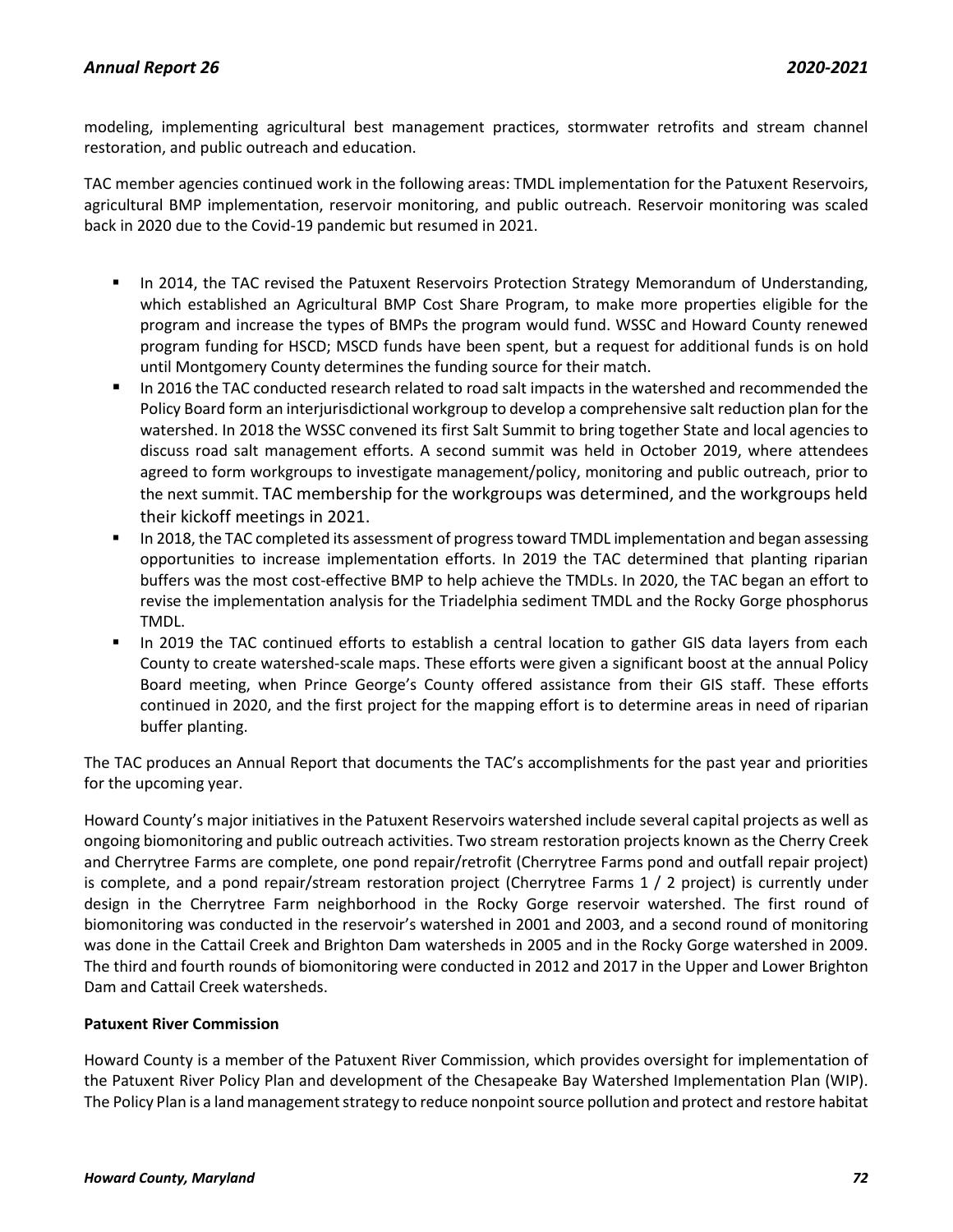modeling, implementing agricultural best management practices, stormwater retrofits and stream channel restoration, and public outreach and education.

TAC member agencies continued work in the following areas: TMDL implementation for the Patuxent Reservoirs, agricultural BMP implementation, reservoir monitoring, and public outreach. Reservoir monitoring was scaled back in 2020 due to the Covid-19 pandemic but resumed in 2021.

- In 2014, the TAC revised the Patuxent Reservoirs Protection Strategy Memorandum of Understanding, which established an Agricultural BMP Cost Share Program, to make more properties eligible for the program and increase the types of BMPs the program would fund. WSSC and Howard County renewed program funding for HSCD; MSCD funds have been spent, but a request for additional funds is on hold until Montgomery County determines the funding source for their match.
- In 2016 the TAC conducted research related to road salt impacts in the watershed and recommended the Policy Board form an interjurisdictional workgroup to develop a comprehensive salt reduction plan for the watershed. In 2018 the WSSC convened its first Salt Summit to bring together State and local agencies to discuss road salt management efforts. A second summit was held in October 2019, where attendees agreed to form workgroups to investigate management/policy, monitoring and public outreach, prior to the next summit. TAC membership for the workgroups was determined, and the workgroups held their kickoff meetings in 2021.
- In 2018, the TAC completed its assessment of progress toward TMDL implementation and began assessing opportunities to increase implementation efforts. In 2019 the TAC determined that planting riparian buffers was the most cost-effective BMP to help achieve the TMDLs. In 2020, the TAC began an effort to revise the implementation analysis for the Triadelphia sediment TMDL and the Rocky Gorge phosphorus TMDL.
- In 2019 the TAC continued efforts to establish a central location to gather GIS data layers from each County to create watershed-scale maps. These efforts were given a significant boost at the annual Policy Board meeting, when Prince George's County offered assistance from their GIS staff. These efforts continued in 2020, and the first project for the mapping effort is to determine areas in need of riparian buffer planting.

The TAC produces an Annual Report that documents the TAC's accomplishments for the past year and priorities for the upcoming year.

Howard County's major initiatives in the Patuxent Reservoirs watershed include several capital projects as well as ongoing biomonitoring and public outreach activities. Two stream restoration projects known as the Cherry Creek and Cherrytree Farms are complete, one pond repair/retrofit (Cherrytree Farms pond and outfall repair project) is complete, and a pond repair/stream restoration project (Cherrytree Farms 1 / 2 project) is currently under design in the Cherrytree Farm neighborhood in the Rocky Gorge reservoir watershed. The first round of biomonitoring was conducted in the reservoir's watershed in 2001 and 2003, and a second round of monitoring was done in the Cattail Creek and Brighton Dam watersheds in 2005 and in the Rocky Gorge watershed in 2009. The third and fourth rounds of biomonitoring were conducted in 2012 and 2017 in the Upper and Lower Brighton Dam and Cattail Creek watersheds.

**Patuxent River Commission**

Howard County is a member of the Patuxent River Commission, which provides oversight for implementation of the Patuxent River Policy Plan and development of the Chesapeake Bay Watershed Implementation Plan (WIP). The Policy Plan is a land management strategy to reduce nonpoint source pollution and protect and restore habitat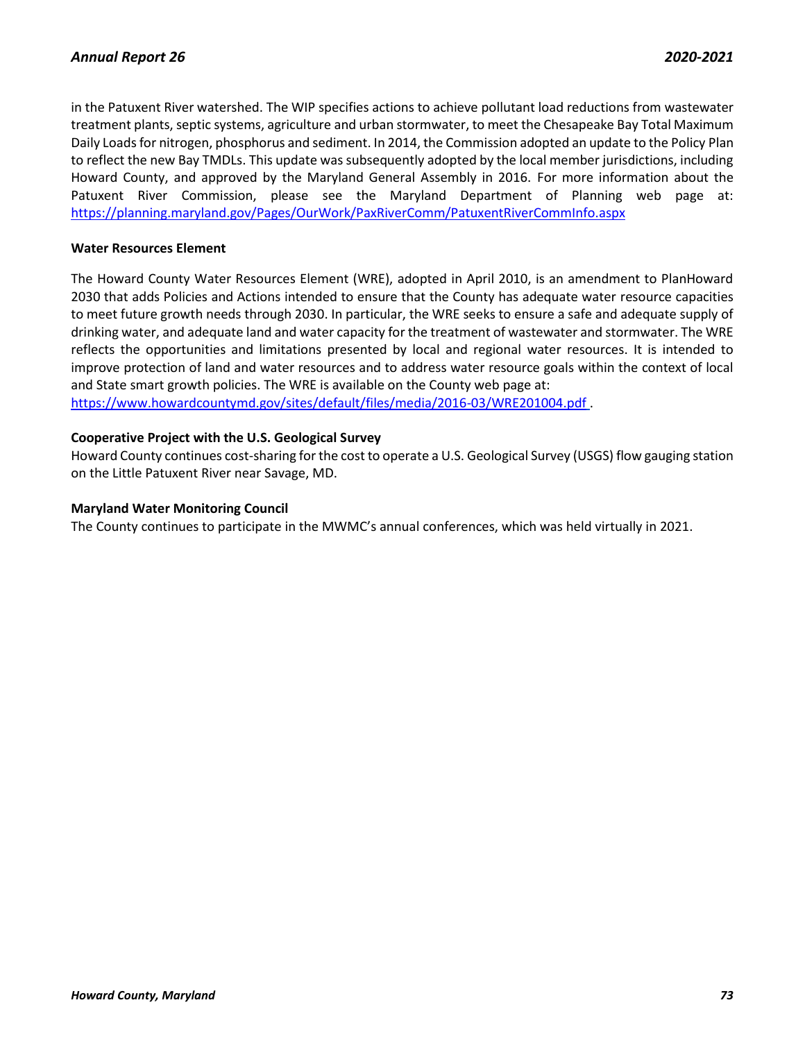in the Patuxent River watershed. The WIP specifies actions to achieve pollutant load reductions from wastewater treatment plants, septic systems, agriculture and urban stormwater, to meet the Chesapeake Bay Total Maximum Daily Loads for nitrogen, phosphorus and sediment. In 2014, the Commission adopted an update to the Policy Plan to reflect the new Bay TMDLs. This update was subsequently adopted by the local member jurisdictions, including Howard County, and approved by the Maryland General Assembly in 2016. For more information about the Patuxent River Commission, please see the Maryland Department of Planning web page at: https://planning.maryland.gov/Pages/OurWork/PaxRiverComm/PatuxentRiverCommInfo.aspx

**Water Resources Element**

The Howard County Water Resources Element (WRE), adopted in April 2010, is an amendment to PlanHoward 2030 that adds Policies and Actions intended to ensure that the County has adequate water resource capacities to meet future growth needs through 2030. In particular, the WRE seeks to ensure a safe and adequate supply of drinking water, and adequate land and water capacity for the treatment of wastewater and stormwater. The WRE reflects the opportunities and limitations presented by local and regional water resources. It is intended to improve protection of land and water resources and to address water resource goals within the context of local and State smart growth policies. The WRE is available on the County web page at:
https://www.howardcountymd.gov/sites/default/files/media/2016-03/WRE201004.pdf .

**Cooperative Project with the U.S. Geological Survey**

Howard County continues cost-sharing for the cost to operate a U.S. Geological Survey (USGS) flow gauging station on the Little Patuxent River near Savage, MD.

**Maryland Water Monitoring Council**

The County continues to participate in the MWMC's annual conferences, which was held virtually in 2021.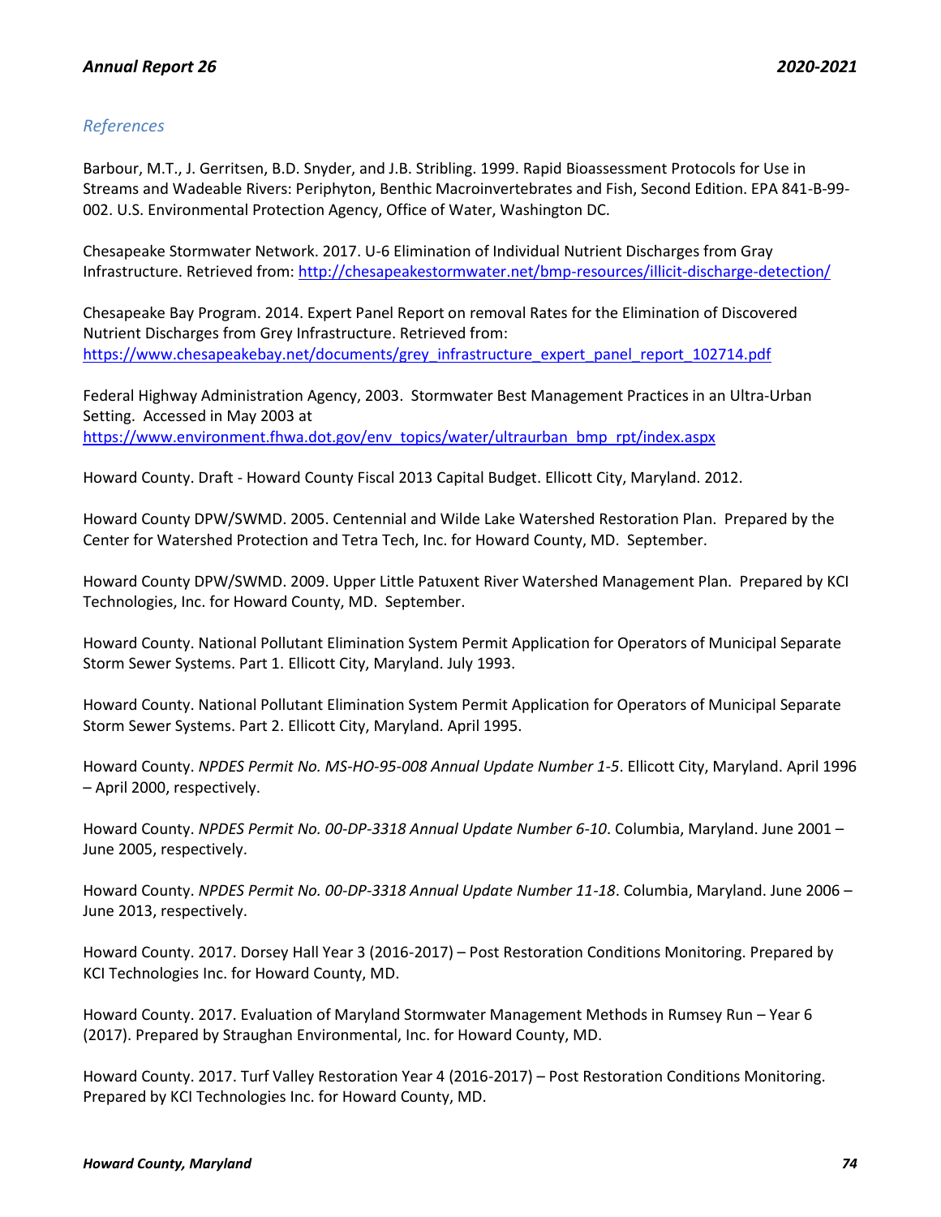## References

Barbour, M.T., J. Gerritsen, B.D. Snyder, and J.B. Stribling. 1999. Rapid Bioassessment Protocols for Use in Streams and Wadeable Rivers: Periphyton, Benthic Macroinvertebrates and Fish, Second Edition. EPA 841-B-99-002. U.S. Environmental Protection Agency, Office of Water, Washington DC.

Chesapeake Stormwater Network. 2017. U-6 Elimination of Individual Nutrient Discharges from Gray Infrastructure. Retrieved from: http://chesapeakestormwater.net/bmp-resources/illicit-discharge-detection/

Chesapeake Bay Program. 2014. Expert Panel Report on removal Rates for the Elimination of Discovered Nutrient Discharges from Grey Infrastructure. Retrieved from: https://www.chesapeakebay.net/documents/grey_infrastructure_expert_panel_report_102714.pdf

Federal Highway Administration Agency, 2003. Stormwater Best Management Practices in an Ultra-Urban Setting. Accessed in May 2003 at https://www.environment.fhwa.dot.gov/env_topics/water/ultraurban_bmp_rpt/index.aspx

Howard County. Draft - Howard County Fiscal 2013 Capital Budget. Ellicott City, Maryland. 2012.

Howard County DPW/SWMD. 2005. Centennial and Wilde Lake Watershed Restoration Plan. Prepared by the Center for Watershed Protection and Tetra Tech, Inc. for Howard County, MD. September.

Howard County DPW/SWMD. 2009. Upper Little Patuxent River Watershed Management Plan. Prepared by KCI Technologies, Inc. for Howard County, MD. September.

Howard County. National Pollutant Elimination System Permit Application for Operators of Municipal Separate Storm Sewer Systems. Part 1. Ellicott City, Maryland. July 1993.

Howard County. National Pollutant Elimination System Permit Application for Operators of Municipal Separate Storm Sewer Systems. Part 2. Ellicott City, Maryland. April 1995.

Howard County. *NPDES Permit No. MS-HO-95-008 Annual Update Number 1-5*. Ellicott City, Maryland. April 1996 – April 2000, respectively.

Howard County. *NPDES Permit No. 00-DP-3318 Annual Update Number 6-10*. Columbia, Maryland. June 2001 – June 2005, respectively.

Howard County. *NPDES Permit No. 00-DP-3318 Annual Update Number 11-18*. Columbia, Maryland. June 2006 – June 2013, respectively.

Howard County. 2017. Dorsey Hall Year 3 (2016-2017) – Post Restoration Conditions Monitoring. Prepared by KCI Technologies Inc. for Howard County, MD.

Howard County. 2017. Evaluation of Maryland Stormwater Management Methods in Rumsey Run – Year 6 (2017). Prepared by Straughan Environmental, Inc. for Howard County, MD.

Howard County. 2017. Turf Valley Restoration Year 4 (2016-2017) – Post Restoration Conditions Monitoring. Prepared by KCI Technologies Inc. for Howard County, MD.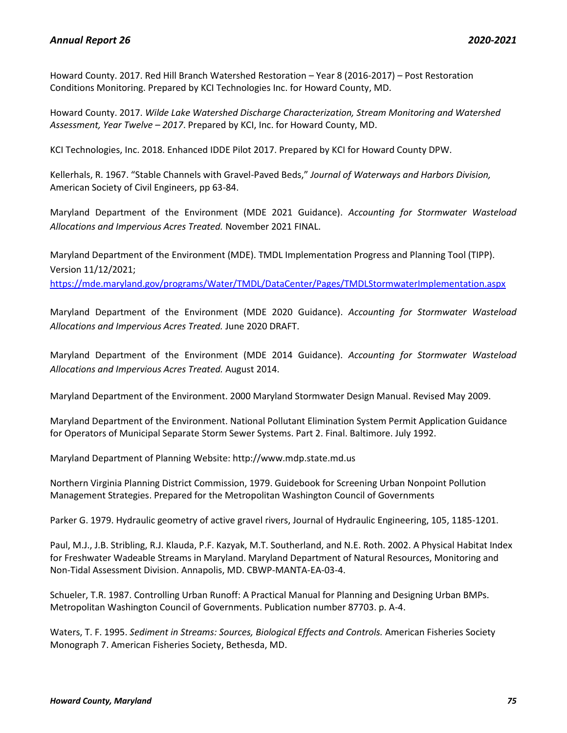Howard County. 2017. Red Hill Branch Watershed Restoration – Year 8 (2016-2017) – Post Restoration Conditions Monitoring. Prepared by KCI Technologies Inc. for Howard County, MD.

Howard County. 2017. *Wilde Lake Watershed Discharge Characterization, Stream Monitoring and Watershed Assessment, Year Twelve – 2017*. Prepared by KCI, Inc. for Howard County, MD.

KCI Technologies, Inc. 2018. Enhanced IDDE Pilot 2017. Prepared by KCI for Howard County DPW.

Kellerhals, R. 1967. "Stable Channels with Gravel-Paved Beds," *Journal of Waterways and Harbors Division,* American Society of Civil Engineers, pp 63-84.

Maryland Department of the Environment (MDE 2021 Guidance). *Accounting for Stormwater Wasteload Allocations and Impervious Acres Treated.* November 2021 FINAL.

Maryland Department of the Environment (MDE). TMDL Implementation Progress and Planning Tool (TIPP). Version 11/12/2021;
https://mde.maryland.gov/programs/Water/TMDL/DataCenter/Pages/TMDLStormwaterImplementation.aspx

Maryland Department of the Environment (MDE 2020 Guidance). *Accounting for Stormwater Wasteload Allocations and Impervious Acres Treated.* June 2020 DRAFT.

Maryland Department of the Environment (MDE 2014 Guidance). *Accounting for Stormwater Wasteload Allocations and Impervious Acres Treated.* August 2014.

Maryland Department of the Environment. 2000 Maryland Stormwater Design Manual. Revised May 2009.

Maryland Department of the Environment. National Pollutant Elimination System Permit Application Guidance for Operators of Municipal Separate Storm Sewer Systems. Part 2. Final. Baltimore. July 1992.

Maryland Department of Planning Website: http://www.mdp.state.md.us

Northern Virginia Planning District Commission, 1979. Guidebook for Screening Urban Nonpoint Pollution Management Strategies. Prepared for the Metropolitan Washington Council of Governments

Parker G. 1979. Hydraulic geometry of active gravel rivers, Journal of Hydraulic Engineering, 105, 1185-1201.

Paul, M.J., J.B. Stribling, R.J. Klauda, P.F. Kazyak, M.T. Southerland, and N.E. Roth. 2002. A Physical Habitat Index for Freshwater Wadeable Streams in Maryland. Maryland Department of Natural Resources, Monitoring and Non-Tidal Assessment Division. Annapolis, MD. CBWP-MANTA-EA-03-4.

Schueler, T.R. 1987. Controlling Urban Runoff: A Practical Manual for Planning and Designing Urban BMPs. Metropolitan Washington Council of Governments. Publication number 87703. p. A-4.

Waters, T. F. 1995. *Sediment in Streams: Sources, Biological Effects and Controls.* American Fisheries Society Monograph 7. American Fisheries Society, Bethesda, MD.